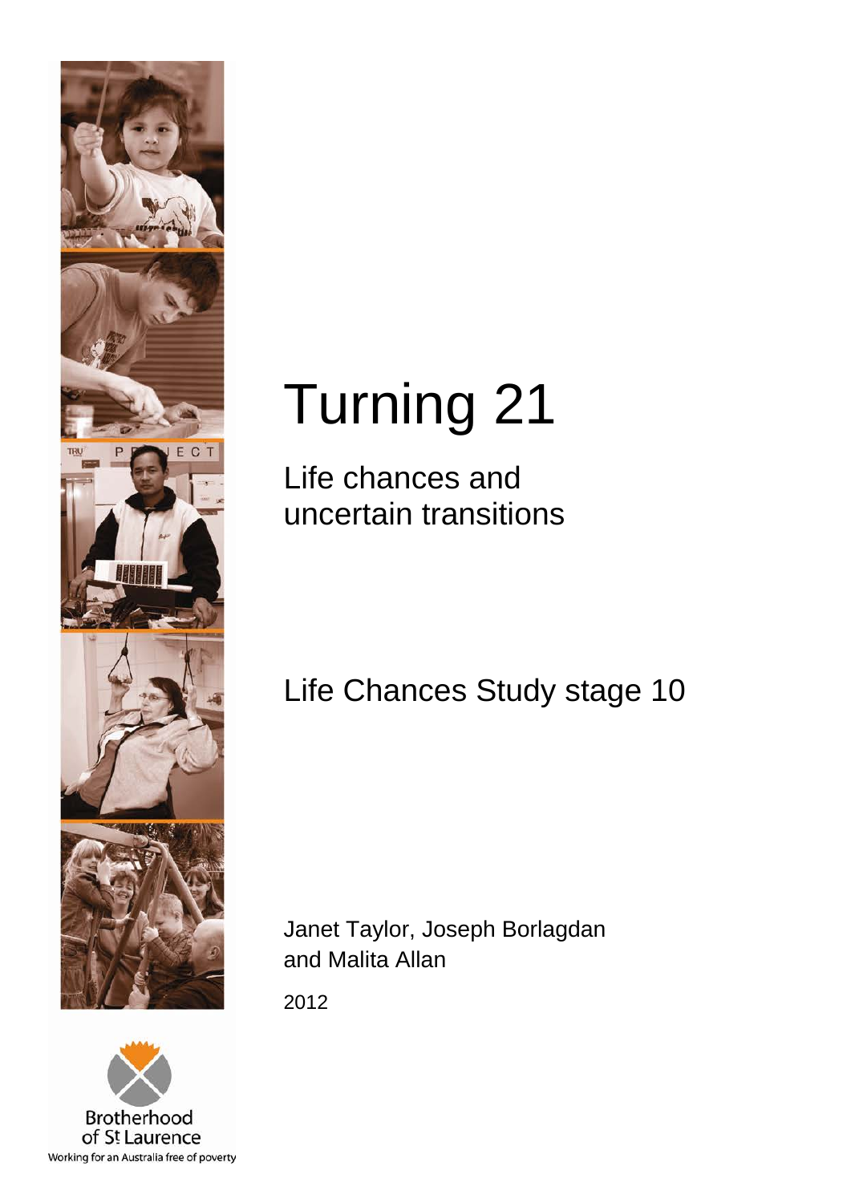# Turning 21

## Life chances and uncertain transitions

Life Chances Study stage 10

Janet Taylor, Joseph Borlagdan and Malita Allan

2012

Brotherhood of St Laurence

Working for an Australia free of poverty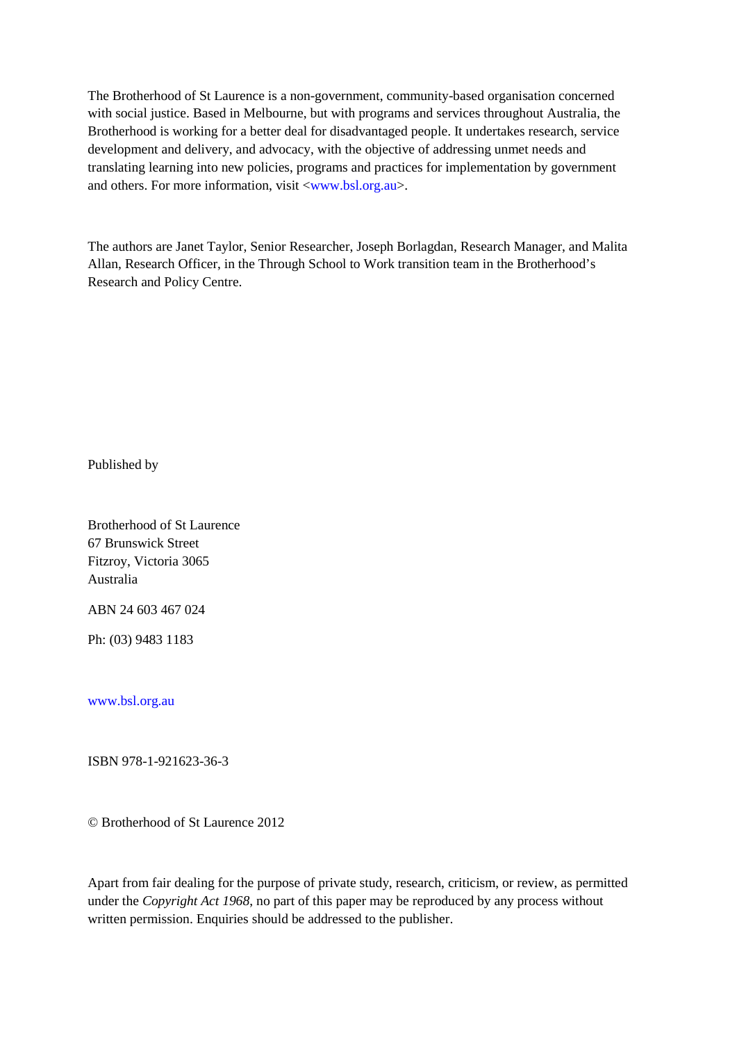The Brotherhood of St Laurence is a non-government, community-based organisation concerned with social justice. Based in Melbourne, but with programs and services throughout Australia, the Brotherhood is working for a better deal for disadvantaged people. It undertakes research, service development and delivery, and advocacy, with the objective of addressing unmet needs and translating learning into new policies, programs and practices for implementation by government and others. For more information, visit <www.bsl.org.au>.

The authors are Janet Taylor, Senior Researcher, Joseph Borlagdan, Research Manager, and Malita Allan, Research Officer, in the Through School to Work transition team in the Brotherhood's Research and Policy Centre.

Published by

Brotherhood of St Laurence
67 Brunswick Street
Fitzroy, Victoria 3065
Australia

ABN 24 603 467 024

Ph: (03) 9483 1183

www.bsl.org.au

ISBN 978-1-921623-36-3

© Brotherhood of St Laurence 2012

Apart from fair dealing for the purpose of private study, research, criticism, or review, as permitted under the *Copyright Act 1968*, no part of this paper may be reproduced by any process without written permission. Enquiries should be addressed to the publisher.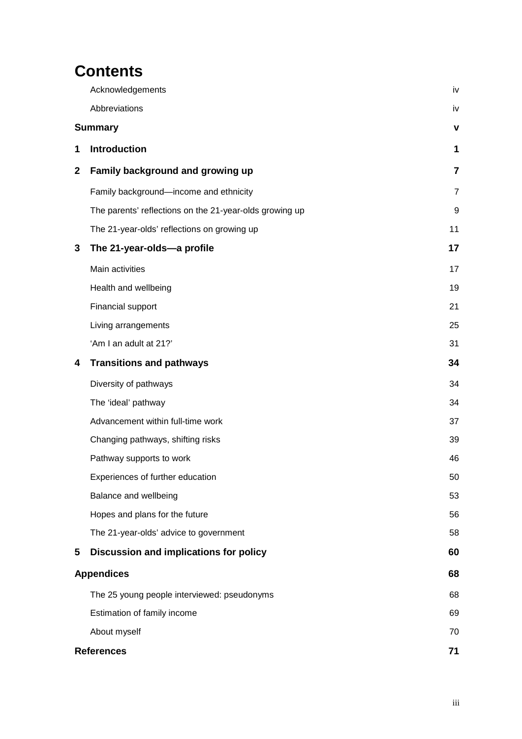# Contents

| | | |
|---|---|---|
| | Acknowledgements | iv |
| | Abbreviations | iv |
| **Summary** | | **v** |
| **1** | **Introduction** | **1** |
| **2** | **Family background and growing up** | **7** |
| | Family background—income and ethnicity | 7 |
| | The parents' reflections on the 21-year-olds growing up | 9 |
| | The 21-year-olds' reflections on growing up | 11 |
| **3** | **The 21-year-olds—a profile** | **17** |
| | Main activities | 17 |
| | Health and wellbeing | 19 |
| | Financial support | 21 |
| | Living arrangements | 25 |
| | 'Am I an adult at 21?' | 31 |
| **4** | **Transitions and pathways** | **34** |
| | Diversity of pathways | 34 |
| | The 'ideal' pathway | 34 |
| | Advancement within full-time work | 37 |
| | Changing pathways, shifting risks | 39 |
| | Pathway supports to work | 46 |
| | Experiences of further education | 50 |
| | Balance and wellbeing | 53 |
| | Hopes and plans for the future | 56 |
| | The 21-year-olds' advice to government | 58 |
| **5** | **Discussion and implications for policy** | **60** |
| **Appendices** | | **68** |
| | The 25 young people interviewed: pseudonyms | 68 |
| | Estimation of family income | 69 |
| | About myself | 70 |
| **References** | | **71** |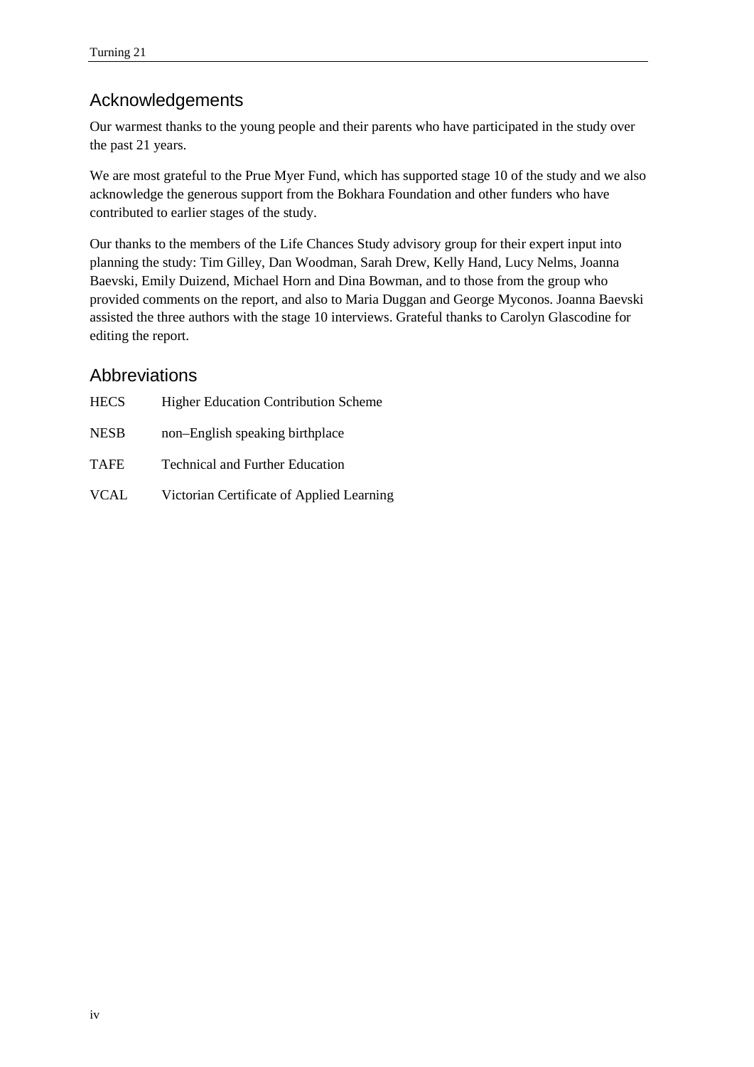## Acknowledgements

Our warmest thanks to the young people and their parents who have participated in the study over the past 21 years.

We are most grateful to the Prue Myer Fund, which has supported stage 10 of the study and we also acknowledge the generous support from the Bokhara Foundation and other funders who have contributed to earlier stages of the study.

Our thanks to the members of the Life Chances Study advisory group for their expert input into planning the study: Tim Gilley, Dan Woodman, Sarah Drew, Kelly Hand, Lucy Nelms, Joanna Baevski, Emily Duizend, Michael Horn and Dina Bowman, and to those from the group who provided comments on the report, and also to Maria Duggan and George Myconos. Joanna Baevski assisted the three authors with the stage 10 interviews. Grateful thanks to Carolyn Glascodine for editing the report.

## Abbreviations

| | |
|---|---|
| HECS | Higher Education Contribution Scheme |
| NESB | non–English speaking birthplace |
| TAFE | Technical and Further Education |
| VCAL | Victorian Certificate of Applied Learning |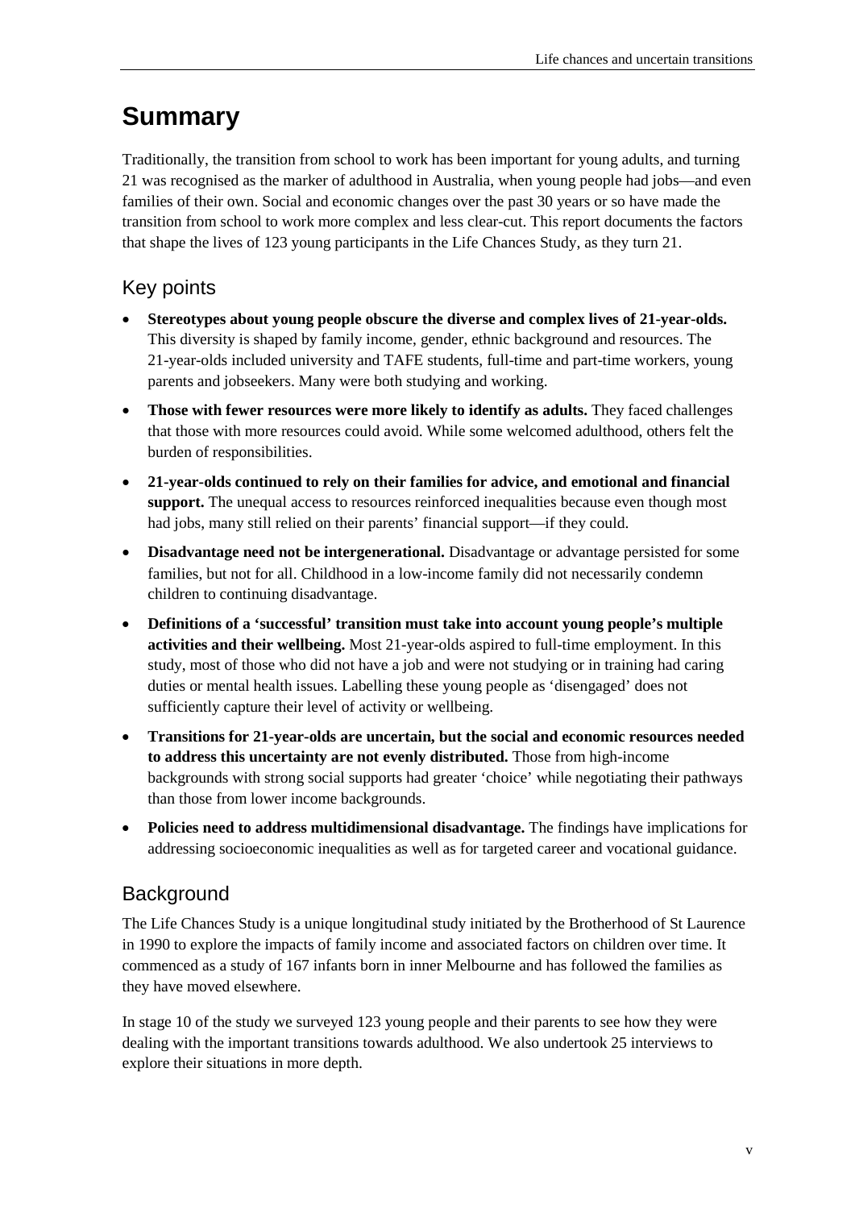# Summary

Traditionally, the transition from school to work has been important for young adults, and turning 21 was recognised as the marker of adulthood in Australia, when young people had jobs—and even families of their own. Social and economic changes over the past 30 years or so have made the transition from school to work more complex and less clear-cut. This report documents the factors that shape the lives of 123 young participants in the Life Chances Study, as they turn 21.

## Key points

- **Stereotypes about young people obscure the diverse and complex lives of 21-year-olds.** This diversity is shaped by family income, gender, ethnic background and resources. The 21-year-olds included university and TAFE students, full-time and part-time workers, young parents and jobseekers. Many were both studying and working.
- **Those with fewer resources were more likely to identify as adults.** They faced challenges that those with more resources could avoid. While some welcomed adulthood, others felt the burden of responsibilities.
- **21-year-olds continued to rely on their families for advice, and emotional and financial support.** The unequal access to resources reinforced inequalities because even though most had jobs, many still relied on their parents' financial support—if they could.
- **Disadvantage need not be intergenerational.** Disadvantage or advantage persisted for some families, but not for all. Childhood in a low-income family did not necessarily condemn children to continuing disadvantage.
- **Definitions of a 'successful' transition must take into account young people's multiple activities and their wellbeing.** Most 21-year-olds aspired to full-time employment. In this study, most of those who did not have a job and were not studying or in training had caring duties or mental health issues. Labelling these young people as 'disengaged' does not sufficiently capture their level of activity or wellbeing.
- **Transitions for 21-year-olds are uncertain, but the social and economic resources needed to address this uncertainty are not evenly distributed.** Those from high-income backgrounds with strong social supports had greater 'choice' while negotiating their pathways than those from lower income backgrounds.
- **Policies need to address multidimensional disadvantage.** The findings have implications for addressing socioeconomic inequalities as well as for targeted career and vocational guidance.

## Background

The Life Chances Study is a unique longitudinal study initiated by the Brotherhood of St Laurence in 1990 to explore the impacts of family income and associated factors on children over time. It commenced as a study of 167 infants born in inner Melbourne and has followed the families as they have moved elsewhere.

In stage 10 of the study we surveyed 123 young people and their parents to see how they were dealing with the important transitions towards adulthood. We also undertook 25 interviews to explore their situations in more depth.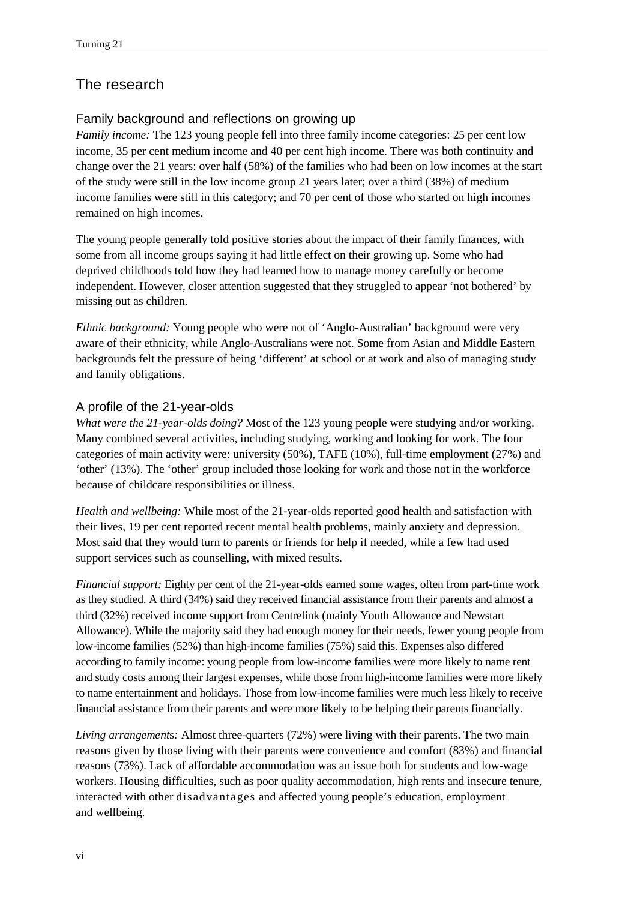## The research

### Family background and reflections on growing up

*Family income:* The 123 young people fell into three family income categories: 25 per cent low income, 35 per cent medium income and 40 per cent high income. There was both continuity and change over the 21 years: over half (58%) of the families who had been on low incomes at the start of the study were still in the low income group 21 years later; over a third (38%) of medium income families were still in this category; and 70 per cent of those who started on high incomes remained on high incomes.

The young people generally told positive stories about the impact of their family finances, with some from all income groups saying it had little effect on their growing up. Some who had deprived childhoods told how they had learned how to manage money carefully or become independent. However, closer attention suggested that they struggled to appear 'not bothered' by missing out as children.

*Ethnic background:* Young people who were not of 'Anglo-Australian' background were very aware of their ethnicity, while Anglo-Australians were not. Some from Asian and Middle Eastern backgrounds felt the pressure of being 'different' at school or at work and also of managing study and family obligations.

### A profile of the 21-year-olds

*What were the 21-year-olds doing?* Most of the 123 young people were studying and/or working. Many combined several activities, including studying, working and looking for work. The four categories of main activity were: university (50%), TAFE (10%), full-time employment (27%) and 'other' (13%). The 'other' group included those looking for work and those not in the workforce because of childcare responsibilities or illness.

*Health and wellbeing:* While most of the 21-year-olds reported good health and satisfaction with their lives, 19 per cent reported recent mental health problems, mainly anxiety and depression. Most said that they would turn to parents or friends for help if needed, while a few had used support services such as counselling, with mixed results.

*Financial support:* Eighty per cent of the 21-year-olds earned some wages, often from part-time work as they studied. A third (34%) said they received financial assistance from their parents and almost a third (32%) received income support from Centrelink (mainly Youth Allowance and Newstart Allowance). While the majority said they had enough money for their needs, fewer young people from low-income families (52%) than high-income families (75%) said this. Expenses also differed according to family income: young people from low-income families were more likely to name rent and study costs among their largest expenses, while those from high-income families were more likely to name entertainment and holidays. Those from low-income families were much less likely to receive financial assistance from their parents and were more likely to be helping their parents financially.

*Living arrangements:* Almost three-quarters (72%) were living with their parents. The two main reasons given by those living with their parents were convenience and comfort (83%) and financial reasons (73%). Lack of affordable accommodation was an issue both for students and low-wage workers. Housing difficulties, such as poor quality accommodation, high rents and insecure tenure, interacted with other disadvantages and affected young people's education, employment and wellbeing.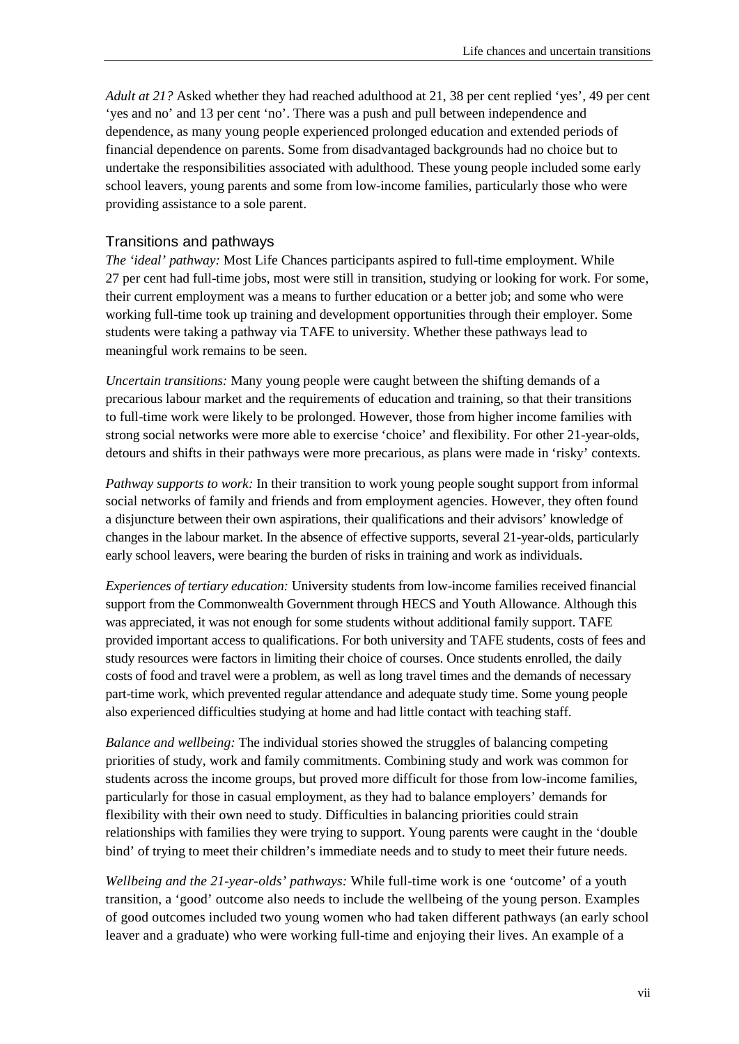*Adult at 21?* Asked whether they had reached adulthood at 21, 38 per cent replied 'yes', 49 per cent 'yes and no' and 13 per cent 'no'. There was a push and pull between independence and dependence, as many young people experienced prolonged education and extended periods of financial dependence on parents. Some from disadvantaged backgrounds had no choice but to undertake the responsibilities associated with adulthood. These young people included some early school leavers, young parents and some from low-income families, particularly those who were providing assistance to a sole parent.

## Transitions and pathways

*The 'ideal' pathway:* Most Life Chances participants aspired to full-time employment. While 27 per cent had full-time jobs, most were still in transition, studying or looking for work. For some, their current employment was a means to further education or a better job; and some who were working full-time took up training and development opportunities through their employer. Some students were taking a pathway via TAFE to university. Whether these pathways lead to meaningful work remains to be seen.

*Uncertain transitions:* Many young people were caught between the shifting demands of a precarious labour market and the requirements of education and training, so that their transitions to full-time work were likely to be prolonged. However, those from higher income families with strong social networks were more able to exercise 'choice' and flexibility. For other 21-year-olds, detours and shifts in their pathways were more precarious, as plans were made in 'risky' contexts.

*Pathway supports to work:* In their transition to work young people sought support from informal social networks of family and friends and from employment agencies. However, they often found a disjuncture between their own aspirations, their qualifications and their advisors' knowledge of changes in the labour market. In the absence of effective supports, several 21-year-olds, particularly early school leavers, were bearing the burden of risks in training and work as individuals.

*Experiences of tertiary education:* University students from low-income families received financial support from the Commonwealth Government through HECS and Youth Allowance. Although this was appreciated, it was not enough for some students without additional family support. TAFE provided important access to qualifications. For both university and TAFE students, costs of fees and study resources were factors in limiting their choice of courses. Once students enrolled, the daily costs of food and travel were a problem, as well as long travel times and the demands of necessary part-time work, which prevented regular attendance and adequate study time. Some young people also experienced difficulties studying at home and had little contact with teaching staff.

*Balance and wellbeing:* The individual stories showed the struggles of balancing competing priorities of study, work and family commitments. Combining study and work was common for students across the income groups, but proved more difficult for those from low-income families, particularly for those in casual employment, as they had to balance employers' demands for flexibility with their own need to study. Difficulties in balancing priorities could strain relationships with families they were trying to support. Young parents were caught in the 'double bind' of trying to meet their children's immediate needs and to study to meet their future needs.

*Wellbeing and the 21-year-olds' pathways:* While full-time work is one 'outcome' of a youth transition, a 'good' outcome also needs to include the wellbeing of the young person. Examples of good outcomes included two young women who had taken different pathways (an early school leaver and a graduate) who were working full-time and enjoying their lives. An example of a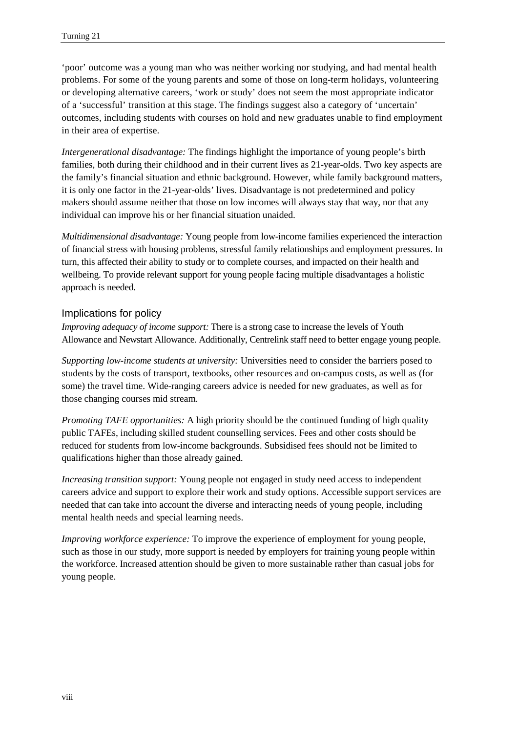'poor' outcome was a young man who was neither working nor studying, and had mental health problems. For some of the young parents and some of those on long-term holidays, volunteering or developing alternative careers, 'work or study' does not seem the most appropriate indicator of a 'successful' transition at this stage. The findings suggest also a category of 'uncertain' outcomes, including students with courses on hold and new graduates unable to find employment in their area of expertise.

*Intergenerational disadvantage:* The findings highlight the importance of young people's birth families, both during their childhood and in their current lives as 21-year-olds. Two key aspects are the family's financial situation and ethnic background. However, while family background matters, it is only one factor in the 21-year-olds' lives. Disadvantage is not predetermined and policy makers should assume neither that those on low incomes will always stay that way, nor that any individual can improve his or her financial situation unaided.

*Multidimensional disadvantage:* Young people from low-income families experienced the interaction of financial stress with housing problems, stressful family relationships and employment pressures. In turn, this affected their ability to study or to complete courses, and impacted on their health and wellbeing. To provide relevant support for young people facing multiple disadvantages a holistic approach is needed.

## Implications for policy

*Improving adequacy of income support:* There is a strong case to increase the levels of Youth Allowance and Newstart Allowance. Additionally, Centrelink staff need to better engage young people.

*Supporting low-income students at university:* Universities need to consider the barriers posed to students by the costs of transport, textbooks, other resources and on-campus costs, as well as (for some) the travel time. Wide-ranging careers advice is needed for new graduates, as well as for those changing courses mid stream.

*Promoting TAFE opportunities:* A high priority should be the continued funding of high quality public TAFEs, including skilled student counselling services. Fees and other costs should be reduced for students from low-income backgrounds. Subsidised fees should not be limited to qualifications higher than those already gained.

*Increasing transition support:* Young people not engaged in study need access to independent careers advice and support to explore their work and study options. Accessible support services are needed that can take into account the diverse and interacting needs of young people, including mental health needs and special learning needs.

*Improving workforce experience:* To improve the experience of employment for young people, such as those in our study, more support is needed by employers for training young people within the workforce. Increased attention should be given to more sustainable rather than casual jobs for young people.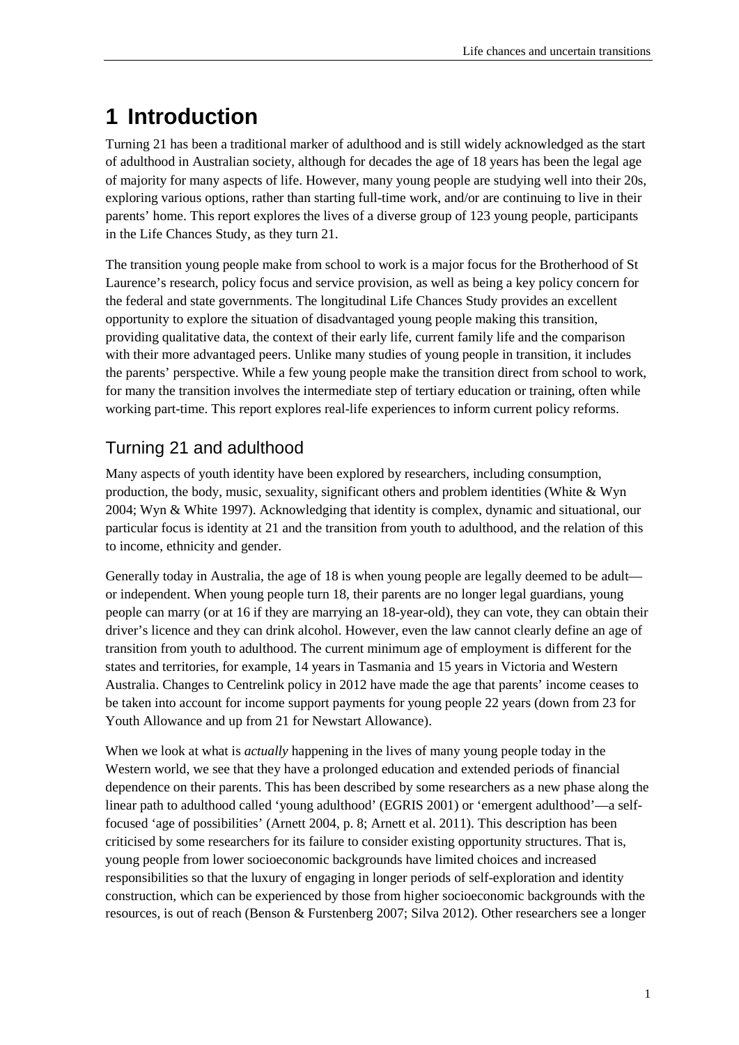# 1 Introduction

Turning 21 has been a traditional marker of adulthood and is still widely acknowledged as the start of adulthood in Australian society, although for decades the age of 18 years has been the legal age of majority for many aspects of life. However, many young people are studying well into their 20s, exploring various options, rather than starting full-time work, and/or are continuing to live in their parents' home. This report explores the lives of a diverse group of 123 young people, participants in the Life Chances Study, as they turn 21.

The transition young people make from school to work is a major focus for the Brotherhood of St Laurence's research, policy focus and service provision, as well as being a key policy concern for the federal and state governments. The longitudinal Life Chances Study provides an excellent opportunity to explore the situation of disadvantaged young people making this transition, providing qualitative data, the context of their early life, current family life and the comparison with their more advantaged peers. Unlike many studies of young people in transition, it includes the parents' perspective. While a few young people make the transition direct from school to work, for many the transition involves the intermediate step of tertiary education or training, often while working part-time. This report explores real-life experiences to inform current policy reforms.

## Turning 21 and adulthood

Many aspects of youth identity have been explored by researchers, including consumption, production, the body, music, sexuality, significant others and problem identities (White & Wyn 2004; Wyn & White 1997). Acknowledging that identity is complex, dynamic and situational, our particular focus is identity at 21 and the transition from youth to adulthood, and the relation of this to income, ethnicity and gender.

Generally today in Australia, the age of 18 is when young people are legally deemed to be adult—or independent. When young people turn 18, their parents are no longer legal guardians, young people can marry (or at 16 if they are marrying an 18-year-old), they can vote, they can obtain their driver's licence and they can drink alcohol. However, even the law cannot clearly define an age of transition from youth to adulthood. The current minimum age of employment is different for the states and territories, for example, 14 years in Tasmania and 15 years in Victoria and Western Australia. Changes to Centrelink policy in 2012 have made the age that parents' income ceases to be taken into account for income support payments for young people 22 years (down from 23 for Youth Allowance and up from 21 for Newstart Allowance).

When we look at what is *actually* happening in the lives of many young people today in the Western world, we see that they have a prolonged education and extended periods of financial dependence on their parents. This has been described by some researchers as a new phase along the linear path to adulthood called 'young adulthood' (EGRIS 2001) or 'emergent adulthood'—a self-focused 'age of possibilities' (Arnett 2004, p. 8; Arnett et al. 2011). This description has been criticised by some researchers for its failure to consider existing opportunity structures. That is, young people from lower socioeconomic backgrounds have limited choices and increased responsibilities so that the luxury of engaging in longer periods of self-exploration and identity construction, which can be experienced by those from higher socioeconomic backgrounds with the resources, is out of reach (Benson & Furstenberg 2007; Silva 2012). Other researchers see a longer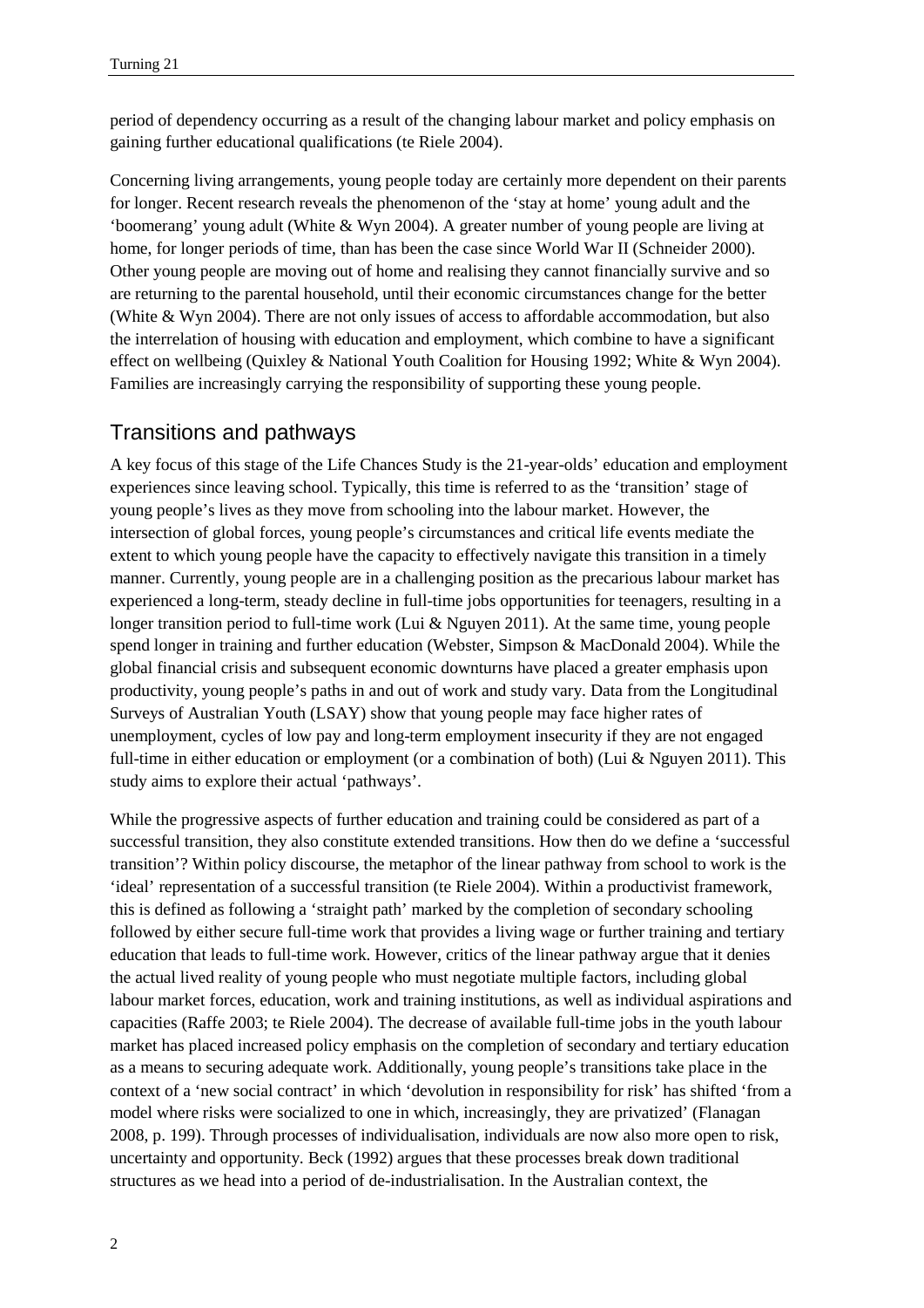period of dependency occurring as a result of the changing labour market and policy emphasis on gaining further educational qualifications (te Riele 2004).

Concerning living arrangements, young people today are certainly more dependent on their parents for longer. Recent research reveals the phenomenon of the 'stay at home' young adult and the 'boomerang' young adult (White & Wyn 2004). A greater number of young people are living at home, for longer periods of time, than has been the case since World War II (Schneider 2000). Other young people are moving out of home and realising they cannot financially survive and so are returning to the parental household, until their economic circumstances change for the better (White & Wyn 2004). There are not only issues of access to affordable accommodation, but also the interrelation of housing with education and employment, which combine to have a significant effect on wellbeing (Quixley & National Youth Coalition for Housing 1992; White & Wyn 2004). Families are increasingly carrying the responsibility of supporting these young people.

## Transitions and pathways

A key focus of this stage of the Life Chances Study is the 21-year-olds' education and employment experiences since leaving school. Typically, this time is referred to as the 'transition' stage of young people's lives as they move from schooling into the labour market. However, the intersection of global forces, young people's circumstances and critical life events mediate the extent to which young people have the capacity to effectively navigate this transition in a timely manner. Currently, young people are in a challenging position as the precarious labour market has experienced a long-term, steady decline in full-time jobs opportunities for teenagers, resulting in a longer transition period to full-time work (Lui & Nguyen 2011). At the same time, young people spend longer in training and further education (Webster, Simpson & MacDonald 2004). While the global financial crisis and subsequent economic downturns have placed a greater emphasis upon productivity, young people's paths in and out of work and study vary. Data from the Longitudinal Surveys of Australian Youth (LSAY) show that young people may face higher rates of unemployment, cycles of low pay and long-term employment insecurity if they are not engaged full-time in either education or employment (or a combination of both) (Lui & Nguyen 2011). This study aims to explore their actual 'pathways'.

While the progressive aspects of further education and training could be considered as part of a successful transition, they also constitute extended transitions. How then do we define a 'successful transition'? Within policy discourse, the metaphor of the linear pathway from school to work is the 'ideal' representation of a successful transition (te Riele 2004). Within a productivist framework, this is defined as following a 'straight path' marked by the completion of secondary schooling followed by either secure full-time work that provides a living wage or further training and tertiary education that leads to full-time work. However, critics of the linear pathway argue that it denies the actual lived reality of young people who must negotiate multiple factors, including global labour market forces, education, work and training institutions, as well as individual aspirations and capacities (Raffe 2003; te Riele 2004). The decrease of available full-time jobs in the youth labour market has placed increased policy emphasis on the completion of secondary and tertiary education as a means to securing adequate work. Additionally, young people's transitions take place in the context of a 'new social contract' in which 'devolution in responsibility for risk' has shifted 'from a model where risks were socialized to one in which, increasingly, they are privatized' (Flanagan 2008, p. 199). Through processes of individualisation, individuals are now also more open to risk, uncertainty and opportunity. Beck (1992) argues that these processes break down traditional structures as we head into a period of de-industrialisation. In the Australian context, the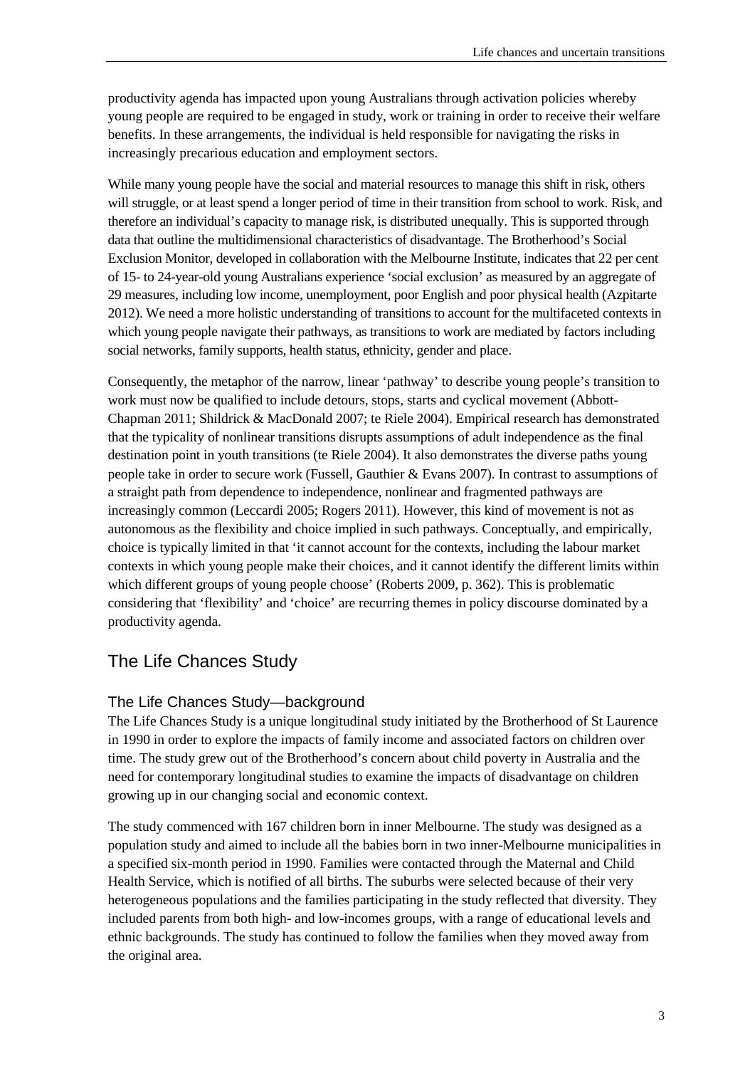productivity agenda has impacted upon young Australians through activation policies whereby young people are required to be engaged in study, work or training in order to receive their welfare benefits. In these arrangements, the individual is held responsible for navigating the risks in increasingly precarious education and employment sectors.

While many young people have the social and material resources to manage this shift in risk, others will struggle, or at least spend a longer period of time in their transition from school to work. Risk, and therefore an individual's capacity to manage risk, is distributed unequally. This is supported through data that outline the multidimensional characteristics of disadvantage. The Brotherhood's Social Exclusion Monitor, developed in collaboration with the Melbourne Institute, indicates that 22 per cent of 15- to 24-year-old young Australians experience 'social exclusion' as measured by an aggregate of 29 measures, including low income, unemployment, poor English and poor physical health (Azpitarte 2012). We need a more holistic understanding of transitions to account for the multifaceted contexts in which young people navigate their pathways, as transitions to work are mediated by factors including social networks, family supports, health status, ethnicity, gender and place.

Consequently, the metaphor of the narrow, linear 'pathway' to describe young people's transition to work must now be qualified to include detours, stops, starts and cyclical movement (Abbott-Chapman 2011; Shildrick & MacDonald 2007; te Riele 2004). Empirical research has demonstrated that the typicality of nonlinear transitions disrupts assumptions of adult independence as the final destination point in youth transitions (te Riele 2004). It also demonstrates the diverse paths young people take in order to secure work (Fussell, Gauthier & Evans 2007). In contrast to assumptions of a straight path from dependence to independence, nonlinear and fragmented pathways are increasingly common (Leccardi 2005; Rogers 2011). However, this kind of movement is not as autonomous as the flexibility and choice implied in such pathways. Conceptually, and empirically, choice is typically limited in that 'it cannot account for the contexts, including the labour market contexts in which young people make their choices, and it cannot identify the different limits within which different groups of young people choose' (Roberts 2009, p. 362). This is problematic considering that 'flexibility' and 'choice' are recurring themes in policy discourse dominated by a productivity agenda.

## The Life Chances Study

### The Life Chances Study—background

The Life Chances Study is a unique longitudinal study initiated by the Brotherhood of St Laurence in 1990 in order to explore the impacts of family income and associated factors on children over time. The study grew out of the Brotherhood's concern about child poverty in Australia and the need for contemporary longitudinal studies to examine the impacts of disadvantage on children growing up in our changing social and economic context.

The study commenced with 167 children born in inner Melbourne. The study was designed as a population study and aimed to include all the babies born in two inner-Melbourne municipalities in a specified six-month period in 1990. Families were contacted through the Maternal and Child Health Service, which is notified of all births. The suburbs were selected because of their very heterogeneous populations and the families participating in the study reflected that diversity. They included parents from both high- and low-incomes groups, with a range of educational levels and ethnic backgrounds. The study has continued to follow the families when they moved away from the original area.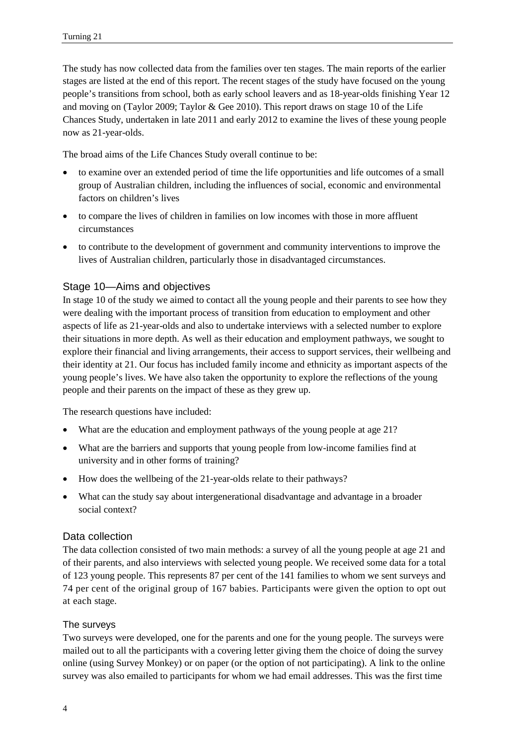The study has now collected data from the families over ten stages. The main reports of the earlier stages are listed at the end of this report. The recent stages of the study have focused on the young people's transitions from school, both as early school leavers and as 18-year-olds finishing Year 12 and moving on (Taylor 2009; Taylor & Gee 2010). This report draws on stage 10 of the Life Chances Study, undertaken in late 2011 and early 2012 to examine the lives of these young people now as 21-year-olds.

The broad aims of the Life Chances Study overall continue to be:

- to examine over an extended period of time the life opportunities and life outcomes of a small group of Australian children, including the influences of social, economic and environmental factors on children's lives
- to compare the lives of children in families on low incomes with those in more affluent circumstances
- to contribute to the development of government and community interventions to improve the lives of Australian children, particularly those in disadvantaged circumstances.

## Stage 10—Aims and objectives

In stage 10 of the study we aimed to contact all the young people and their parents to see how they were dealing with the important process of transition from education to employment and other aspects of life as 21-year-olds and also to undertake interviews with a selected number to explore their situations in more depth. As well as their education and employment pathways, we sought to explore their financial and living arrangements, their access to support services, their wellbeing and their identity at 21. Our focus has included family income and ethnicity as important aspects of the young people's lives. We have also taken the opportunity to explore the reflections of the young people and their parents on the impact of these as they grew up.

The research questions have included:

- What are the education and employment pathways of the young people at age 21?
- What are the barriers and supports that young people from low-income families find at university and in other forms of training?
- How does the wellbeing of the 21-year-olds relate to their pathways?
- What can the study say about intergenerational disadvantage and advantage in a broader social context?

## Data collection

The data collection consisted of two main methods: a survey of all the young people at age 21 and of their parents, and also interviews with selected young people. We received some data for a total of 123 young people. This represents 87 per cent of the 141 families to whom we sent surveys and 74 per cent of the original group of 167 babies. Participants were given the option to opt out at each stage.

### The surveys

Two surveys were developed, one for the parents and one for the young people. The surveys were mailed out to all the participants with a covering letter giving them the choice of doing the survey online (using Survey Monkey) or on paper (or the option of not participating). A link to the online survey was also emailed to participants for whom we had email addresses. This was the first time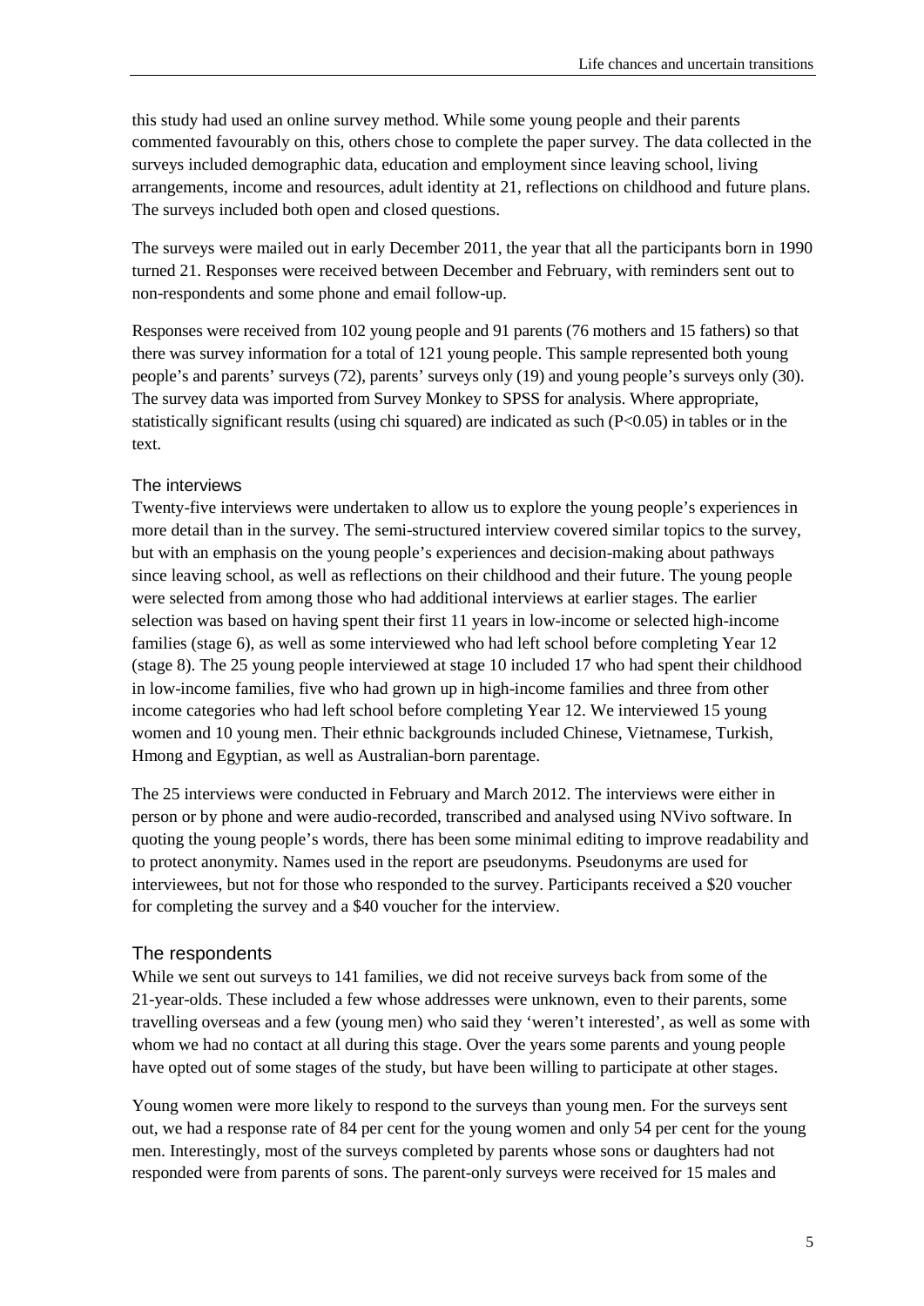this study had used an online survey method. While some young people and their parents commented favourably on this, others chose to complete the paper survey. The data collected in the surveys included demographic data, education and employment since leaving school, living arrangements, income and resources, adult identity at 21, reflections on childhood and future plans. The surveys included both open and closed questions.

The surveys were mailed out in early December 2011, the year that all the participants born in 1990 turned 21. Responses were received between December and February, with reminders sent out to non-respondents and some phone and email follow-up.

Responses were received from 102 young people and 91 parents (76 mothers and 15 fathers) so that there was survey information for a total of 121 young people. This sample represented both young people's and parents' surveys (72), parents' surveys only (19) and young people's surveys only (30). The survey data was imported from Survey Monkey to SPSS for analysis. Where appropriate, statistically significant results (using chi squared) are indicated as such ($P<0.05$) in tables or in the text.

### The interviews

Twenty-five interviews were undertaken to allow us to explore the young people's experiences in more detail than in the survey. The semi-structured interview covered similar topics to the survey, but with an emphasis on the young people's experiences and decision-making about pathways since leaving school, as well as reflections on their childhood and their future. The young people were selected from among those who had additional interviews at earlier stages. The earlier selection was based on having spent their first 11 years in low-income or selected high-income families (stage 6), as well as some interviewed who had left school before completing Year 12 (stage 8). The 25 young people interviewed at stage 10 included 17 who had spent their childhood in low-income families, five who had grown up in high-income families and three from other income categories who had left school before completing Year 12. We interviewed 15 young women and 10 young men. Their ethnic backgrounds included Chinese, Vietnamese, Turkish, Hmong and Egyptian, as well as Australian-born parentage.

The 25 interviews were conducted in February and March 2012. The interviews were either in person or by phone and were audio-recorded, transcribed and analysed using NVivo software. In quoting the young people's words, there has been some minimal editing to improve readability and to protect anonymity. Names used in the report are pseudonyms. Pseudonyms are used for interviewees, but not for those who responded to the survey. Participants received a \$20 voucher for completing the survey and a \$40 voucher for the interview.

## The respondents

While we sent out surveys to 141 families, we did not receive surveys back from some of the 21-year-olds. These included a few whose addresses were unknown, even to their parents, some travelling overseas and a few (young men) who said they 'weren't interested', as well as some with whom we had no contact at all during this stage. Over the years some parents and young people have opted out of some stages of the study, but have been willing to participate at other stages.

Young women were more likely to respond to the surveys than young men. For the surveys sent out, we had a response rate of 84 per cent for the young women and only 54 per cent for the young men. Interestingly, most of the surveys completed by parents whose sons or daughters had not responded were from parents of sons. The parent-only surveys were received for 15 males and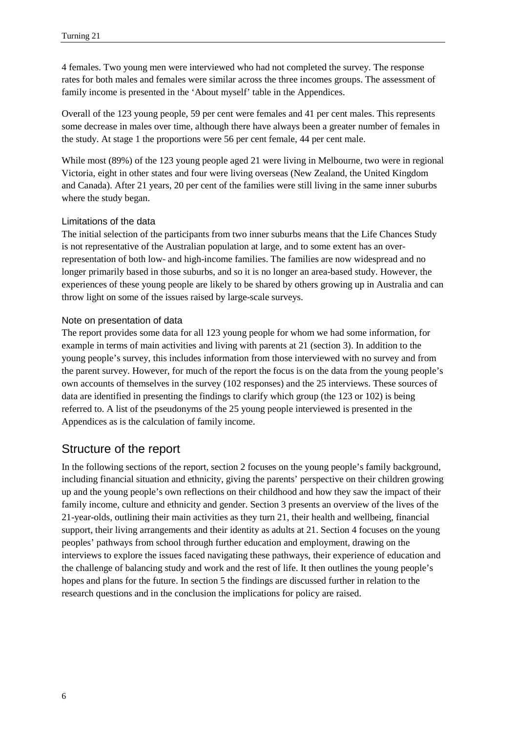4 females. Two young men were interviewed who had not completed the survey. The response rates for both males and females were similar across the three incomes groups. The assessment of family income is presented in the 'About myself' table in the Appendices.

Overall of the 123 young people, 59 per cent were females and 41 per cent males. This represents some decrease in males over time, although there have always been a greater number of females in the study. At stage 1 the proportions were 56 per cent female, 44 per cent male.

While most (89%) of the 123 young people aged 21 were living in Melbourne, two were in regional Victoria, eight in other states and four were living overseas (New Zealand, the United Kingdom and Canada). After 21 years, 20 per cent of the families were still living in the same inner suburbs where the study began.

### Limitations of the data

The initial selection of the participants from two inner suburbs means that the Life Chances Study is not representative of the Australian population at large, and to some extent has an over-representation of both low- and high-income families. The families are now widespread and no longer primarily based in those suburbs, and so it is no longer an area-based study. However, the experiences of these young people are likely to be shared by others growing up in Australia and can throw light on some of the issues raised by large-scale surveys.

### Note on presentation of data

The report provides some data for all 123 young people for whom we had some information, for example in terms of main activities and living with parents at 21 (section 3). In addition to the young people's survey, this includes information from those interviewed with no survey and from the parent survey. However, for much of the report the focus is on the data from the young people's own accounts of themselves in the survey (102 responses) and the 25 interviews. These sources of data are identified in presenting the findings to clarify which group (the 123 or 102) is being referred to. A list of the pseudonyms of the 25 young people interviewed is presented in the Appendices as is the calculation of family income.

## Structure of the report

In the following sections of the report, section 2 focuses on the young people's family background, including financial situation and ethnicity, giving the parents' perspective on their children growing up and the young people's own reflections on their childhood and how they saw the impact of their family income, culture and ethnicity and gender. Section 3 presents an overview of the lives of the 21-year-olds, outlining their main activities as they turn 21, their health and wellbeing, financial support, their living arrangements and their identity as adults at 21. Section 4 focuses on the young peoples' pathways from school through further education and employment, drawing on the interviews to explore the issues faced navigating these pathways, their experience of education and the challenge of balancing study and work and the rest of life. It then outlines the young people's hopes and plans for the future. In section 5 the findings are discussed further in relation to the research questions and in the conclusion the implications for policy are raised.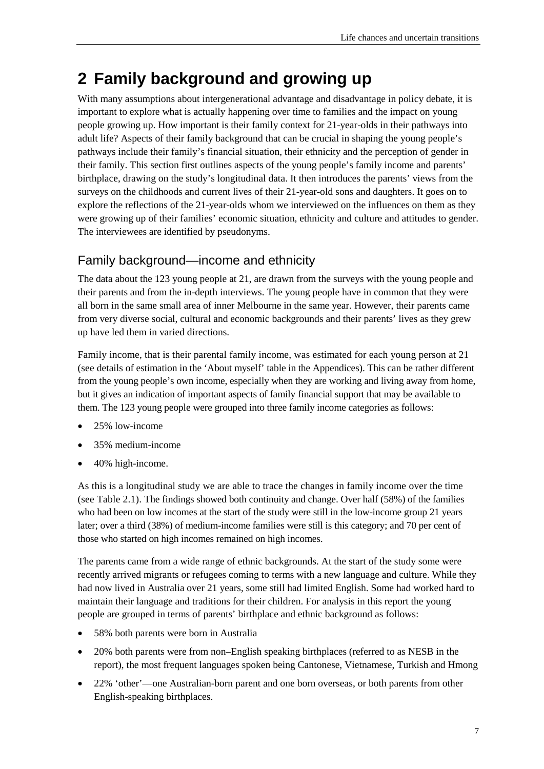# 2 Family background and growing up

With many assumptions about intergenerational advantage and disadvantage in policy debate, it is important to explore what is actually happening over time to families and the impact on young people growing up. How important is their family context for 21-year-olds in their pathways into adult life? Aspects of their family background that can be crucial in shaping the young people's pathways include their family's financial situation, their ethnicity and the perception of gender in their family. This section first outlines aspects of the young people's family income and parents' birthplace, drawing on the study's longitudinal data. It then introduces the parents' views from the surveys on the childhoods and current lives of their 21-year-old sons and daughters. It goes on to explore the reflections of the 21-year-olds whom we interviewed on the influences on them as they were growing up of their families' economic situation, ethnicity and culture and attitudes to gender. The interviewees are identified by pseudonyms.

## Family background—income and ethnicity

The data about the 123 young people at 21, are drawn from the surveys with the young people and their parents and from the in-depth interviews. The young people have in common that they were all born in the same small area of inner Melbourne in the same year. However, their parents came from very diverse social, cultural and economic backgrounds and their parents' lives as they grew up have led them in varied directions.

Family income, that is their parental family income, was estimated for each young person at 21 (see details of estimation in the 'About myself' table in the Appendices). This can be rather different from the young people's own income, especially when they are working and living away from home, but it gives an indication of important aspects of family financial support that may be available to them. The 123 young people were grouped into three family income categories as follows:

- 25% low-income
- 35% medium-income
- 40% high-income.

As this is a longitudinal study we are able to trace the changes in family income over the time (see Table 2.1). The findings showed both continuity and change. Over half (58%) of the families who had been on low incomes at the start of the study were still in the low-income group 21 years later; over a third (38%) of medium-income families were still is this category; and 70 per cent of those who started on high incomes remained on high incomes.

The parents came from a wide range of ethnic backgrounds. At the start of the study some were recently arrived migrants or refugees coming to terms with a new language and culture. While they had now lived in Australia over 21 years, some still had limited English. Some had worked hard to maintain their language and traditions for their children. For analysis in this report the young people are grouped in terms of parents' birthplace and ethnic background as follows:

- 58% both parents were born in Australia
- 20% both parents were from non–English speaking birthplaces (referred to as NESB in the report), the most frequent languages spoken being Cantonese, Vietnamese, Turkish and Hmong
- 22% 'other'—one Australian-born parent and one born overseas, or both parents from other English-speaking birthplaces.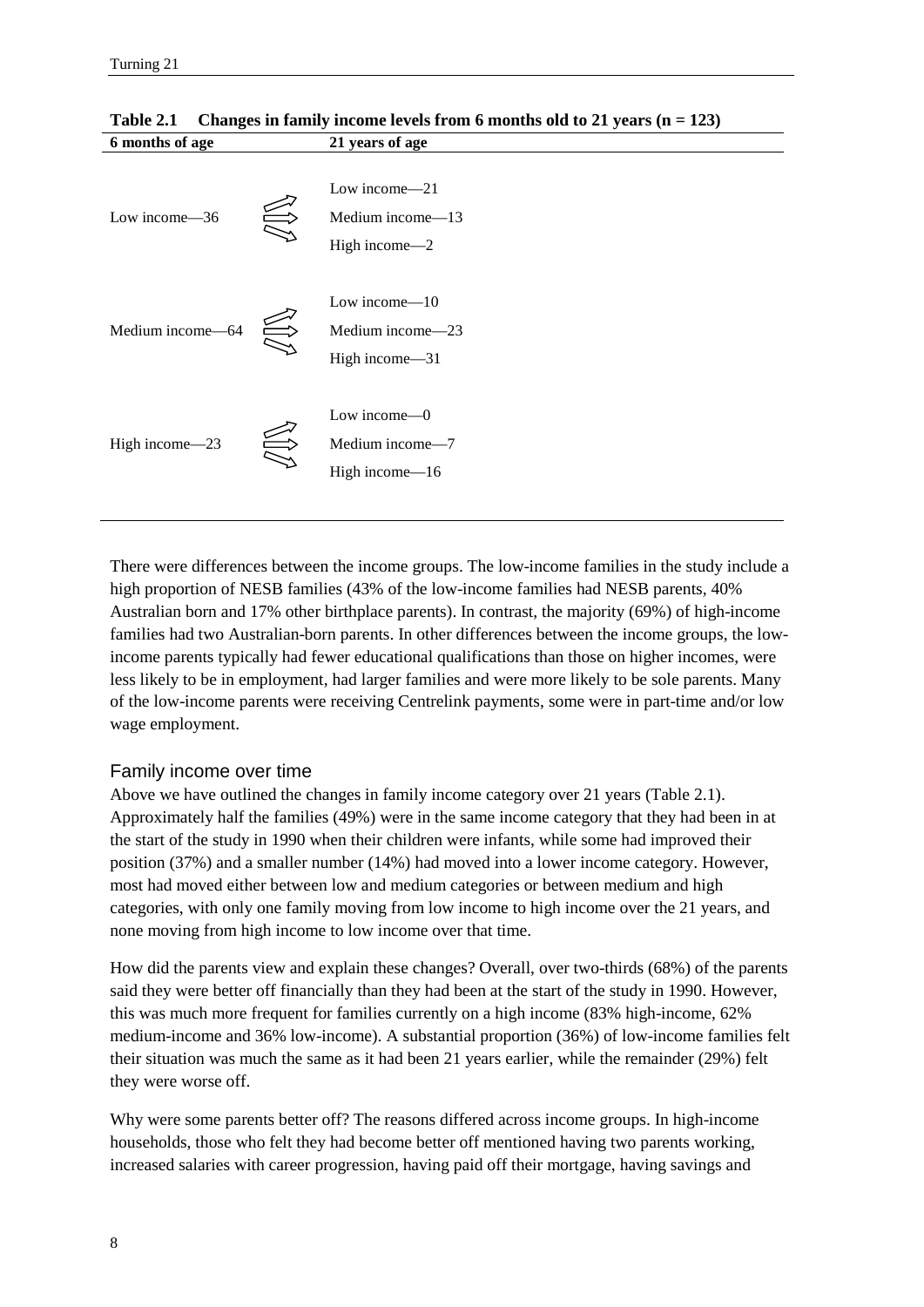**Table 2.1 Changes in family income levels from 6 months old to 21 years (n = 123)**

| 6 months of age | 21 years of age |
|---|---|
| Low income—36 | Low income—21 |
| | Medium income—13 |
| | High income—2 |
| Medium income—64 | Low income—10 |
| | Medium income—23 |
| | High income—31 |
| High income—23 | Low income—0 |
| | Medium income—7 |
| | High income—16 |

There were differences between the income groups. The low-income families in the study include a high proportion of NESB families (43% of the low-income families had NESB parents, 40% Australian born and 17% other birthplace parents). In contrast, the majority (69%) of high-income families had two Australian-born parents. In other differences between the income groups, the low-income parents typically had fewer educational qualifications than those on higher incomes, were less likely to be in employment, had larger families and were more likely to be sole parents. Many of the low-income parents were receiving Centrelink payments, some were in part-time and/or low wage employment.

### Family income over time

Above we have outlined the changes in family income category over 21 years (Table 2.1). Approximately half the families (49%) were in the same income category that they had been in at the start of the study in 1990 when their children were infants, while some had improved their position (37%) and a smaller number (14%) had moved into a lower income category. However, most had moved either between low and medium categories or between medium and high categories, with only one family moving from low income to high income over the 21 years, and none moving from high income to low income over that time.

How did the parents view and explain these changes? Overall, over two-thirds (68%) of the parents said they were better off financially than they had been at the start of the study in 1990. However, this was much more frequent for families currently on a high income (83% high-income, 62% medium-income and 36% low-income). A substantial proportion (36%) of low-income families felt their situation was much the same as it had been 21 years earlier, while the remainder (29%) felt they were worse off.

Why were some parents better off? The reasons differed across income groups. In high-income households, those who felt they had become better off mentioned having two parents working, increased salaries with career progression, having paid off their mortgage, having savings and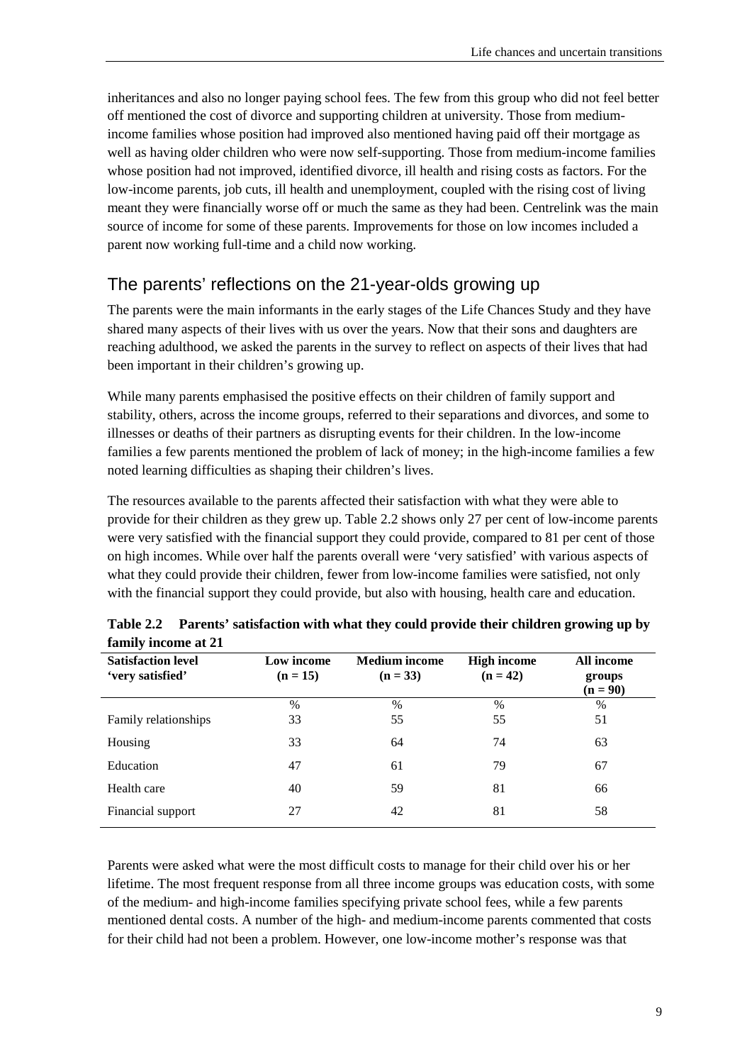inheritances and also no longer paying school fees. The few from this group who did not feel better off mentioned the cost of divorce and supporting children at university. Those from medium-income families whose position had improved also mentioned having paid off their mortgage as well as having older children who were now self-supporting. Those from medium-income families whose position had not improved, identified divorce, ill health and rising costs as factors. For the low-income parents, job cuts, ill health and unemployment, coupled with the rising cost of living meant they were financially worse off or much the same as they had been. Centrelink was the main source of income for some of these parents. Improvements for those on low incomes included a parent now working full-time and a child now working.

## The parents' reflections on the 21-year-olds growing up

The parents were the main informants in the early stages of the Life Chances Study and they have shared many aspects of their lives with us over the years. Now that their sons and daughters are reaching adulthood, we asked the parents in the survey to reflect on aspects of their lives that had been important in their children's growing up.

While many parents emphasised the positive effects on their children of family support and stability, others, across the income groups, referred to their separations and divorces, and some to illnesses or deaths of their partners as disrupting events for their children. In the low-income families a few parents mentioned the problem of lack of money; in the high-income families a few noted learning difficulties as shaping their children's lives.

The resources available to the parents affected their satisfaction with what they were able to provide for their children as they grew up. Table 2.2 shows only 27 per cent of low-income parents were very satisfied with the financial support they could provide, compared to 81 per cent of those on high incomes. While over half the parents overall were 'very satisfied' with various aspects of what they could provide their children, fewer from low-income families were satisfied, not only with the financial support they could provide, but also with housing, health care and education.

**Table 2.2 Parents' satisfaction with what they could provide their children growing up by family income at 21**

| Satisfaction level 'very satisfied' | Low income (n = 15) | Medium income (n = 33) | High income (n = 42) | All income groups (n = 90) |
|---|---|---|---|---|
| | % | % | % | % |
| Family relationships | 33 | 55 | 55 | 51 |
| Housing | 33 | 64 | 74 | 63 |
| Education | 47 | 61 | 79 | 67 |
| Health care | 40 | 59 | 81 | 66 |
| Financial support | 27 | 42 | 81 | 58 |

Parents were asked what were the most difficult costs to manage for their child over his or her lifetime. The most frequent response from all three income groups was education costs, with some of the medium- and high-income families specifying private school fees, while a few parents mentioned dental costs. A number of the high- and medium-income parents commented that costs for their child had not been a problem. However, one low-income mother's response was that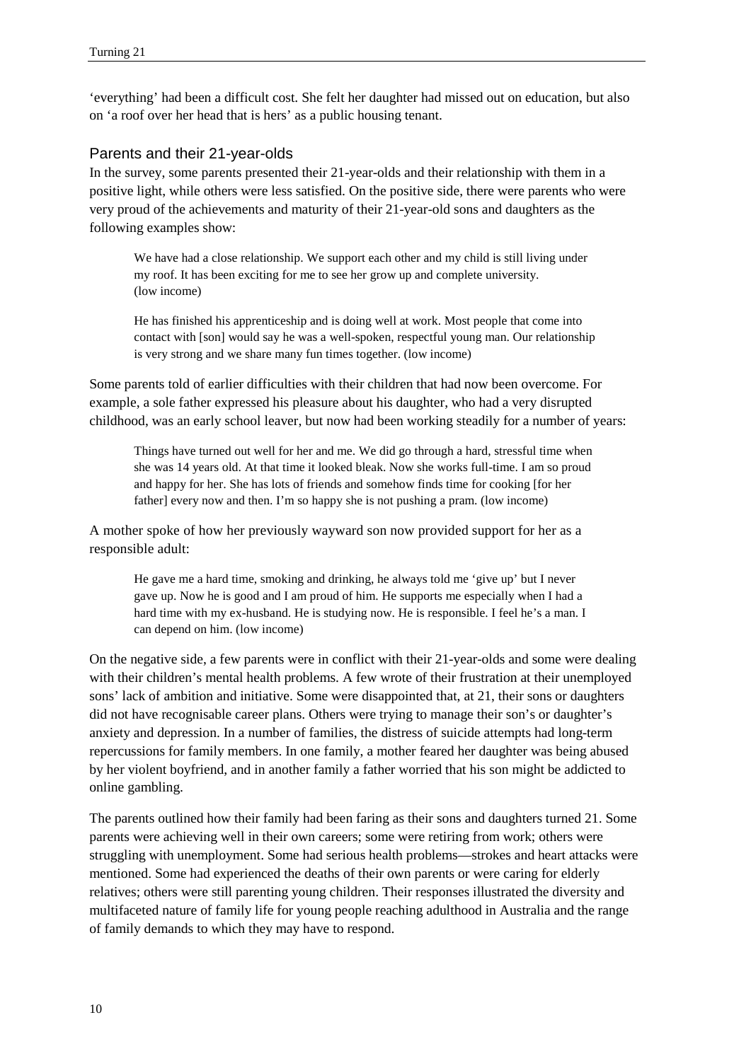'everything' had been a difficult cost. She felt her daughter had missed out on education, but also on 'a roof over her head that is hers' as a public housing tenant.

### Parents and their 21-year-olds

In the survey, some parents presented their 21-year-olds and their relationship with them in a positive light, while others were less satisfied. On the positive side, there were parents who were very proud of the achievements and maturity of their 21-year-old sons and daughters as the following examples show:

> We have had a close relationship. We support each other and my child is still living under my roof. It has been exciting for me to see her grow up and complete university. (low income)

> He has finished his apprenticeship and is doing well at work. Most people that come into contact with [son] would say he was a well-spoken, respectful young man. Our relationship is very strong and we share many fun times together. (low income)

Some parents told of earlier difficulties with their children that had now been overcome. For example, a sole father expressed his pleasure about his daughter, who had a very disrupted childhood, was an early school leaver, but now had been working steadily for a number of years:

> Things have turned out well for her and me. We did go through a hard, stressful time when she was 14 years old. At that time it looked bleak. Now she works full-time. I am so proud and happy for her. She has lots of friends and somehow finds time for cooking [for her father] every now and then. I'm so happy she is not pushing a pram. (low income)

A mother spoke of how her previously wayward son now provided support for her as a responsible adult:

> He gave me a hard time, smoking and drinking, he always told me 'give up' but I never gave up. Now he is good and I am proud of him. He supports me especially when I had a hard time with my ex-husband. He is studying now. He is responsible. I feel he's a man. I can depend on him. (low income)

On the negative side, a few parents were in conflict with their 21-year-olds and some were dealing with their children's mental health problems. A few wrote of their frustration at their unemployed sons' lack of ambition and initiative. Some were disappointed that, at 21, their sons or daughters did not have recognisable career plans. Others were trying to manage their son's or daughter's anxiety and depression. In a number of families, the distress of suicide attempts had long-term repercussions for family members. In one family, a mother feared her daughter was being abused by her violent boyfriend, and in another family a father worried that his son might be addicted to online gambling.

The parents outlined how their family had been faring as their sons and daughters turned 21. Some parents were achieving well in their own careers; some were retiring from work; others were struggling with unemployment. Some had serious health problems—strokes and heart attacks were mentioned. Some had experienced the deaths of their own parents or were caring for elderly relatives; others were still parenting young children. Their responses illustrated the diversity and multifaceted nature of family life for young people reaching adulthood in Australia and the range of family demands to which they may have to respond.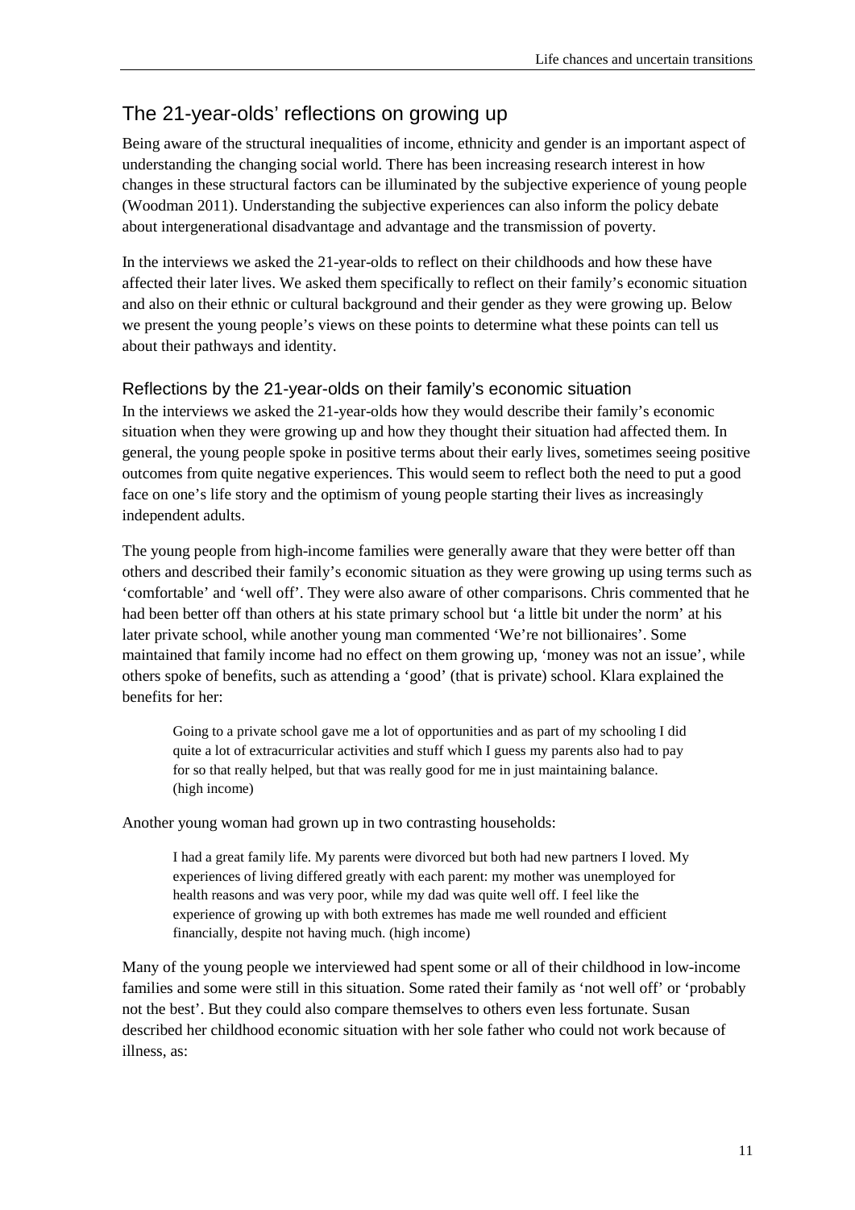## The 21-year-olds' reflections on growing up

Being aware of the structural inequalities of income, ethnicity and gender is an important aspect of understanding the changing social world. There has been increasing research interest in how changes in these structural factors can be illuminated by the subjective experience of young people (Woodman 2011). Understanding the subjective experiences can also inform the policy debate about intergenerational disadvantage and advantage and the transmission of poverty.

In the interviews we asked the 21-year-olds to reflect on their childhoods and how these have affected their later lives. We asked them specifically to reflect on their family's economic situation and also on their ethnic or cultural background and their gender as they were growing up. Below we present the young people's views on these points to determine what these points can tell us about their pathways and identity.

### Reflections by the 21-year-olds on their family's economic situation

In the interviews we asked the 21-year-olds how they would describe their family's economic situation when they were growing up and how they thought their situation had affected them. In general, the young people spoke in positive terms about their early lives, sometimes seeing positive outcomes from quite negative experiences. This would seem to reflect both the need to put a good face on one's life story and the optimism of young people starting their lives as increasingly independent adults.

The young people from high-income families were generally aware that they were better off than others and described their family's economic situation as they were growing up using terms such as 'comfortable' and 'well off'. They were also aware of other comparisons. Chris commented that he had been better off than others at his state primary school but 'a little bit under the norm' at his later private school, while another young man commented 'We're not billionaires'. Some maintained that family income had no effect on them growing up, 'money was not an issue', while others spoke of benefits, such as attending a 'good' (that is private) school. Klara explained the benefits for her:

> Going to a private school gave me a lot of opportunities and as part of my schooling I did quite a lot of extracurricular activities and stuff which I guess my parents also had to pay for so that really helped, but that was really good for me in just maintaining balance. (high income)

Another young woman had grown up in two contrasting households:

> I had a great family life. My parents were divorced but both had new partners I loved. My experiences of living differed greatly with each parent: my mother was unemployed for health reasons and was very poor, while my dad was quite well off. I feel like the experience of growing up with both extremes has made me well rounded and efficient financially, despite not having much. (high income)

Many of the young people we interviewed had spent some or all of their childhood in low-income families and some were still in this situation. Some rated their family as 'not well off' or 'probably not the best'. But they could also compare themselves to others even less fortunate. Susan described her childhood economic situation with her sole father who could not work because of illness, as: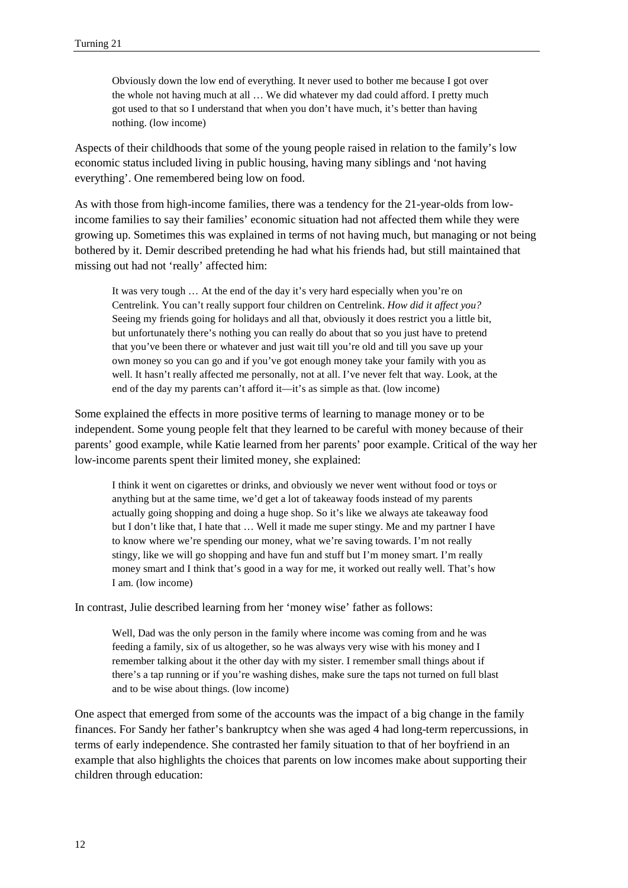> Obviously down the low end of everything. It never used to bother me because I got over the whole not having much at all … We did whatever my dad could afford. I pretty much got used to that so I understand that when you don't have much, it's better than having nothing. (low income)

Aspects of their childhoods that some of the young people raised in relation to the family's low economic status included living in public housing, having many siblings and 'not having everything'. One remembered being low on food.

As with those from high-income families, there was a tendency for the 21-year-olds from low-income families to say their families' economic situation had not affected them while they were growing up. Sometimes this was explained in terms of not having much, but managing or not being bothered by it. Demir described pretending he had what his friends had, but still maintained that missing out had not 'really' affected him:

> It was very tough … At the end of the day it's very hard especially when you're on Centrelink. You can't really support four children on Centrelink. *How did it affect you?* Seeing my friends going for holidays and all that, obviously it does restrict you a little bit, but unfortunately there's nothing you can really do about that so you just have to pretend that you've been there or whatever and just wait till you're old and till you save up your own money so you can go and if you've got enough money take your family with you as well. It hasn't really affected me personally, not at all. I've never felt that way. Look, at the end of the day my parents can't afford it—it's as simple as that. (low income)

Some explained the effects in more positive terms of learning to manage money or to be independent. Some young people felt that they learned to be careful with money because of their parents' good example, while Katie learned from her parents' poor example. Critical of the way her low-income parents spent their limited money, she explained:

> I think it went on cigarettes or drinks, and obviously we never went without food or toys or anything but at the same time, we'd get a lot of takeaway foods instead of my parents actually going shopping and doing a huge shop. So it's like we always ate takeaway food but I don't like that, I hate that … Well it made me super stingy. Me and my partner I have to know where we're spending our money, what we're saving towards. I'm not really stingy, like we will go shopping and have fun and stuff but I'm money smart. I'm really money smart and I think that's good in a way for me, it worked out really well. That's how I am. (low income)

In contrast, Julie described learning from her 'money wise' father as follows:

> Well, Dad was the only person in the family where income was coming from and he was feeding a family, six of us altogether, so he was always very wise with his money and I remember talking about it the other day with my sister. I remember small things about if there's a tap running or if you're washing dishes, make sure the taps not turned on full blast and to be wise about things. (low income)

One aspect that emerged from some of the accounts was the impact of a big change in the family finances. For Sandy her father's bankruptcy when she was aged 4 had long-term repercussions, in terms of early independence. She contrasted her family situation to that of her boyfriend in an example that also highlights the choices that parents on low incomes make about supporting their children through education: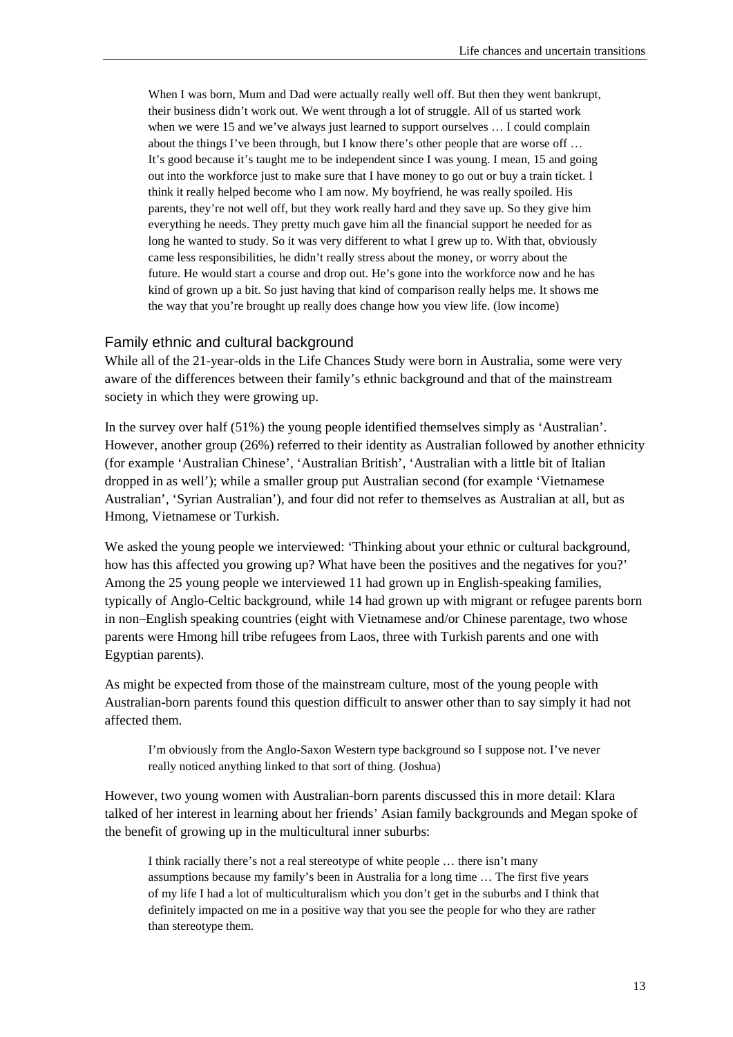> When I was born, Mum and Dad were actually really well off. But then they went bankrupt, their business didn't work out. We went through a lot of struggle. All of us started work when we were 15 and we've always just learned to support ourselves … I could complain about the things I've been through, but I know there's other people that are worse off … It's good because it's taught me to be independent since I was young. I mean, 15 and going out into the workforce just to make sure that I have money to go out or buy a train ticket. I think it really helped become who I am now. My boyfriend, he was really spoiled. His parents, they're not well off, but they work really hard and they save up. So they give him everything he needs. They pretty much gave him all the financial support he needed for as long he wanted to study. So it was very different to what I grew up to. With that, obviously came less responsibilities, he didn't really stress about the money, or worry about the future. He would start a course and drop out. He's gone into the workforce now and he has kind of grown up a bit. So just having that kind of comparison really helps me. It shows me the way that you're brought up really does change how you view life. (low income)

## Family ethnic and cultural background

While all of the 21-year-olds in the Life Chances Study were born in Australia, some were very aware of the differences between their family's ethnic background and that of the mainstream society in which they were growing up.

In the survey over half (51%) the young people identified themselves simply as 'Australian'. However, another group (26%) referred to their identity as Australian followed by another ethnicity (for example 'Australian Chinese', 'Australian British', 'Australian with a little bit of Italian dropped in as well'); while a smaller group put Australian second (for example 'Vietnamese Australian', 'Syrian Australian'), and four did not refer to themselves as Australian at all, but as Hmong, Vietnamese or Turkish.

We asked the young people we interviewed: 'Thinking about your ethnic or cultural background, how has this affected you growing up? What have been the positives and the negatives for you?' Among the 25 young people we interviewed 11 had grown up in English-speaking families, typically of Anglo-Celtic background, while 14 had grown up with migrant or refugee parents born in non–English speaking countries (eight with Vietnamese and/or Chinese parentage, two whose parents were Hmong hill tribe refugees from Laos, three with Turkish parents and one with Egyptian parents).

As might be expected from those of the mainstream culture, most of the young people with Australian-born parents found this question difficult to answer other than to say simply it had not affected them.

> I'm obviously from the Anglo-Saxon Western type background so I suppose not. I've never really noticed anything linked to that sort of thing. (Joshua)

However, two young women with Australian-born parents discussed this in more detail: Klara talked of her interest in learning about her friends' Asian family backgrounds and Megan spoke of the benefit of growing up in the multicultural inner suburbs:

> I think racially there's not a real stereotype of white people … there isn't many assumptions because my family's been in Australia for a long time … The first five years of my life I had a lot of multiculturalism which you don't get in the suburbs and I think that definitely impacted on me in a positive way that you see the people for who they are rather than stereotype them.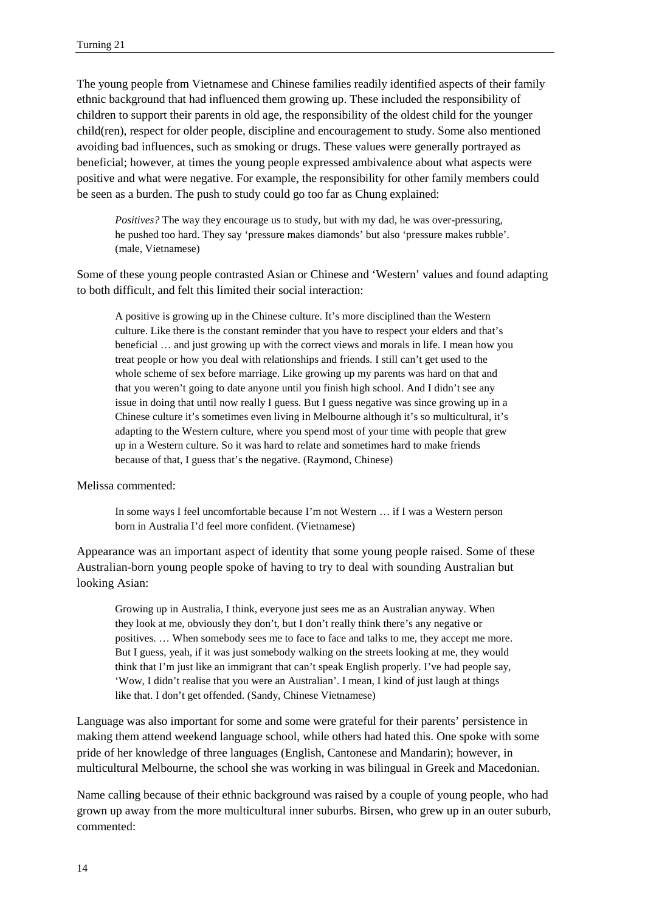The young people from Vietnamese and Chinese families readily identified aspects of their family ethnic background that had influenced them growing up. These included the responsibility of children to support their parents in old age, the responsibility of the oldest child for the younger child(ren), respect for older people, discipline and encouragement to study. Some also mentioned avoiding bad influences, such as smoking or drugs. These values were generally portrayed as beneficial; however, at times the young people expressed ambivalence about what aspects were positive and what were negative. For example, the responsibility for other family members could be seen as a burden. The push to study could go too far as Chung explained:

> *Positives?* The way they encourage us to study, but with my dad, he was over-pressuring, he pushed too hard. They say 'pressure makes diamonds' but also 'pressure makes rubble'. (male, Vietnamese)

Some of these young people contrasted Asian or Chinese and 'Western' values and found adapting to both difficult, and felt this limited their social interaction:

> A positive is growing up in the Chinese culture. It's more disciplined than the Western culture. Like there is the constant reminder that you have to respect your elders and that's beneficial … and just growing up with the correct views and morals in life. I mean how you treat people or how you deal with relationships and friends. I still can't get used to the whole scheme of sex before marriage. Like growing up my parents was hard on that and that you weren't going to date anyone until you finish high school. And I didn't see any issue in doing that until now really I guess. But I guess negative was since growing up in a Chinese culture it's sometimes even living in Melbourne although it's so multicultural, it's adapting to the Western culture, where you spend most of your time with people that grew up in a Western culture. So it was hard to relate and sometimes hard to make friends because of that, I guess that's the negative. (Raymond, Chinese)

Melissa commented:

> In some ways I feel uncomfortable because I'm not Western … if I was a Western person born in Australia I'd feel more confident. (Vietnamese)

Appearance was an important aspect of identity that some young people raised. Some of these Australian-born young people spoke of having to try to deal with sounding Australian but looking Asian:

> Growing up in Australia, I think, everyone just sees me as an Australian anyway. When they look at me, obviously they don't, but I don't really think there's any negative or positives. … When somebody sees me to face to face and talks to me, they accept me more. But I guess, yeah, if it was just somebody walking on the streets looking at me, they would think that I'm just like an immigrant that can't speak English properly. I've had people say, 'Wow, I didn't realise that you were an Australian'. I mean, I kind of just laugh at things like that. I don't get offended. (Sandy, Chinese Vietnamese)

Language was also important for some and some were grateful for their parents' persistence in making them attend weekend language school, while others had hated this. One spoke with some pride of her knowledge of three languages (English, Cantonese and Mandarin); however, in multicultural Melbourne, the school she was working in was bilingual in Greek and Macedonian.

Name calling because of their ethnic background was raised by a couple of young people, who had grown up away from the more multicultural inner suburbs. Birsen, who grew up in an outer suburb, commented: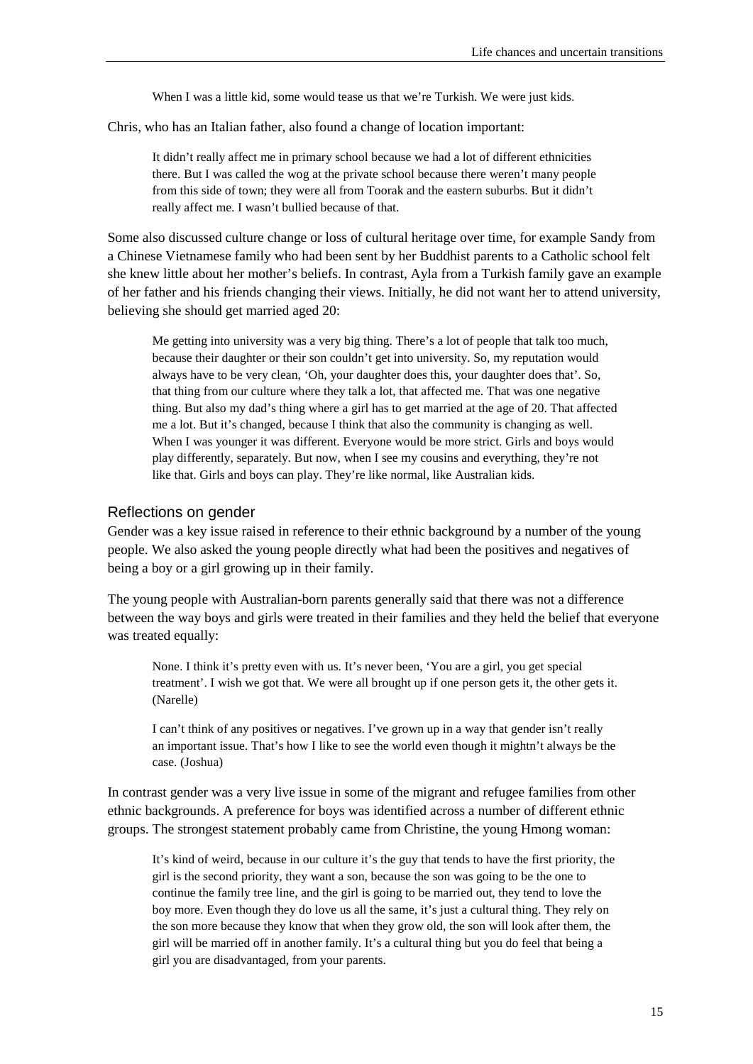> When I was a little kid, some would tease us that we're Turkish. We were just kids.

Chris, who has an Italian father, also found a change of location important:

> It didn't really affect me in primary school because we had a lot of different ethnicities there. But I was called the wog at the private school because there weren't many people from this side of town; they were all from Toorak and the eastern suburbs. But it didn't really affect me. I wasn't bullied because of that.

Some also discussed culture change or loss of cultural heritage over time, for example Sandy from a Chinese Vietnamese family who had been sent by her Buddhist parents to a Catholic school felt she knew little about her mother's beliefs. In contrast, Ayla from a Turkish family gave an example of her father and his friends changing their views. Initially, he did not want her to attend university, believing she should get married aged 20:

> Me getting into university was a very big thing. There's a lot of people that talk too much, because their daughter or their son couldn't get into university. So, my reputation would always have to be very clean, 'Oh, your daughter does this, your daughter does that'. So, that thing from our culture where they talk a lot, that affected me. That was one negative thing. But also my dad's thing where a girl has to get married at the age of 20. That affected me a lot. But it's changed, because I think that also the community is changing as well. When I was younger it was different. Everyone would be more strict. Girls and boys would play differently, separately. But now, when I see my cousins and everything, they're not like that. Girls and boys can play. They're like normal, like Australian kids.

### Reflections on gender

Gender was a key issue raised in reference to their ethnic background by a number of the young people. We also asked the young people directly what had been the positives and negatives of being a boy or a girl growing up in their family.

The young people with Australian-born parents generally said that there was not a difference between the way boys and girls were treated in their families and they held the belief that everyone was treated equally:

> None. I think it's pretty even with us. It's never been, 'You are a girl, you get special treatment'. I wish we got that. We were all brought up if one person gets it, the other gets it. (Narelle)

> I can't think of any positives or negatives. I've grown up in a way that gender isn't really an important issue. That's how I like to see the world even though it mightn't always be the case. (Joshua)

In contrast gender was a very live issue in some of the migrant and refugee families from other ethnic backgrounds. A preference for boys was identified across a number of different ethnic groups. The strongest statement probably came from Christine, the young Hmong woman:

> It's kind of weird, because in our culture it's the guy that tends to have the first priority, the girl is the second priority, they want a son, because the son was going to be the one to continue the family tree line, and the girl is going to be married out, they tend to love the boy more. Even though they do love us all the same, it's just a cultural thing. They rely on the son more because they know that when they grow old, the son will look after them, the girl will be married off in another family. It's a cultural thing but you do feel that being a girl you are disadvantaged, from your parents.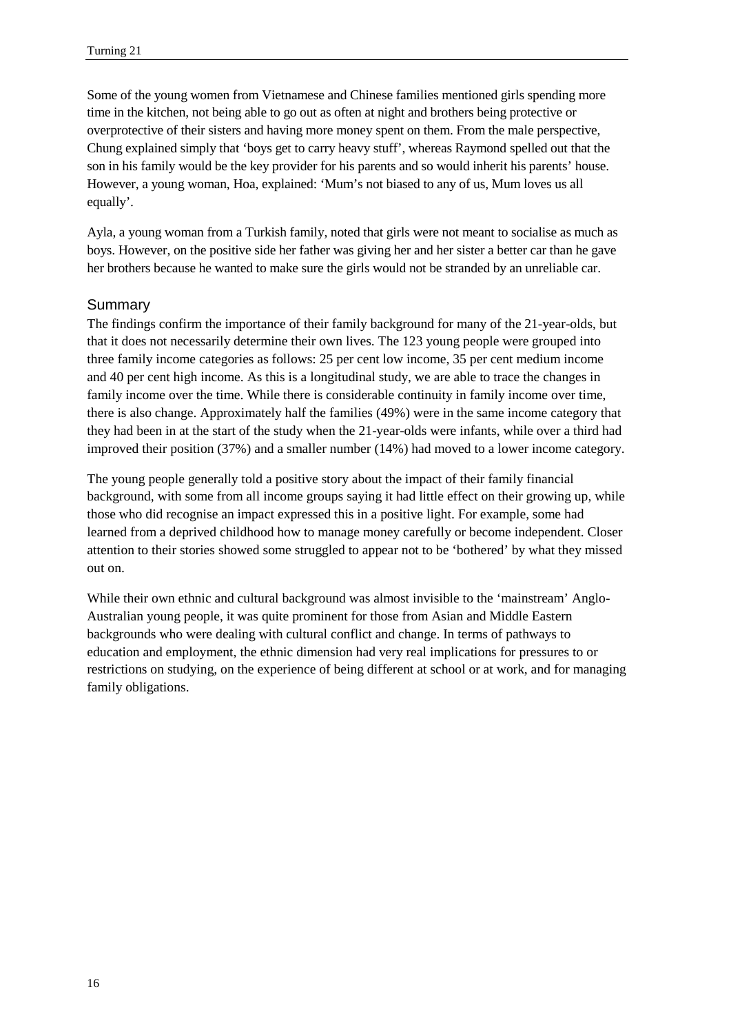Some of the young women from Vietnamese and Chinese families mentioned girls spending more time in the kitchen, not being able to go out as often at night and brothers being protective or overprotective of their sisters and having more money spent on them. From the male perspective, Chung explained simply that 'boys get to carry heavy stuff', whereas Raymond spelled out that the son in his family would be the key provider for his parents and so would inherit his parents' house. However, a young woman, Hoa, explained: 'Mum's not biased to any of us, Mum loves us all equally'.

Ayla, a young woman from a Turkish family, noted that girls were not meant to socialise as much as boys. However, on the positive side her father was giving her and her sister a better car than he gave her brothers because he wanted to make sure the girls would not be stranded by an unreliable car.

## Summary

The findings confirm the importance of their family background for many of the 21-year-olds, but that it does not necessarily determine their own lives. The 123 young people were grouped into three family income categories as follows: 25 per cent low income, 35 per cent medium income and 40 per cent high income. As this is a longitudinal study, we are able to trace the changes in family income over the time. While there is considerable continuity in family income over time, there is also change. Approximately half the families (49%) were in the same income category that they had been in at the start of the study when the 21-year-olds were infants, while over a third had improved their position (37%) and a smaller number (14%) had moved to a lower income category.

The young people generally told a positive story about the impact of their family financial background, with some from all income groups saying it had little effect on their growing up, while those who did recognise an impact expressed this in a positive light. For example, some had learned from a deprived childhood how to manage money carefully or become independent. Closer attention to their stories showed some struggled to appear not to be 'bothered' by what they missed out on.

While their own ethnic and cultural background was almost invisible to the 'mainstream' Anglo-Australian young people, it was quite prominent for those from Asian and Middle Eastern backgrounds who were dealing with cultural conflict and change. In terms of pathways to education and employment, the ethnic dimension had very real implications for pressures to or restrictions on studying, on the experience of being different at school or at work, and for managing family obligations.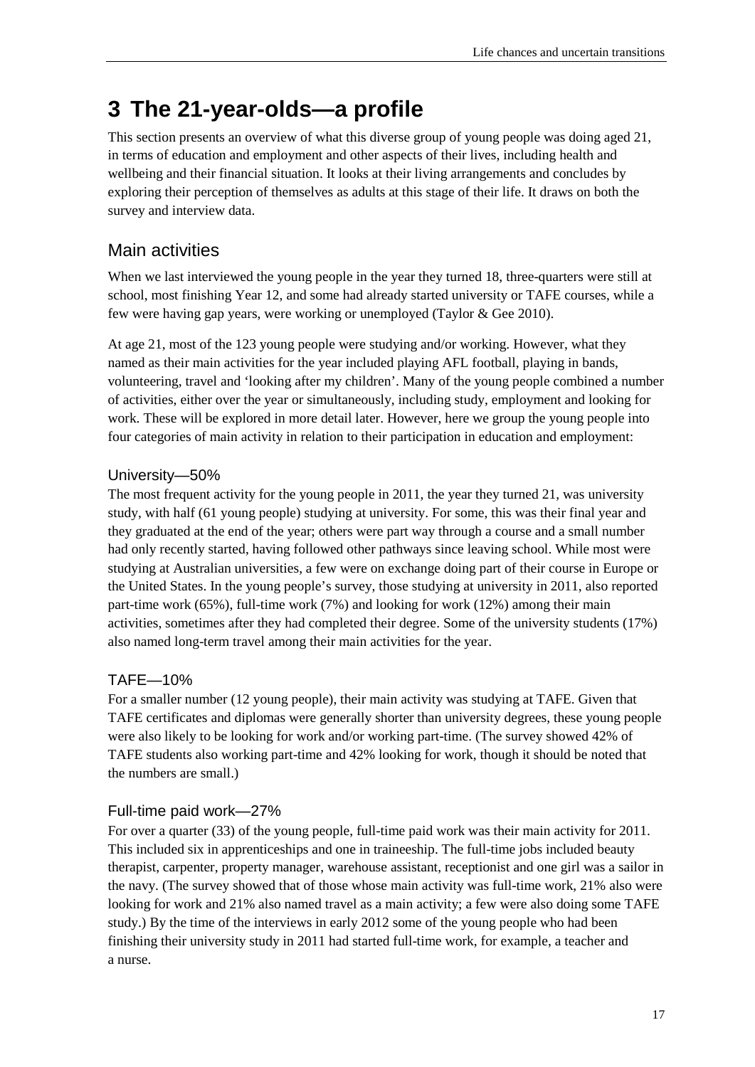# 3 The 21-year-olds—a profile

This section presents an overview of what this diverse group of young people was doing aged 21, in terms of education and employment and other aspects of their lives, including health and wellbeing and their financial situation. It looks at their living arrangements and concludes by exploring their perception of themselves as adults at this stage of their life. It draws on both the survey and interview data.

## Main activities

When we last interviewed the young people in the year they turned 18, three-quarters were still at school, most finishing Year 12, and some had already started university or TAFE courses, while a few were having gap years, were working or unemployed (Taylor & Gee 2010).

At age 21, most of the 123 young people were studying and/or working. However, what they named as their main activities for the year included playing AFL football, playing in bands, volunteering, travel and 'looking after my children'. Many of the young people combined a number of activities, either over the year or simultaneously, including study, employment and looking for work. These will be explored in more detail later. However, here we group the young people into four categories of main activity in relation to their participation in education and employment:

### University—50%

The most frequent activity for the young people in 2011, the year they turned 21, was university study, with half (61 young people) studying at university. For some, this was their final year and they graduated at the end of the year; others were part way through a course and a small number had only recently started, having followed other pathways since leaving school. While most were studying at Australian universities, a few were on exchange doing part of their course in Europe or the United States. In the young people's survey, those studying at university in 2011, also reported part-time work (65%), full-time work (7%) and looking for work (12%) among their main activities, sometimes after they had completed their degree. Some of the university students (17%) also named long-term travel among their main activities for the year.

### TAFE—10%

For a smaller number (12 young people), their main activity was studying at TAFE. Given that TAFE certificates and diplomas were generally shorter than university degrees, these young people were also likely to be looking for work and/or working part-time. (The survey showed 42% of TAFE students also working part-time and 42% looking for work, though it should be noted that the numbers are small.)

### Full-time paid work—27%

For over a quarter (33) of the young people, full-time paid work was their main activity for 2011. This included six in apprenticeships and one in traineeship. The full-time jobs included beauty therapist, carpenter, property manager, warehouse assistant, receptionist and one girl was a sailor in the navy. (The survey showed that of those whose main activity was full-time work, 21% also were looking for work and 21% also named travel as a main activity; a few were also doing some TAFE study.) By the time of the interviews in early 2012 some of the young people who had been finishing their university study in 2011 had started full-time work, for example, a teacher and a nurse.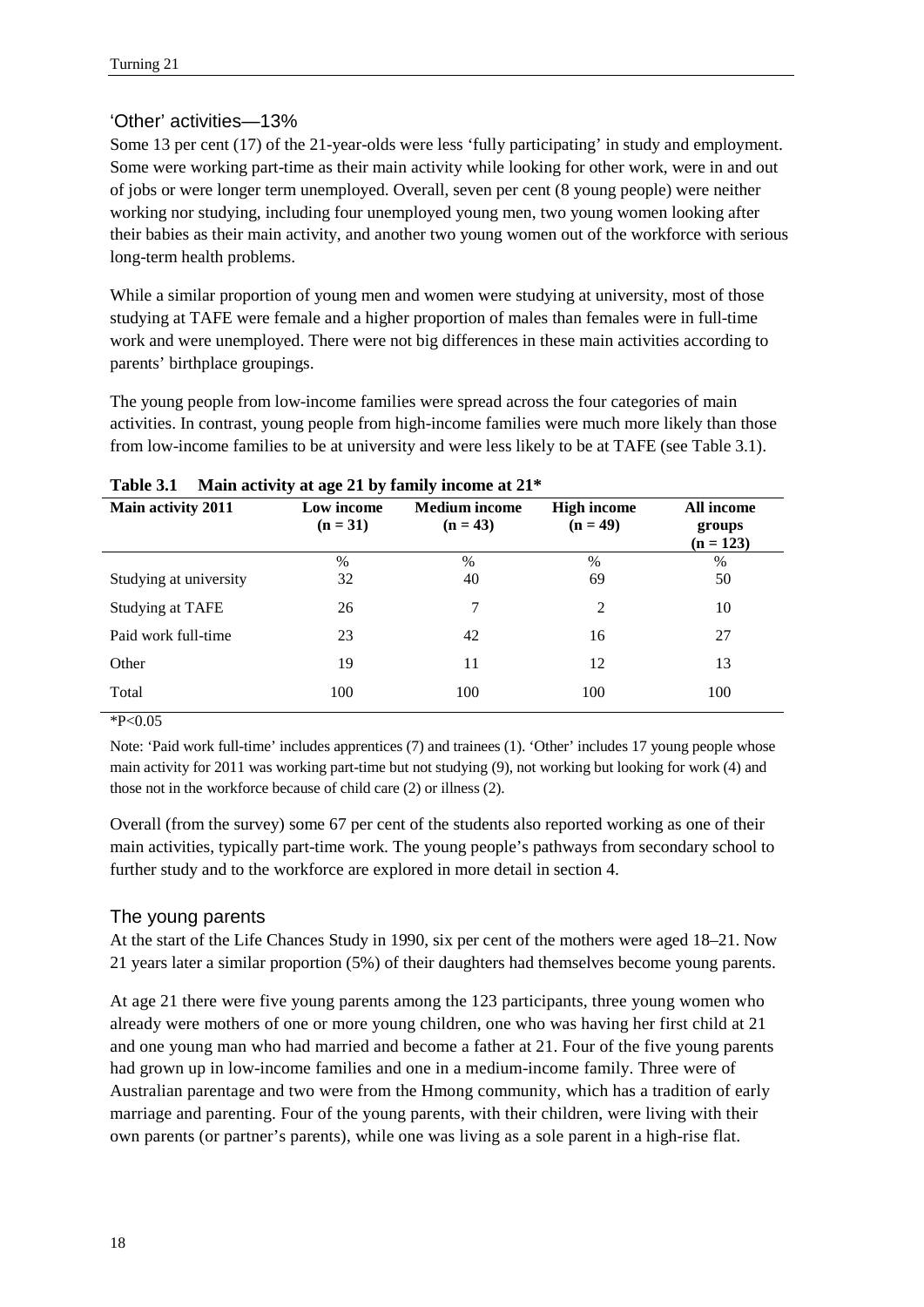### 'Other' activities—13%

Some 13 per cent (17) of the 21-year-olds were less 'fully participating' in study and employment. Some were working part-time as their main activity while looking for other work, were in and out of jobs or were longer term unemployed. Overall, seven per cent (8 young people) were neither working nor studying, including four unemployed young men, two young women looking after their babies as their main activity, and another two young women out of the workforce with serious long-term health problems.

While a similar proportion of young men and women were studying at university, most of those studying at TAFE were female and a higher proportion of males than females were in full-time work and were unemployed. There were not big differences in these main activities according to parents' birthplace groupings.

The young people from low-income families were spread across the four categories of main activities. In contrast, young people from high-income families were much more likely than those from low-income families to be at university and were less likely to be at TAFE (see Table 3.1).

**Table 3.1 Main activity at age 21 by family income at 21***

| Main activity 2011 | Low income (n = 31) | Medium income (n = 43) | High income (n = 49) | All income groups (n = 123) |
|---|---|---|---|---|
| | % | % | % | % |
| Studying at university | 32 | 40 | 69 | 50 |
| Studying at TAFE | 26 | 7 | 2 | 10 |
| Paid work full-time | 23 | 42 | 16 | 27 |
| Other | 19 | 11 | 12 | 13 |
| Total | 100 | 100 | 100 | 100 |

*$P<0.05$

Note: 'Paid work full-time' includes apprentices (7) and trainees (1). 'Other' includes 17 young people whose main activity for 2011 was working part-time but not studying (9), not working but looking for work (4) and those not in the workforce because of child care (2) or illness (2).

Overall (from the survey) some 67 per cent of the students also reported working as one of their main activities, typically part-time work. The young people's pathways from secondary school to further study and to the workforce are explored in more detail in section 4.

## The young parents

At the start of the Life Chances Study in 1990, six per cent of the mothers were aged 18–21. Now 21 years later a similar proportion (5%) of their daughters had themselves become young parents.

At age 21 there were five young parents among the 123 participants, three young women who already were mothers of one or more young children, one who was having her first child at 21 and one young man who had married and become a father at 21. Four of the five young parents had grown up in low-income families and one in a medium-income family. Three were of Australian parentage and two were from the Hmong community, which has a tradition of early marriage and parenting. Four of the young parents, with their children, were living with their own parents (or partner's parents), while one was living as a sole parent in a high-rise flat.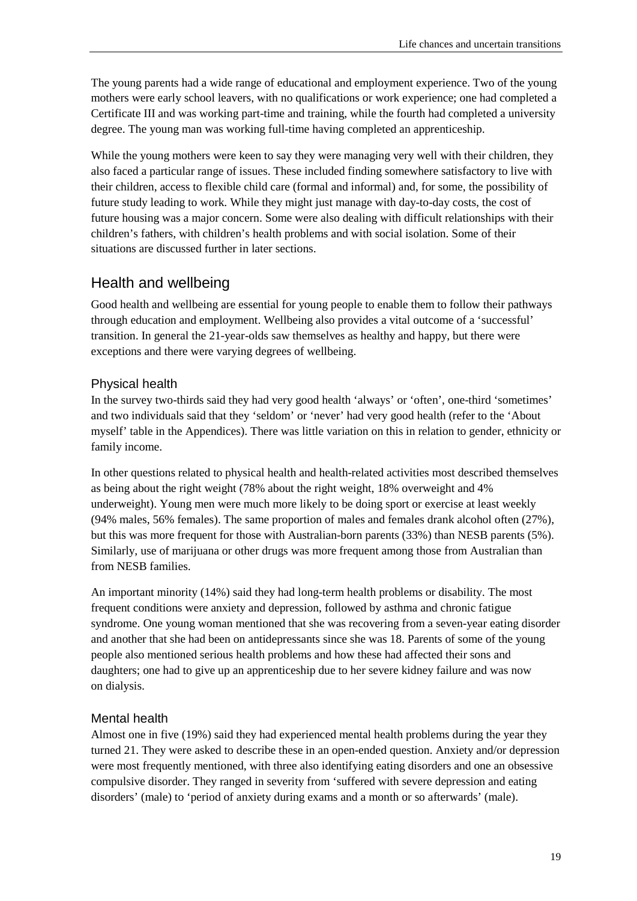The young parents had a wide range of educational and employment experience. Two of the young mothers were early school leavers, with no qualifications or work experience; one had completed a Certificate III and was working part-time and training, while the fourth had completed a university degree. The young man was working full-time having completed an apprenticeship.

While the young mothers were keen to say they were managing very well with their children, they also faced a particular range of issues. These included finding somewhere satisfactory to live with their children, access to flexible child care (formal and informal) and, for some, the possibility of future study leading to work. While they might just manage with day-to-day costs, the cost of future housing was a major concern. Some were also dealing with difficult relationships with their children's fathers, with children's health problems and with social isolation. Some of their situations are discussed further in later sections.

## Health and wellbeing

Good health and wellbeing are essential for young people to enable them to follow their pathways through education and employment. Wellbeing also provides a vital outcome of a 'successful' transition. In general the 21-year-olds saw themselves as healthy and happy, but there were exceptions and there were varying degrees of wellbeing.

### Physical health

In the survey two-thirds said they had very good health 'always' or 'often', one-third 'sometimes' and two individuals said that they 'seldom' or 'never' had very good health (refer to the 'About myself' table in the Appendices). There was little variation on this in relation to gender, ethnicity or family income.

In other questions related to physical health and health-related activities most described themselves as being about the right weight (78% about the right weight, 18% overweight and 4% underweight). Young men were much more likely to be doing sport or exercise at least weekly (94% males, 56% females). The same proportion of males and females drank alcohol often (27%), but this was more frequent for those with Australian-born parents (33%) than NESB parents (5%). Similarly, use of marijuana or other drugs was more frequent among those from Australian than from NESB families.

An important minority (14%) said they had long-term health problems or disability. The most frequent conditions were anxiety and depression, followed by asthma and chronic fatigue syndrome. One young woman mentioned that she was recovering from a seven-year eating disorder and another that she had been on antidepressants since she was 18. Parents of some of the young people also mentioned serious health problems and how these had affected their sons and daughters; one had to give up an apprenticeship due to her severe kidney failure and was now on dialysis.

### Mental health

Almost one in five (19%) said they had experienced mental health problems during the year they turned 21. They were asked to describe these in an open-ended question. Anxiety and/or depression were most frequently mentioned, with three also identifying eating disorders and one an obsessive compulsive disorder. They ranged in severity from 'suffered with severe depression and eating disorders' (male) to 'period of anxiety during exams and a month or so afterwards' (male).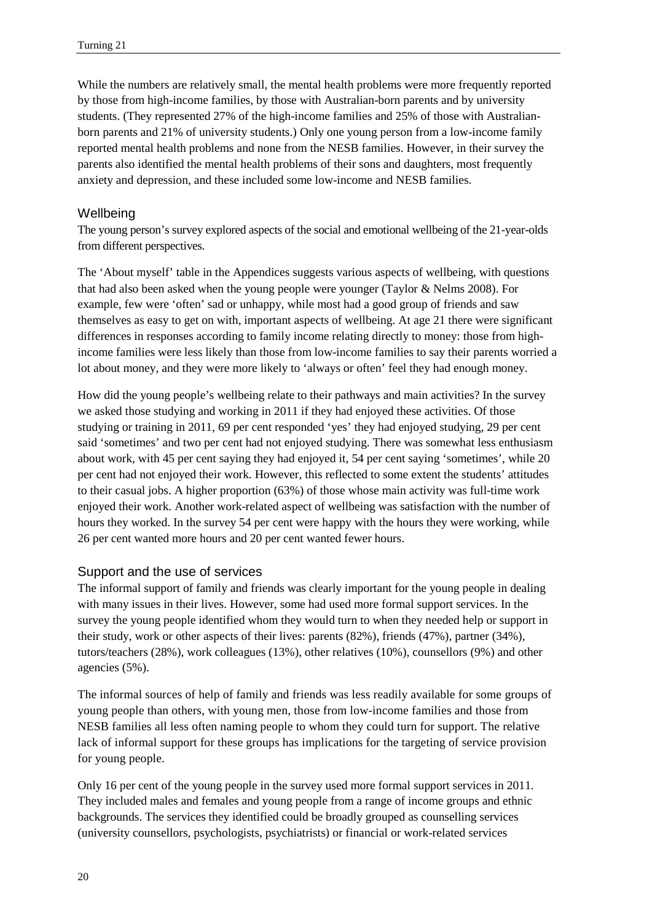While the numbers are relatively small, the mental health problems were more frequently reported by those from high-income families, by those with Australian-born parents and by university students. (They represented 27% of the high-income families and 25% of those with Australian-born parents and 21% of university students.) Only one young person from a low-income family reported mental health problems and none from the NESB families. However, in their survey the parents also identified the mental health problems of their sons and daughters, most frequently anxiety and depression, and these included some low-income and NESB families.

## Wellbeing

The young person's survey explored aspects of the social and emotional wellbeing of the 21-year-olds from different perspectives.

The 'About myself' table in the Appendices suggests various aspects of wellbeing, with questions that had also been asked when the young people were younger (Taylor & Nelms 2008). For example, few were 'often' sad or unhappy, while most had a good group of friends and saw themselves as easy to get on with, important aspects of wellbeing. At age 21 there were significant differences in responses according to family income relating directly to money: those from high-income families were less likely than those from low-income families to say their parents worried a lot about money, and they were more likely to 'always or often' feel they had enough money.

How did the young people's wellbeing relate to their pathways and main activities? In the survey we asked those studying and working in 2011 if they had enjoyed these activities. Of those studying or training in 2011, 69 per cent responded 'yes' they had enjoyed studying, 29 per cent said 'sometimes' and two per cent had not enjoyed studying. There was somewhat less enthusiasm about work, with 45 per cent saying they had enjoyed it, 54 per cent saying 'sometimes', while 20 per cent had not enjoyed their work. However, this reflected to some extent the students' attitudes to their casual jobs. A higher proportion (63%) of those whose main activity was full-time work enjoyed their work. Another work-related aspect of wellbeing was satisfaction with the number of hours they worked. In the survey 54 per cent were happy with the hours they were working, while 26 per cent wanted more hours and 20 per cent wanted fewer hours.

## Support and the use of services

The informal support of family and friends was clearly important for the young people in dealing with many issues in their lives. However, some had used more formal support services. In the survey the young people identified whom they would turn to when they needed help or support in their study, work or other aspects of their lives: parents (82%), friends (47%), partner (34%), tutors/teachers (28%), work colleagues (13%), other relatives (10%), counsellors (9%) and other agencies (5%).

The informal sources of help of family and friends was less readily available for some groups of young people than others, with young men, those from low-income families and those from NESB families all less often naming people to whom they could turn for support. The relative lack of informal support for these groups has implications for the targeting of service provision for young people.

Only 16 per cent of the young people in the survey used more formal support services in 2011. They included males and females and young people from a range of income groups and ethnic backgrounds. The services they identified could be broadly grouped as counselling services (university counsellors, psychologists, psychiatrists) or financial or work-related services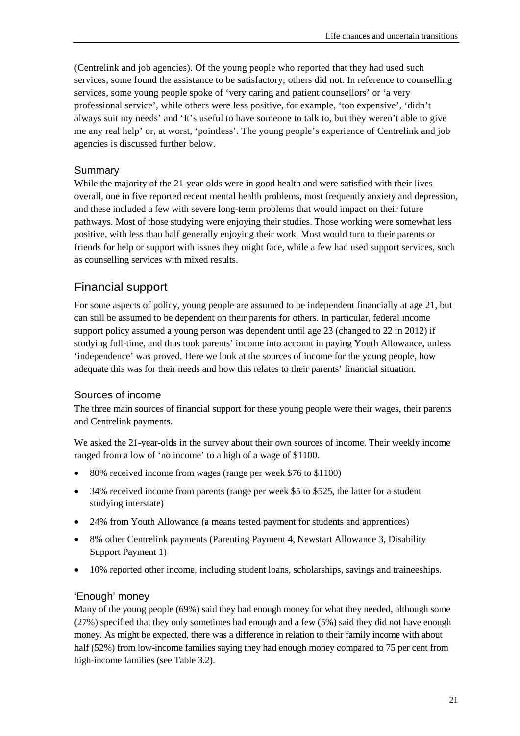(Centrelink and job agencies). Of the young people who reported that they had used such services, some found the assistance to be satisfactory; others did not. In reference to counselling services, some young people spoke of 'very caring and patient counsellors' or 'a very professional service', while others were less positive, for example, 'too expensive', 'didn't always suit my needs' and 'It's useful to have someone to talk to, but they weren't able to give me any real help' or, at worst, 'pointless'. The young people's experience of Centrelink and job agencies is discussed further below.

### Summary

While the majority of the 21-year-olds were in good health and were satisfied with their lives overall, one in five reported recent mental health problems, most frequently anxiety and depression, and these included a few with severe long-term problems that would impact on their future pathways. Most of those studying were enjoying their studies. Those working were somewhat less positive, with less than half generally enjoying their work. Most would turn to their parents or friends for help or support with issues they might face, while a few had used support services, such as counselling services with mixed results.

## Financial support

For some aspects of policy, young people are assumed to be independent financially at age 21, but can still be assumed to be dependent on their parents for others. In particular, federal income support policy assumed a young person was dependent until age 23 (changed to 22 in 2012) if studying full-time, and thus took parents' income into account in paying Youth Allowance, unless 'independence' was proved. Here we look at the sources of income for the young people, how adequate this was for their needs and how this relates to their parents' financial situation.

### Sources of income

The three main sources of financial support for these young people were their wages, their parents and Centrelink payments.

We asked the 21-year-olds in the survey about their own sources of income. Their weekly income ranged from a low of 'no income' to a high of a wage of $1100.

- 80% received income from wages (range per week $76 to $1100)
- 34% received income from parents (range per week $5 to $525, the latter for a student studying interstate)
- 24% from Youth Allowance (a means tested payment for students and apprentices)
- 8% other Centrelink payments (Parenting Payment 4, Newstart Allowance 3, Disability Support Payment 1)
- 10% reported other income, including student loans, scholarships, savings and traineeships.

### 'Enough' money

Many of the young people (69%) said they had enough money for what they needed, although some (27%) specified that they only sometimes had enough and a few (5%) said they did not have enough money. As might be expected, there was a difference in relation to their family income with about half (52%) from low-income families saying they had enough money compared to 75 per cent from high-income families (see Table 3.2).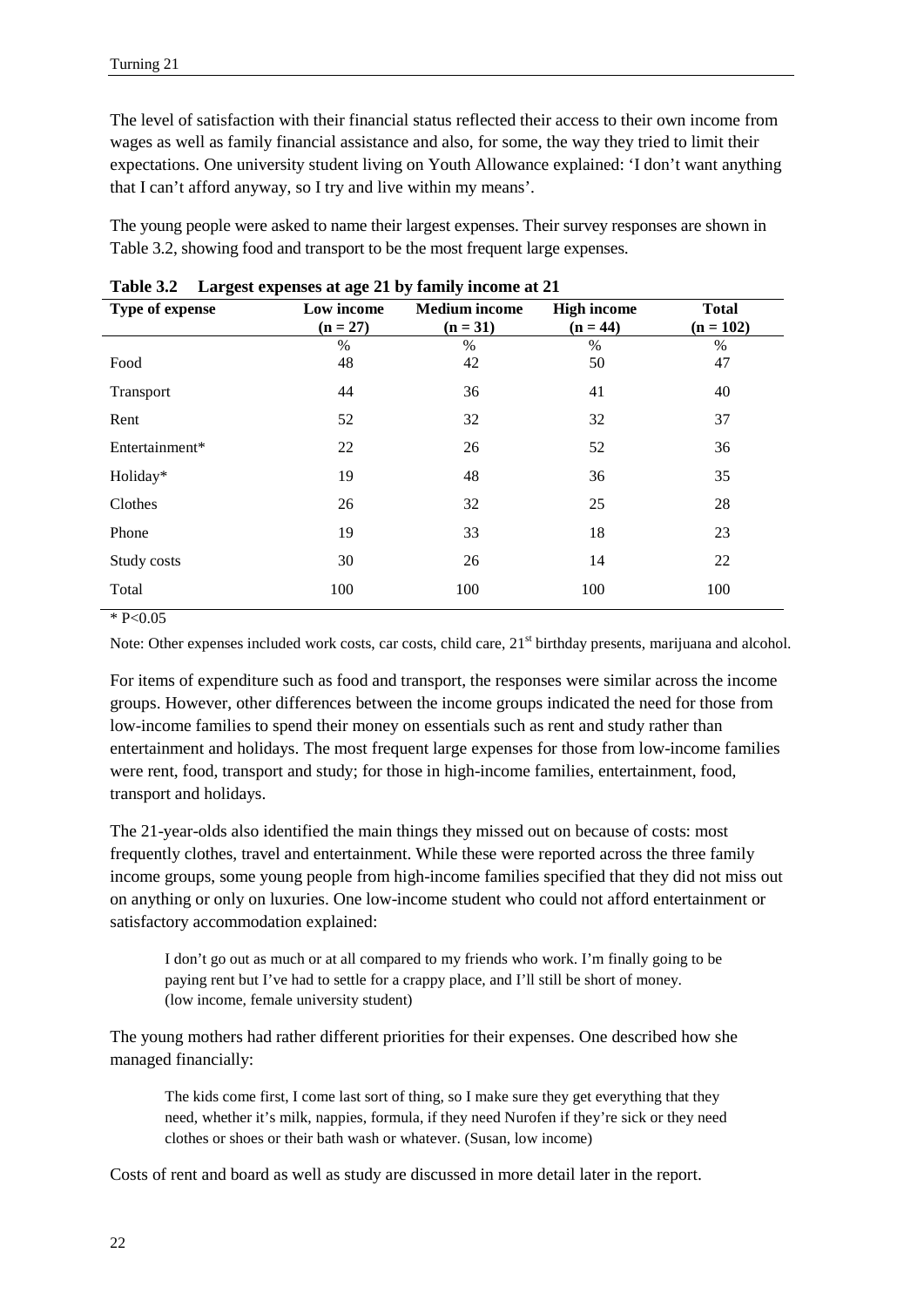The level of satisfaction with their financial status reflected their access to their own income from wages as well as family financial assistance and also, for some, the way they tried to limit their expectations. One university student living on Youth Allowance explained: 'I don't want anything that I can't afford anyway, so I try and live within my means'.

The young people were asked to name their largest expenses. Their survey responses are shown in Table 3.2, showing food and transport to be the most frequent large expenses.

**Table 3.2 Largest expenses at age 21 by family income at 21**

| Type of expense | Low income (n = 27) | Medium income (n = 31) | High income (n = 44) | Total (n = 102) |
|---|---|---|---|---|
| | % | % | % | % |
| Food | 48 | 42 | 50 | 47 |
| Transport | 44 | 36 | 41 | 40 |
| Rent | 52 | 32 | 32 | 37 |
| Entertainment* | 22 | 26 | 52 | 36 |
| Holiday* | 19 | 48 | 36 | 35 |
| Clothes | 26 | 32 | 25 | 28 |
| Phone | 19 | 33 | 18 | 23 |
| Study costs | 30 | 26 | 14 | 22 |
| Total | 100 | 100 | 100 | 100 |

* $P<0.05$

Note: Other expenses included work costs, car costs, child care, 21st birthday presents, marijuana and alcohol.

For items of expenditure such as food and transport, the responses were similar across the income groups. However, other differences between the income groups indicated the need for those from low-income families to spend their money on essentials such as rent and study rather than entertainment and holidays. The most frequent large expenses for those from low-income families were rent, food, transport and study; for those in high-income families, entertainment, food, transport and holidays.

The 21-year-olds also identified the main things they missed out on because of costs: most frequently clothes, travel and entertainment. While these were reported across the three family income groups, some young people from high-income families specified that they did not miss out on anything or only on luxuries. One low-income student who could not afford entertainment or satisfactory accommodation explained:

> I don't go out as much or at all compared to my friends who work. I'm finally going to be paying rent but I've had to settle for a crappy place, and I'll still be short of money. (low income, female university student)

The young mothers had rather different priorities for their expenses. One described how she managed financially:

> The kids come first, I come last sort of thing, so I make sure they get everything that they need, whether it's milk, nappies, formula, if they need Nurofen if they're sick or they need clothes or shoes or their bath wash or whatever. (Susan, low income)

Costs of rent and board as well as study are discussed in more detail later in the report.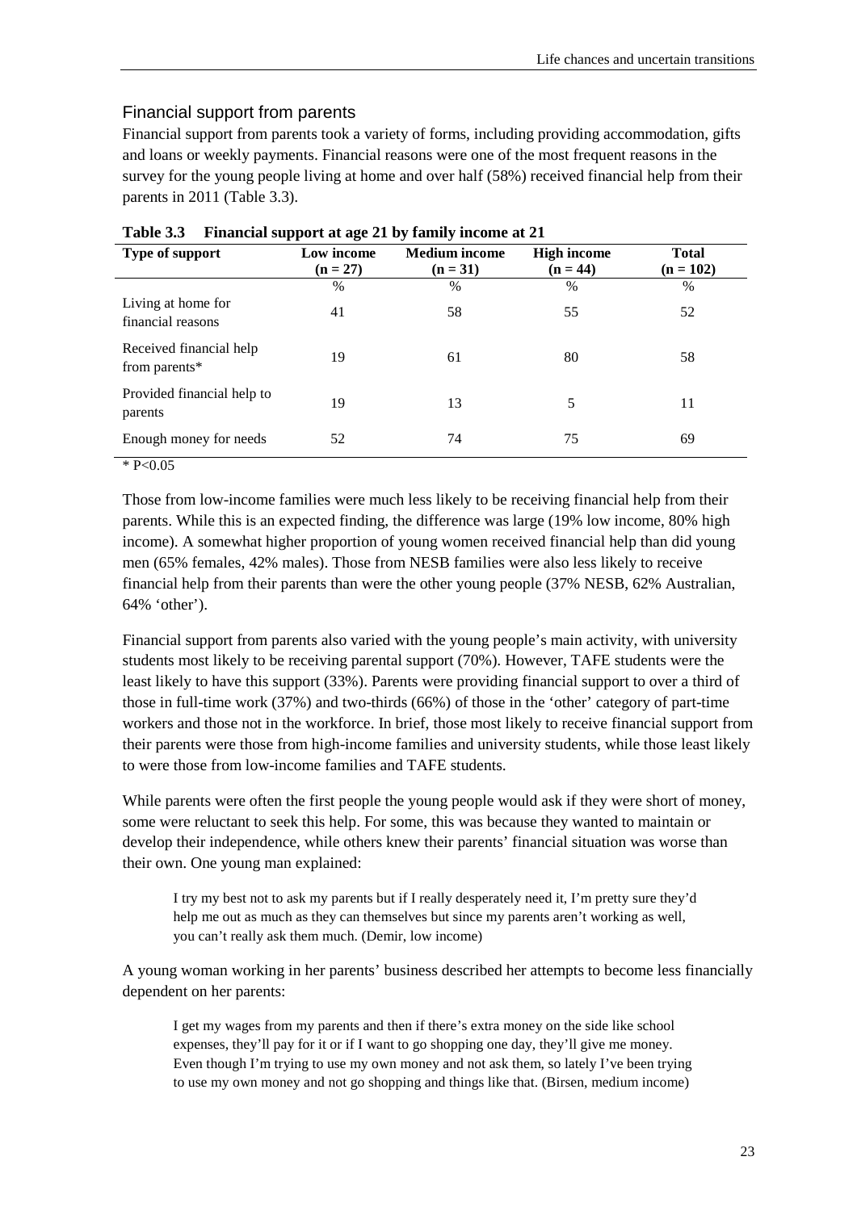## Financial support from parents

Financial support from parents took a variety of forms, including providing accommodation, gifts and loans or weekly payments. Financial reasons were one of the most frequent reasons in the survey for the young people living at home and over half (58%) received financial help from their parents in 2011 (Table 3.3).

**Table 3.3 Financial support at age 21 by family income at 21**

| Type of support | Low income (n = 27) | Medium income (n = 31) | High income (n = 44) | Total (n = 102) |
|---|---|---|---|---|
| | % | % | % | % |
| Living at home for financial reasons | 41 | 58 | 55 | 52 |
| Received financial help from parents* | 19 | 61 | 80 | 58 |
| Provided financial help to parents | 19 | 13 | 5 | 11 |
| Enough money for needs | 52 | 74 | 75 | 69 |

\* P<0.05

Those from low-income families were much less likely to be receiving financial help from their parents. While this is an expected finding, the difference was large (19% low income, 80% high income). A somewhat higher proportion of young women received financial help than did young men (65% females, 42% males). Those from NESB families were also less likely to receive financial help from their parents than were the other young people (37% NESB, 62% Australian, 64% 'other').

Financial support from parents also varied with the young people's main activity, with university students most likely to be receiving parental support (70%). However, TAFE students were the least likely to have this support (33%). Parents were providing financial support to over a third of those in full-time work (37%) and two-thirds (66%) of those in the 'other' category of part-time workers and those not in the workforce. In brief, those most likely to receive financial support from their parents were those from high-income families and university students, while those least likely to were those from low-income families and TAFE students.

While parents were often the first people the young people would ask if they were short of money, some were reluctant to seek this help. For some, this was because they wanted to maintain or develop their independence, while others knew their parents' financial situation was worse than their own. One young man explained:

> I try my best not to ask my parents but if I really desperately need it, I'm pretty sure they'd help me out as much as they can themselves but since my parents aren't working as well, you can't really ask them much. (Demir, low income)

A young woman working in her parents' business described her attempts to become less financially dependent on her parents:

> I get my wages from my parents and then if there's extra money on the side like school expenses, they'll pay for it or if I want to go shopping one day, they'll give me money. Even though I'm trying to use my own money and not ask them, so lately I've been trying to use my own money and not go shopping and things like that. (Birsen, medium income)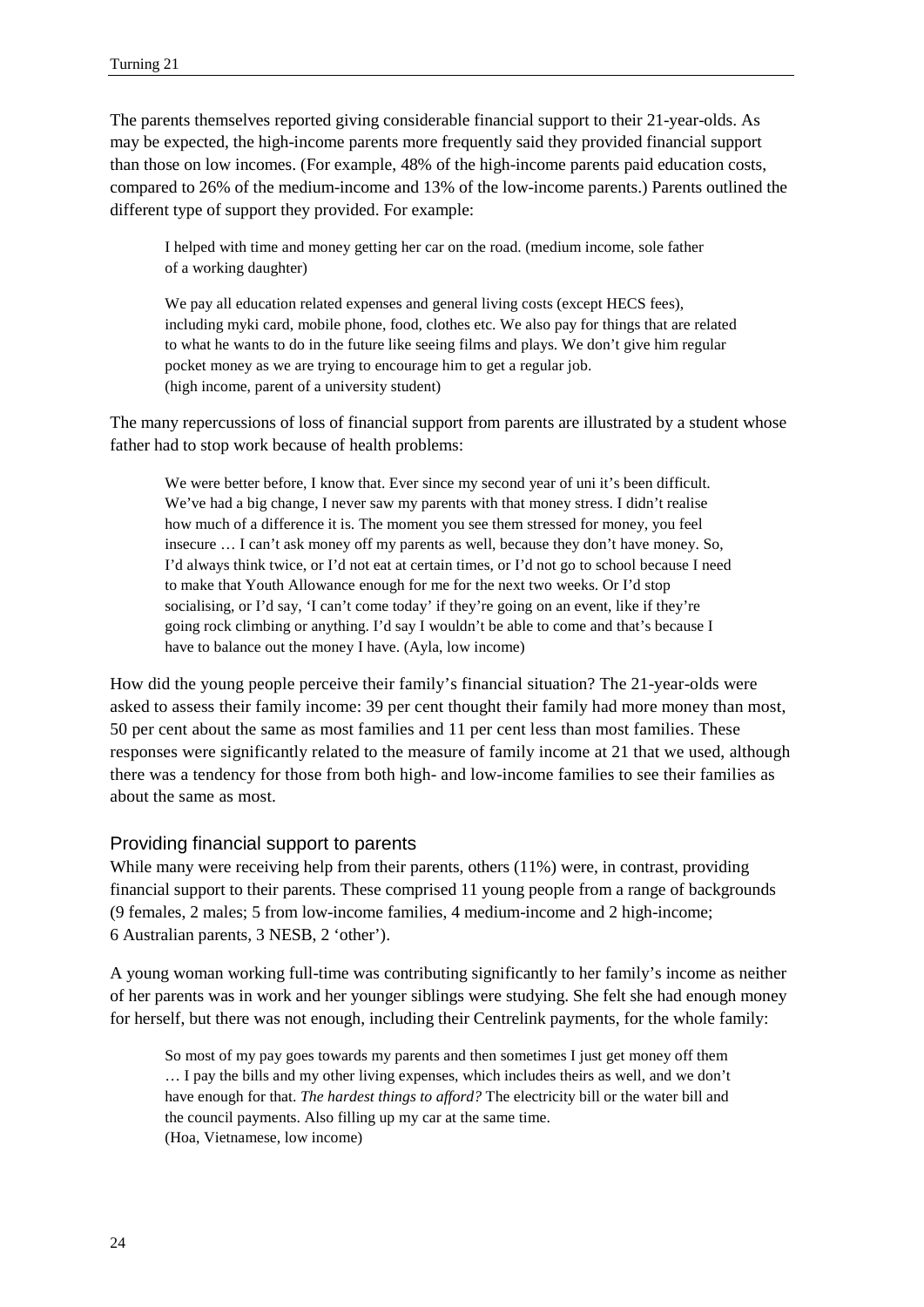The parents themselves reported giving considerable financial support to their 21-year-olds. As may be expected, the high-income parents more frequently said they provided financial support than those on low incomes. (For example, 48% of the high-income parents paid education costs, compared to 26% of the medium-income and 13% of the low-income parents.) Parents outlined the different type of support they provided. For example:

> I helped with time and money getting her car on the road. (medium income, sole father of a working daughter)

> We pay all education related expenses and general living costs (except HECS fees), including myki card, mobile phone, food, clothes etc. We also pay for things that are related to what he wants to do in the future like seeing films and plays. We don't give him regular pocket money as we are trying to encourage him to get a regular job.
> (high income, parent of a university student)

The many repercussions of loss of financial support from parents are illustrated by a student whose father had to stop work because of health problems:

> We were better before, I know that. Ever since my second year of uni it's been difficult. We've had a big change, I never saw my parents with that money stress. I didn't realise how much of a difference it is. The moment you see them stressed for money, you feel insecure … I can't ask money off my parents as well, because they don't have money. So, I'd always think twice, or I'd not eat at certain times, or I'd not go to school because I need to make that Youth Allowance enough for me for the next two weeks. Or I'd stop socialising, or I'd say, 'I can't come today' if they're going on an event, like if they're going rock climbing or anything. I'd say I wouldn't be able to come and that's because I have to balance out the money I have. (Ayla, low income)

How did the young people perceive their family's financial situation? The 21-year-olds were asked to assess their family income: 39 per cent thought their family had more money than most, 50 per cent about the same as most families and 11 per cent less than most families. These responses were significantly related to the measure of family income at 21 that we used, although there was a tendency for those from both high- and low-income families to see their families as about the same as most.

### Providing financial support to parents

While many were receiving help from their parents, others (11%) were, in contrast, providing financial support to their parents. These comprised 11 young people from a range of backgrounds (9 females, 2 males; 5 from low-income families, 4 medium-income and 2 high-income; 6 Australian parents, 3 NESB, 2 'other').

A young woman working full-time was contributing significantly to her family's income as neither of her parents was in work and her younger siblings were studying. She felt she had enough money for herself, but there was not enough, including their Centrelink payments, for the whole family:

> So most of my pay goes towards my parents and then sometimes I just get money off them … I pay the bills and my other living expenses, which includes theirs as well, and we don't have enough for that. *The hardest things to afford?* The electricity bill or the water bill and the council payments. Also filling up my car at the same time.
> (Hoa, Vietnamese, low income)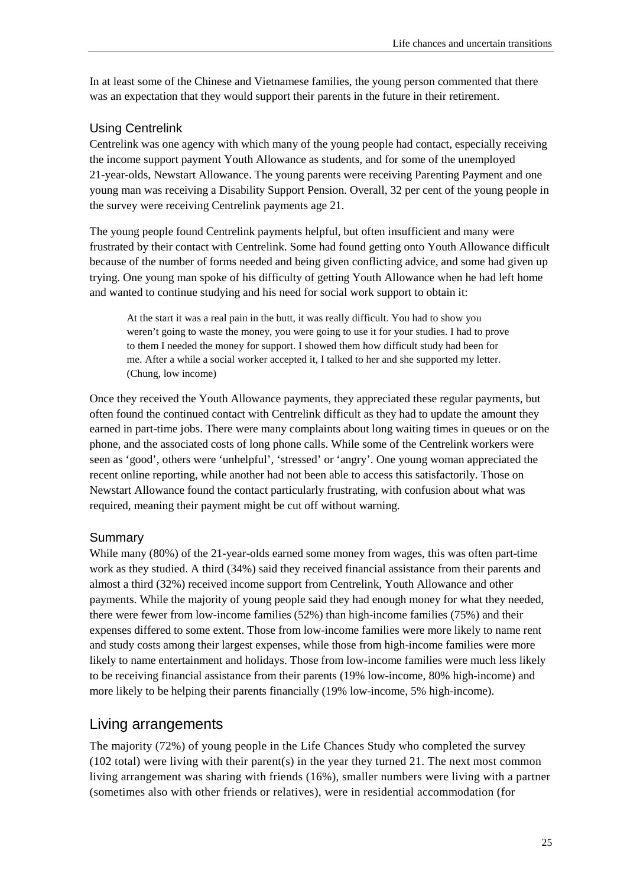In at least some of the Chinese and Vietnamese families, the young person commented that there was an expectation that they would support their parents in the future in their retirement.

### Using Centrelink

Centrelink was one agency with which many of the young people had contact, especially receiving the income support payment Youth Allowance as students, and for some of the unemployed 21-year-olds, Newstart Allowance. The young parents were receiving Parenting Payment and one young man was receiving a Disability Support Pension. Overall, 32 per cent of the young people in the survey were receiving Centrelink payments age 21.

The young people found Centrelink payments helpful, but often insufficient and many were frustrated by their contact with Centrelink. Some had found getting onto Youth Allowance difficult because of the number of forms needed and being given conflicting advice, and some had given up trying. One young man spoke of his difficulty of getting Youth Allowance when he had left home and wanted to continue studying and his need for social work support to obtain it:

> At the start it was a real pain in the butt, it was really difficult. You had to show you weren't going to waste the money, you were going to use it for your studies. I had to prove to them I needed the money for support. I showed them how difficult study had been for me. After a while a social worker accepted it, I talked to her and she supported my letter. (Chung, low income)

Once they received the Youth Allowance payments, they appreciated these regular payments, but often found the continued contact with Centrelink difficult as they had to update the amount they earned in part-time jobs. There were many complaints about long waiting times in queues or on the phone, and the associated costs of long phone calls. While some of the Centrelink workers were seen as 'good', others were 'unhelpful', 'stressed' or 'angry'. One young woman appreciated the recent online reporting, while another had not been able to access this satisfactorily. Those on Newstart Allowance found the contact particularly frustrating, with confusion about what was required, meaning their payment might be cut off without warning.

### Summary

While many (80%) of the 21-year-olds earned some money from wages, this was often part-time work as they studied. A third (34%) said they received financial assistance from their parents and almost a third (32%) received income support from Centrelink, Youth Allowance and other payments. While the majority of young people said they had enough money for what they needed, there were fewer from low-income families (52%) than high-income families (75%) and their expenses differed to some extent. Those from low-income families were more likely to name rent and study costs among their largest expenses, while those from high-income families were more likely to name entertainment and holidays. Those from low-income families were much less likely to be receiving financial assistance from their parents (19% low-income, 80% high-income) and more likely to be helping their parents financially (19% low-income, 5% high-income).

## Living arrangements

The majority (72%) of young people in the Life Chances Study who completed the survey (102 total) were living with their parent(s) in the year they turned 21. The next most common living arrangement was sharing with friends (16%), smaller numbers were living with a partner (sometimes also with other friends or relatives), were in residential accommodation (for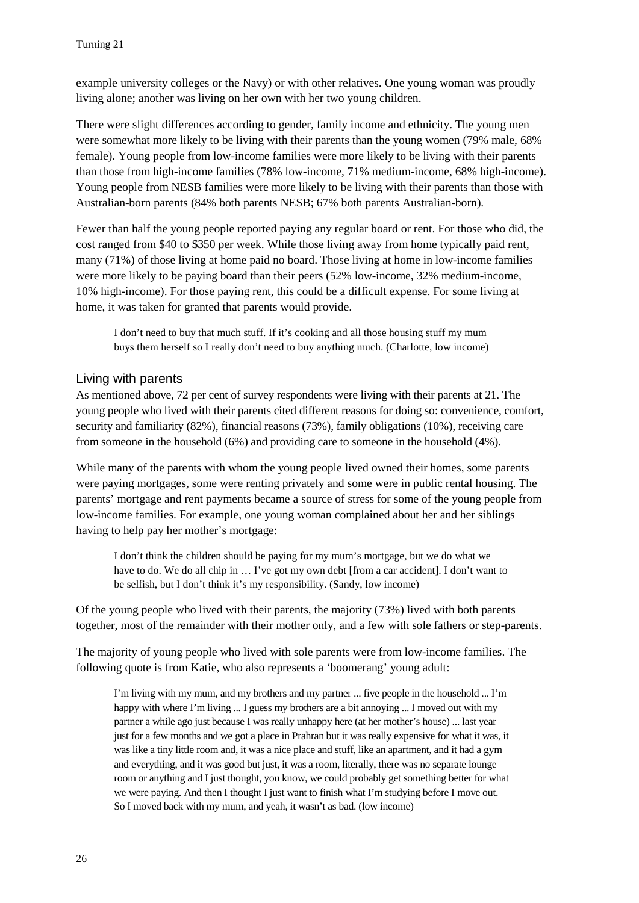example university colleges or the Navy) or with other relatives. One young woman was proudly living alone; another was living on her own with her two young children.

There were slight differences according to gender, family income and ethnicity. The young men were somewhat more likely to be living with their parents than the young women (79% male, 68% female). Young people from low-income families were more likely to be living with their parents than those from high-income families (78% low-income, 71% medium-income, 68% high-income). Young people from NESB families were more likely to be living with their parents than those with Australian-born parents (84% both parents NESB; 67% both parents Australian-born).

Fewer than half the young people reported paying any regular board or rent. For those who did, the cost ranged from $40 to $350 per week. While those living away from home typically paid rent, many (71%) of those living at home paid no board. Those living at home in low-income families were more likely to be paying board than their peers (52% low-income, 32% medium-income, 10% high-income). For those paying rent, this could be a difficult expense. For some living at home, it was taken for granted that parents would provide.

> I don't need to buy that much stuff. If it's cooking and all those housing stuff my mum buys them herself so I really don't need to buy anything much. (Charlotte, low income)

## Living with parents

As mentioned above, 72 per cent of survey respondents were living with their parents at 21. The young people who lived with their parents cited different reasons for doing so: convenience, comfort, security and familiarity (82%), financial reasons (73%), family obligations (10%), receiving care from someone in the household (6%) and providing care to someone in the household (4%).

While many of the parents with whom the young people lived owned their homes, some parents were paying mortgages, some were renting privately and some were in public rental housing. The parents' mortgage and rent payments became a source of stress for some of the young people from low-income families. For example, one young woman complained about her and her siblings having to help pay her mother's mortgage:

> I don't think the children should be paying for my mum's mortgage, but we do what we have to do. We do all chip in … I've got my own debt [from a car accident]. I don't want to be selfish, but I don't think it's my responsibility. (Sandy, low income)

Of the young people who lived with their parents, the majority (73%) lived with both parents together, most of the remainder with their mother only, and a few with sole fathers or step-parents.

The majority of young people who lived with sole parents were from low-income families. The following quote is from Katie, who also represents a 'boomerang' young adult:

> I'm living with my mum, and my brothers and my partner ... five people in the household ... I'm happy with where I'm living ... I guess my brothers are a bit annoying ... I moved out with my partner a while ago just because I was really unhappy here (at her mother's house) ... last year just for a few months and we got a place in Prahran but it was really expensive for what it was, it was like a tiny little room and, it was a nice place and stuff, like an apartment, and it had a gym and everything, and it was good but just, it was a room, literally, there was no separate lounge room or anything and I just thought, you know, we could probably get something better for what we were paying. And then I thought I just want to finish what I'm studying before I move out. So I moved back with my mum, and yeah, it wasn't as bad. (low income)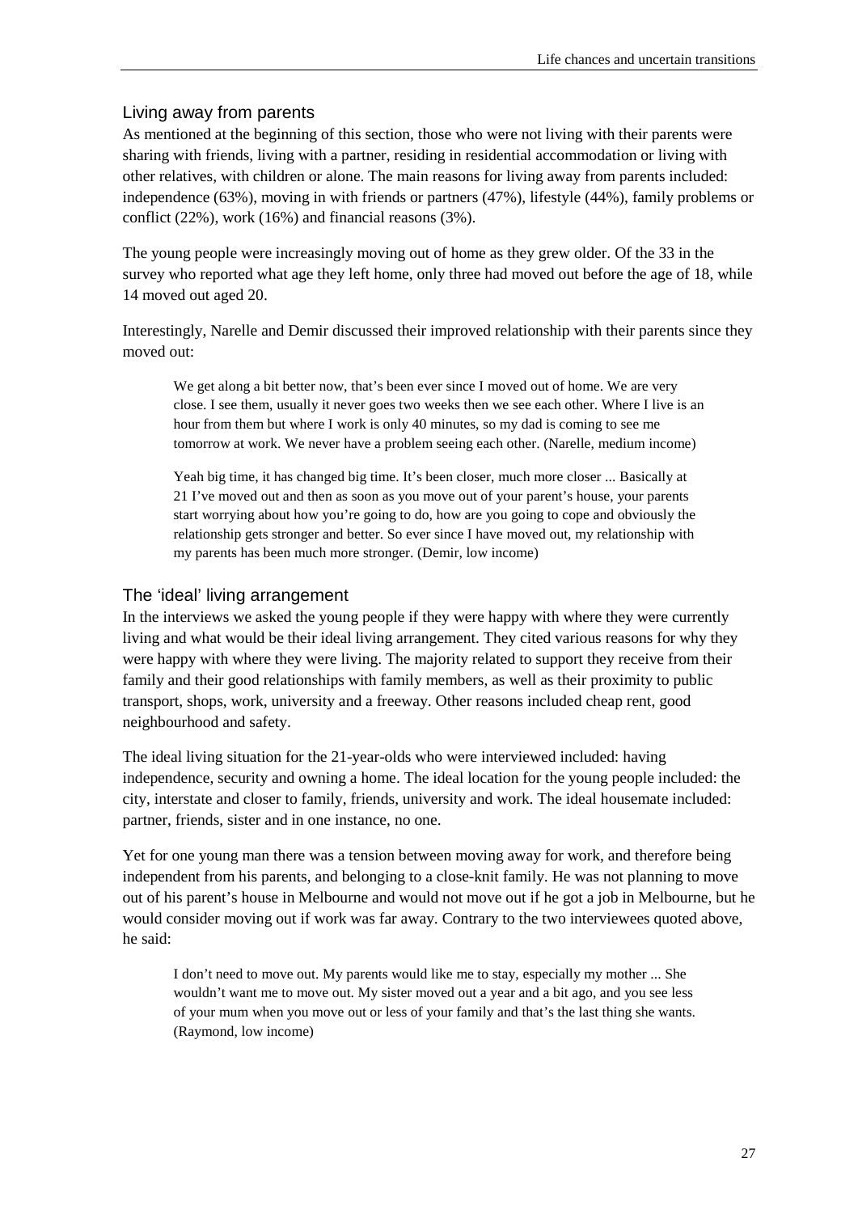## Living away from parents

As mentioned at the beginning of this section, those who were not living with their parents were sharing with friends, living with a partner, residing in residential accommodation or living with other relatives, with children or alone. The main reasons for living away from parents included: independence (63%), moving in with friends or partners (47%), lifestyle (44%), family problems or conflict (22%), work (16%) and financial reasons (3%).

The young people were increasingly moving out of home as they grew older. Of the 33 in the survey who reported what age they left home, only three had moved out before the age of 18, while 14 moved out aged 20.

Interestingly, Narelle and Demir discussed their improved relationship with their parents since they moved out:

> We get along a bit better now, that's been ever since I moved out of home. We are very close. I see them, usually it never goes two weeks then we see each other. Where I live is an hour from them but where I work is only 40 minutes, so my dad is coming to see me tomorrow at work. We never have a problem seeing each other. (Narelle, medium income)

> Yeah big time, it has changed big time. It's been closer, much more closer ... Basically at 21 I've moved out and then as soon as you move out of your parent's house, your parents start worrying about how you're going to do, how are you going to cope and obviously the relationship gets stronger and better. So ever since I have moved out, my relationship with my parents has been much more stronger. (Demir, low income)

## The 'ideal' living arrangement

In the interviews we asked the young people if they were happy with where they were currently living and what would be their ideal living arrangement. They cited various reasons for why they were happy with where they were living. The majority related to support they receive from their family and their good relationships with family members, as well as their proximity to public transport, shops, work, university and a freeway. Other reasons included cheap rent, good neighbourhood and safety.

The ideal living situation for the 21-year-olds who were interviewed included: having independence, security and owning a home. The ideal location for the young people included: the city, interstate and closer to family, friends, university and work. The ideal housemate included: partner, friends, sister and in one instance, no one.

Yet for one young man there was a tension between moving away for work, and therefore being independent from his parents, and belonging to a close-knit family. He was not planning to move out of his parent's house in Melbourne and would not move out if he got a job in Melbourne, but he would consider moving out if work was far away. Contrary to the two interviewees quoted above, he said:

> I don't need to move out. My parents would like me to stay, especially my mother ... She wouldn't want me to move out. My sister moved out a year and a bit ago, and you see less of your mum when you move out or less of your family and that's the last thing she wants. (Raymond, low income)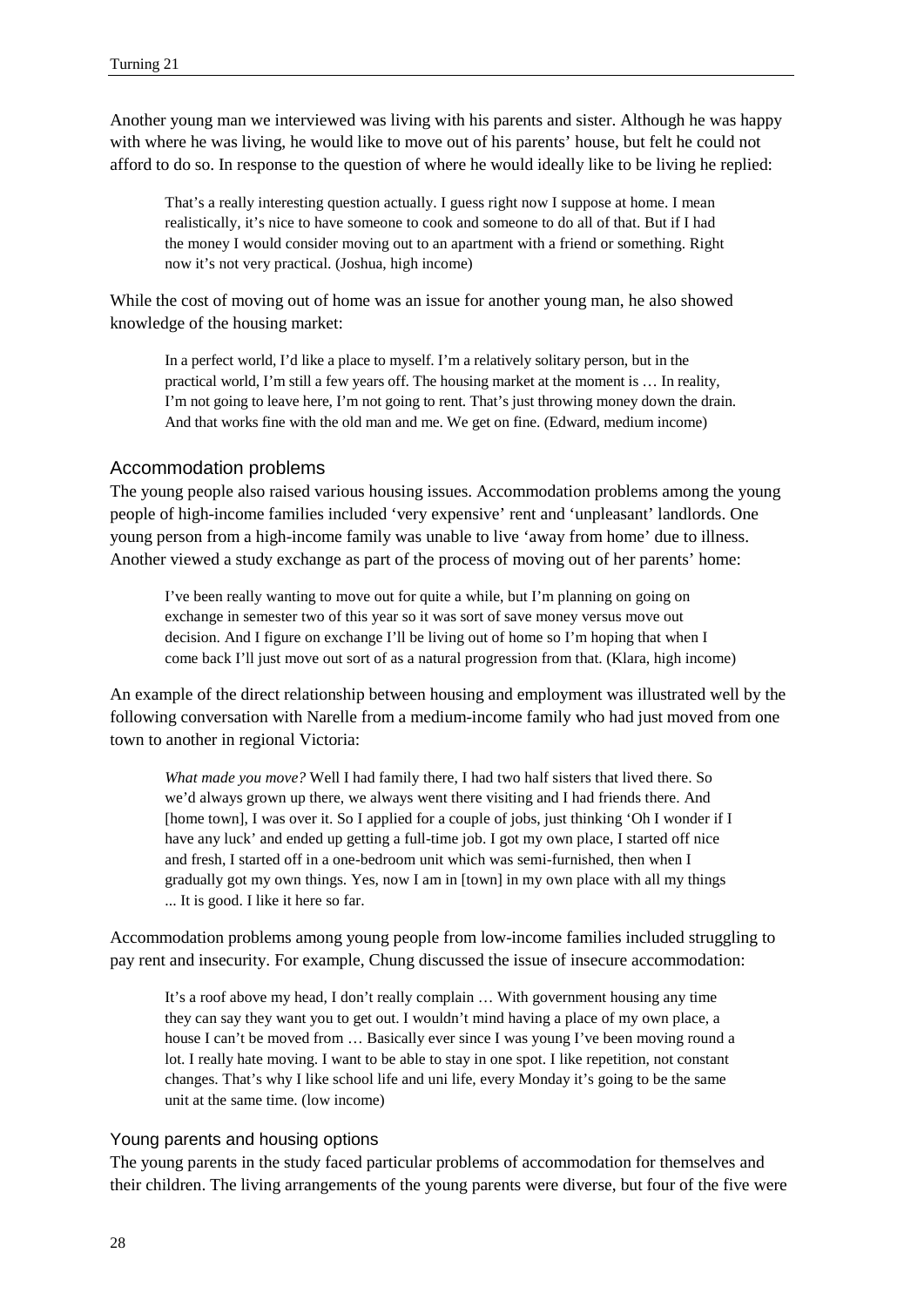Another young man we interviewed was living with his parents and sister. Although he was happy with where he was living, he would like to move out of his parents' house, but felt he could not afford to do so. In response to the question of where he would ideally like to be living he replied:

> That's a really interesting question actually. I guess right now I suppose at home. I mean realistically, it's nice to have someone to cook and someone to do all of that. But if I had the money I would consider moving out to an apartment with a friend or something. Right now it's not very practical. (Joshua, high income)

While the cost of moving out of home was an issue for another young man, he also showed knowledge of the housing market:

> In a perfect world, I'd like a place to myself. I'm a relatively solitary person, but in the practical world, I'm still a few years off. The housing market at the moment is … In reality, I'm not going to leave here, I'm not going to rent. That's just throwing money down the drain. And that works fine with the old man and me. We get on fine. (Edward, medium income)

### Accommodation problems

The young people also raised various housing issues. Accommodation problems among the young people of high-income families included 'very expensive' rent and 'unpleasant' landlords. One young person from a high-income family was unable to live 'away from home' due to illness. Another viewed a study exchange as part of the process of moving out of her parents' home:

> I've been really wanting to move out for quite a while, but I'm planning on going on exchange in semester two of this year so it was sort of save money versus move out decision. And I figure on exchange I'll be living out of home so I'm hoping that when I come back I'll just move out sort of as a natural progression from that. (Klara, high income)

An example of the direct relationship between housing and employment was illustrated well by the following conversation with Narelle from a medium-income family who had just moved from one town to another in regional Victoria:

> *What made you move?* Well I had family there, I had two half sisters that lived there. So we'd always grown up there, we always went there visiting and I had friends there. And [home town], I was over it. So I applied for a couple of jobs, just thinking 'Oh I wonder if I have any luck' and ended up getting a full-time job. I got my own place, I started off nice and fresh, I started off in a one-bedroom unit which was semi-furnished, then when I gradually got my own things. Yes, now I am in [town] in my own place with all my things ... It is good. I like it here so far.

Accommodation problems among young people from low-income families included struggling to pay rent and insecurity. For example, Chung discussed the issue of insecure accommodation:

> It's a roof above my head, I don't really complain … With government housing any time they can say they want you to get out. I wouldn't mind having a place of my own place, a house I can't be moved from … Basically ever since I was young I've been moving round a lot. I really hate moving. I want to be able to stay in one spot. I like repetition, not constant changes. That's why I like school life and uni life, every Monday it's going to be the same unit at the same time. (low income)

### Young parents and housing options

The young parents in the study faced particular problems of accommodation for themselves and their children. The living arrangements of the young parents were diverse, but four of the five were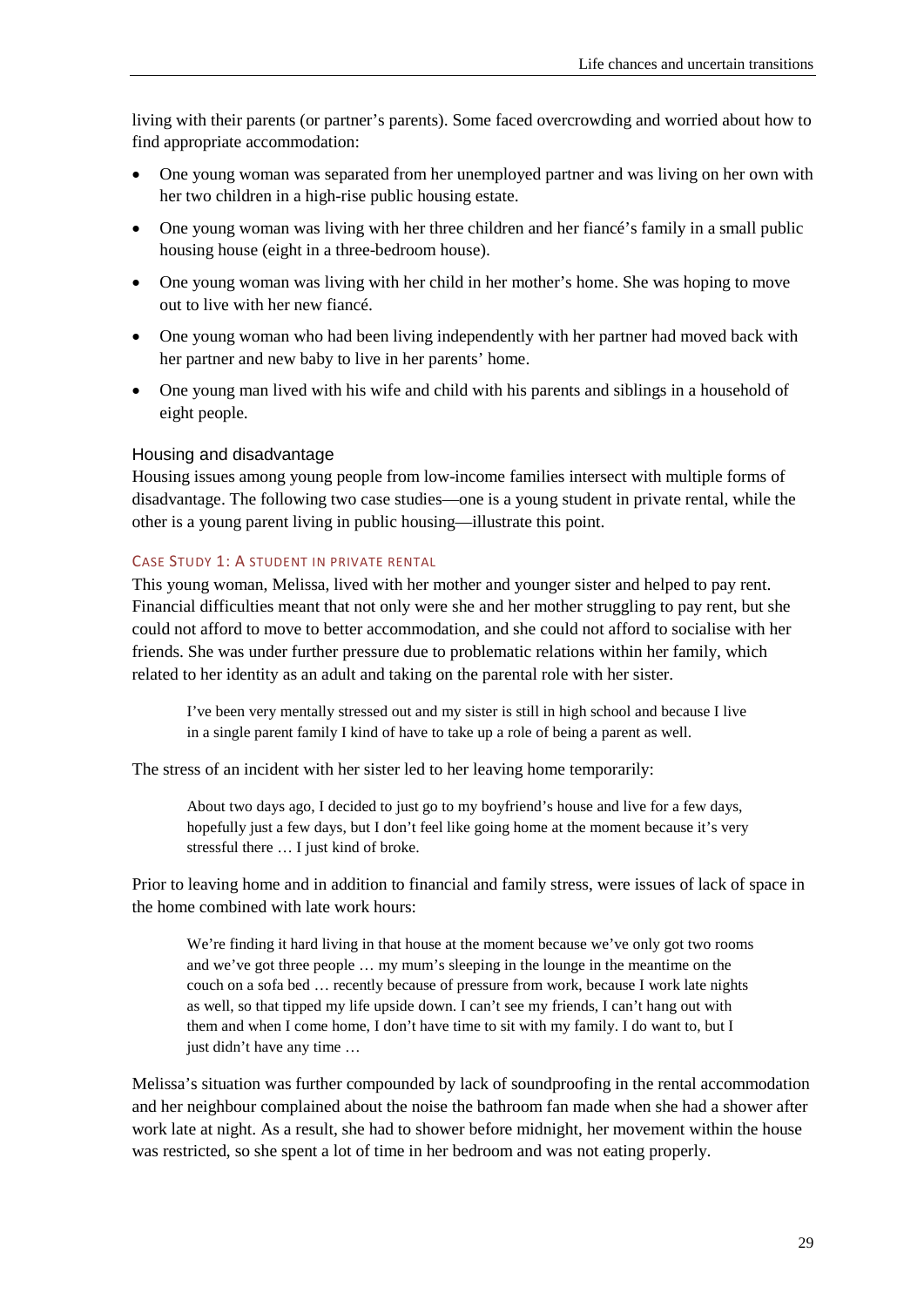living with their parents (or partner's parents). Some faced overcrowding and worried about how to find appropriate accommodation:

- One young woman was separated from her unemployed partner and was living on her own with her two children in a high-rise public housing estate.
- One young woman was living with her three children and her fiancé's family in a small public housing house (eight in a three-bedroom house).
- One young woman was living with her child in her mother's home. She was hoping to move out to live with her new fiancé.
- One young woman who had been living independently with her partner had moved back with her partner and new baby to live in her parents' home.
- One young man lived with his wife and child with his parents and siblings in a household of eight people.

### Housing and disadvantage

Housing issues among young people from low-income families intersect with multiple forms of disadvantage. The following two case studies—one is a young student in private rental, while the other is a young parent living in public housing—illustrate this point.

#### Case Study 1: A student in private rental

This young woman, Melissa, lived with her mother and younger sister and helped to pay rent. Financial difficulties meant that not only were she and her mother struggling to pay rent, but she could not afford to move to better accommodation, and she could not afford to socialise with her friends. She was under further pressure due to problematic relations within her family, which related to her identity as an adult and taking on the parental role with her sister.

> I've been very mentally stressed out and my sister is still in high school and because I live in a single parent family I kind of have to take up a role of being a parent as well.

The stress of an incident with her sister led to her leaving home temporarily:

> About two days ago, I decided to just go to my boyfriend's house and live for a few days, hopefully just a few days, but I don't feel like going home at the moment because it's very stressful there … I just kind of broke.

Prior to leaving home and in addition to financial and family stress, were issues of lack of space in the home combined with late work hours:

> We're finding it hard living in that house at the moment because we've only got two rooms and we've got three people … my mum's sleeping in the lounge in the meantime on the couch on a sofa bed … recently because of pressure from work, because I work late nights as well, so that tipped my life upside down. I can't see my friends, I can't hang out with them and when I come home, I don't have time to sit with my family. I do want to, but I just didn't have any time …

Melissa's situation was further compounded by lack of soundproofing in the rental accommodation and her neighbour complained about the noise the bathroom fan made when she had a shower after work late at night. As a result, she had to shower before midnight, her movement within the house was restricted, so she spent a lot of time in her bedroom and was not eating properly.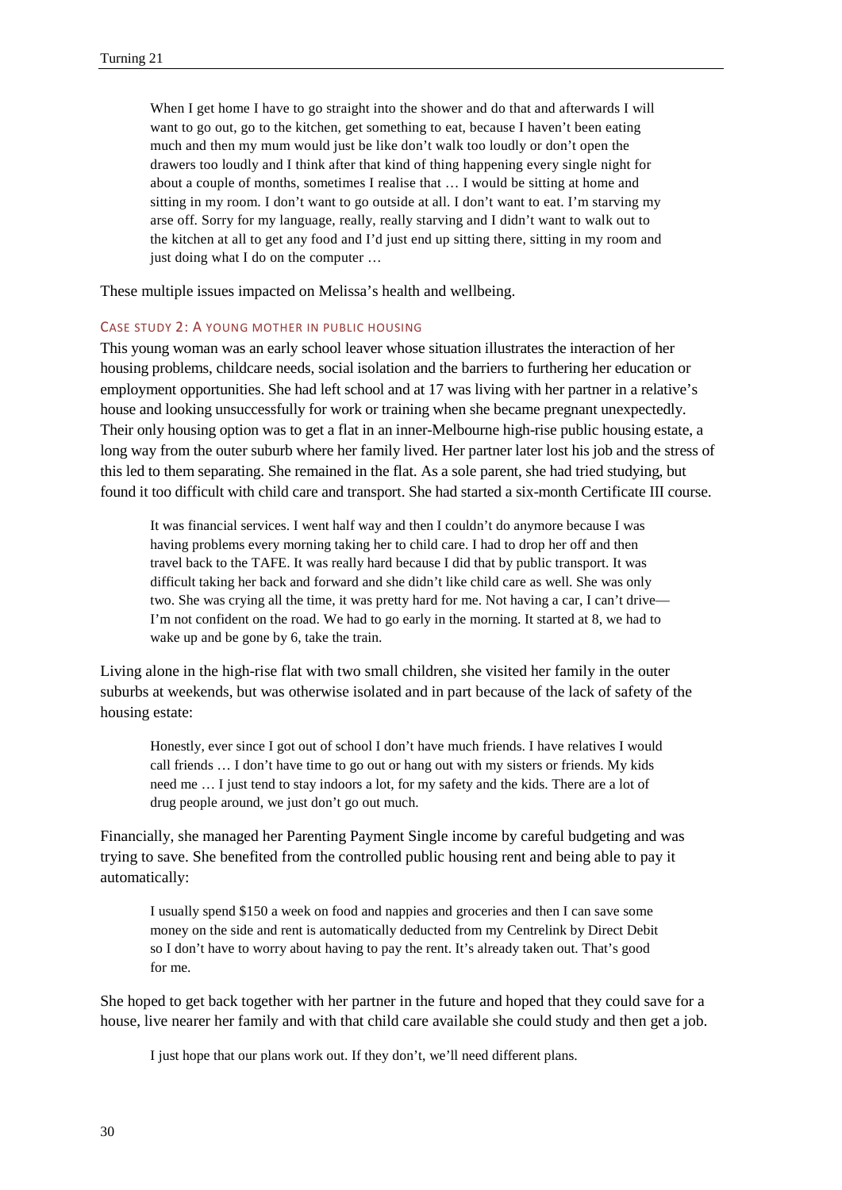> When I get home I have to go straight into the shower and do that and afterwards I will want to go out, go to the kitchen, get something to eat, because I haven't been eating much and then my mum would just be like don't walk too loudly or don't open the drawers too loudly and I think after that kind of thing happening every single night for about a couple of months, sometimes I realise that … I would be sitting at home and sitting in my room. I don't want to go outside at all. I don't want to eat. I'm starving my arse off. Sorry for my language, really, really starving and I didn't want to walk out to the kitchen at all to get any food and I'd just end up sitting there, sitting in my room and just doing what I do on the computer …

These multiple issues impacted on Melissa's health and wellbeing.

### Case study 2: A young mother in public housing

This young woman was an early school leaver whose situation illustrates the interaction of her housing problems, childcare needs, social isolation and the barriers to furthering her education or employment opportunities. She had left school and at 17 was living with her partner in a relative's house and looking unsuccessfully for work or training when she became pregnant unexpectedly. Their only housing option was to get a flat in an inner-Melbourne high-rise public housing estate, a long way from the outer suburb where her family lived. Her partner later lost his job and the stress of this led to them separating. She remained in the flat. As a sole parent, she had tried studying, but found it too difficult with child care and transport. She had started a six-month Certificate III course.

> It was financial services. I went half way and then I couldn't do anymore because I was having problems every morning taking her to child care. I had to drop her off and then travel back to the TAFE. It was really hard because I did that by public transport. It was difficult taking her back and forward and she didn't like child care as well. She was only two. She was crying all the time, it was pretty hard for me. Not having a car, I can't drive—I'm not confident on the road. We had to go early in the morning. It started at 8, we had to wake up and be gone by 6, take the train.

Living alone in the high-rise flat with two small children, she visited her family in the outer suburbs at weekends, but was otherwise isolated and in part because of the lack of safety of the housing estate:

> Honestly, ever since I got out of school I don't have much friends. I have relatives I would call friends … I don't have time to go out or hang out with my sisters or friends. My kids need me … I just tend to stay indoors a lot, for my safety and the kids. There are a lot of drug people around, we just don't go out much.

Financially, she managed her Parenting Payment Single income by careful budgeting and was trying to save. She benefited from the controlled public housing rent and being able to pay it automatically:

> I usually spend $150 a week on food and nappies and groceries and then I can save some money on the side and rent is automatically deducted from my Centrelink by Direct Debit so I don't have to worry about having to pay the rent. It's already taken out. That's good for me.

She hoped to get back together with her partner in the future and hoped that they could save for a house, live nearer her family and with that child care available she could study and then get a job.

> I just hope that our plans work out. If they don't, we'll need different plans.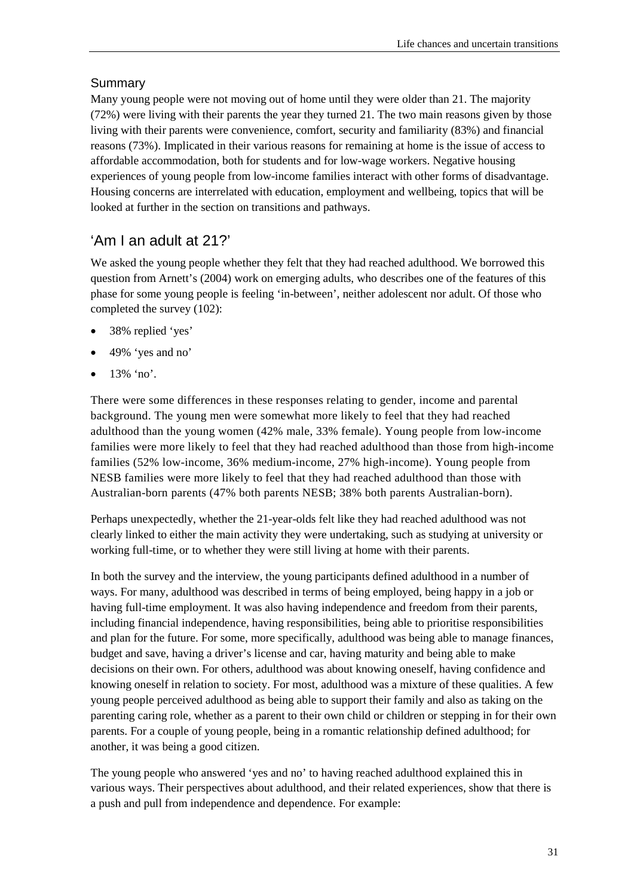### Summary

Many young people were not moving out of home until they were older than 21. The majority (72%) were living with their parents the year they turned 21. The two main reasons given by those living with their parents were convenience, comfort, security and familiarity (83%) and financial reasons (73%). Implicated in their various reasons for remaining at home is the issue of access to affordable accommodation, both for students and for low-wage workers. Negative housing experiences of young people from low-income families interact with other forms of disadvantage. Housing concerns are interrelated with education, employment and wellbeing, topics that will be looked at further in the section on transitions and pathways.

## 'Am I an adult at 21?'

We asked the young people whether they felt that they had reached adulthood. We borrowed this question from Arnett's (2004) work on emerging adults, who describes one of the features of this phase for some young people is feeling 'in-between', neither adolescent nor adult. Of those who completed the survey (102):

- 38% replied 'yes'
- 49% 'yes and no'
- 13% 'no'.

There were some differences in these responses relating to gender, income and parental background. The young men were somewhat more likely to feel that they had reached adulthood than the young women (42% male, 33% female). Young people from low-income families were more likely to feel that they had reached adulthood than those from high-income families (52% low-income, 36% medium-income, 27% high-income). Young people from NESB families were more likely to feel that they had reached adulthood than those with Australian-born parents (47% both parents NESB; 38% both parents Australian-born).

Perhaps unexpectedly, whether the 21-year-olds felt like they had reached adulthood was not clearly linked to either the main activity they were undertaking, such as studying at university or working full-time, or to whether they were still living at home with their parents.

In both the survey and the interview, the young participants defined adulthood in a number of ways. For many, adulthood was described in terms of being employed, being happy in a job or having full-time employment. It was also having independence and freedom from their parents, including financial independence, having responsibilities, being able to prioritise responsibilities and plan for the future. For some, more specifically, adulthood was being able to manage finances, budget and save, having a driver's license and car, having maturity and being able to make decisions on their own. For others, adulthood was about knowing oneself, having confidence and knowing oneself in relation to society. For most, adulthood was a mixture of these qualities. A few young people perceived adulthood as being able to support their family and also as taking on the parenting caring role, whether as a parent to their own child or children or stepping in for their own parents. For a couple of young people, being in a romantic relationship defined adulthood; for another, it was being a good citizen.

The young people who answered 'yes and no' to having reached adulthood explained this in various ways. Their perspectives about adulthood, and their related experiences, show that there is a push and pull from independence and dependence. For example: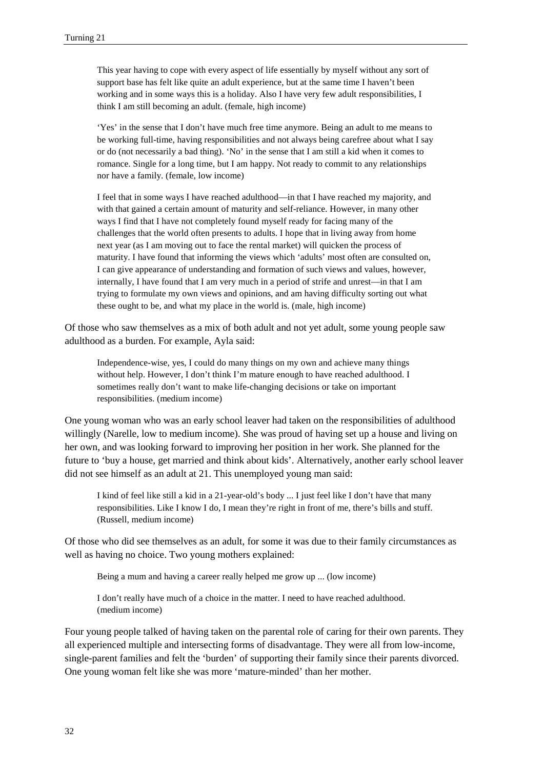> This year having to cope with every aspect of life essentially by myself without any sort of support base has felt like quite an adult experience, but at the same time I haven't been working and in some ways this is a holiday. Also I have very few adult responsibilities, I think I am still becoming an adult. (female, high income)

> 'Yes' in the sense that I don't have much free time anymore. Being an adult to me means to be working full-time, having responsibilities and not always being carefree about what I say or do (not necessarily a bad thing). 'No' in the sense that I am still a kid when it comes to romance. Single for a long time, but I am happy. Not ready to commit to any relationships nor have a family. (female, low income)

> I feel that in some ways I have reached adulthood—in that I have reached my majority, and with that gained a certain amount of maturity and self-reliance. However, in many other ways I find that I have not completely found myself ready for facing many of the challenges that the world often presents to adults. I hope that in living away from home next year (as I am moving out to face the rental market) will quicken the process of maturity. I have found that informing the views which 'adults' most often are consulted on, I can give appearance of understanding and formation of such views and values, however, internally, I have found that I am very much in a period of strife and unrest—in that I am trying to formulate my own views and opinions, and am having difficulty sorting out what these ought to be, and what my place in the world is. (male, high income)

Of those who saw themselves as a mix of both adult and not yet adult, some young people saw adulthood as a burden. For example, Ayla said:

> Independence-wise, yes, I could do many things on my own and achieve many things without help. However, I don't think I'm mature enough to have reached adulthood. I sometimes really don't want to make life-changing decisions or take on important responsibilities. (medium income)

One young woman who was an early school leaver had taken on the responsibilities of adulthood willingly (Narelle, low to medium income). She was proud of having set up a house and living on her own, and was looking forward to improving her position in her work. She planned for the future to 'buy a house, get married and think about kids'. Alternatively, another early school leaver did not see himself as an adult at 21. This unemployed young man said:

> I kind of feel like still a kid in a 21-year-old's body ... I just feel like I don't have that many responsibilities. Like I know I do, I mean they're right in front of me, there's bills and stuff. (Russell, medium income)

Of those who did see themselves as an adult, for some it was due to their family circumstances as well as having no choice. Two young mothers explained:

> Being a mum and having a career really helped me grow up ... (low income)

> I don't really have much of a choice in the matter. I need to have reached adulthood. (medium income)

Four young people talked of having taken on the parental role of caring for their own parents. They all experienced multiple and intersecting forms of disadvantage. They were all from low-income, single-parent families and felt the 'burden' of supporting their family since their parents divorced. One young woman felt like she was more 'mature-minded' than her mother.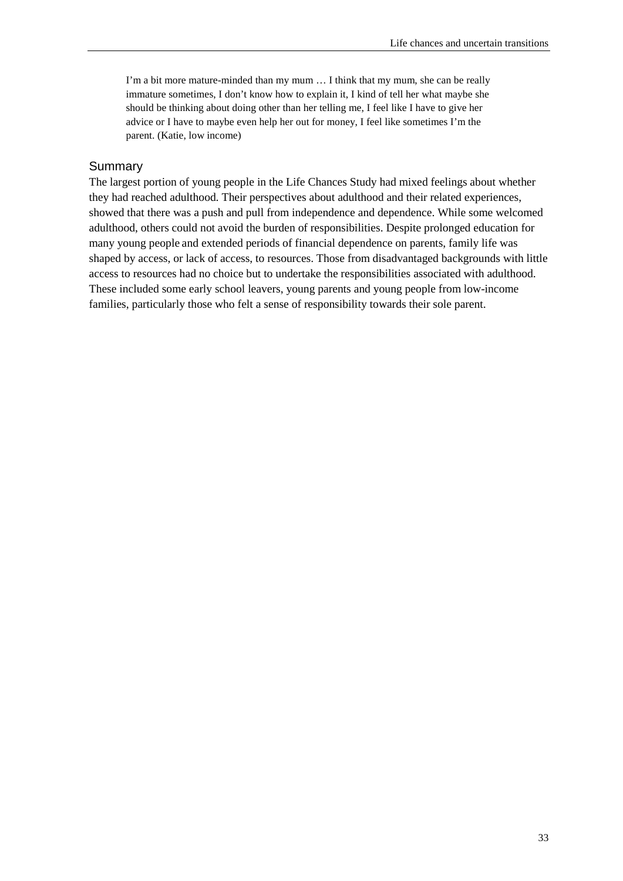> I'm a bit more mature-minded than my mum … I think that my mum, she can be really immature sometimes, I don't know how to explain it, I kind of tell her what maybe she should be thinking about doing other than her telling me, I feel like I have to give her advice or I have to maybe even help her out for money, I feel like sometimes I'm the parent. (Katie, low income)

## Summary

The largest portion of young people in the Life Chances Study had mixed feelings about whether they had reached adulthood. Their perspectives about adulthood and their related experiences, showed that there was a push and pull from independence and dependence. While some welcomed adulthood, others could not avoid the burden of responsibilities. Despite prolonged education for many young people and extended periods of financial dependence on parents, family life was shaped by access, or lack of access, to resources. Those from disadvantaged backgrounds with little access to resources had no choice but to undertake the responsibilities associated with adulthood. These included some early school leavers, young parents and young people from low-income families, particularly those who felt a sense of responsibility towards their sole parent.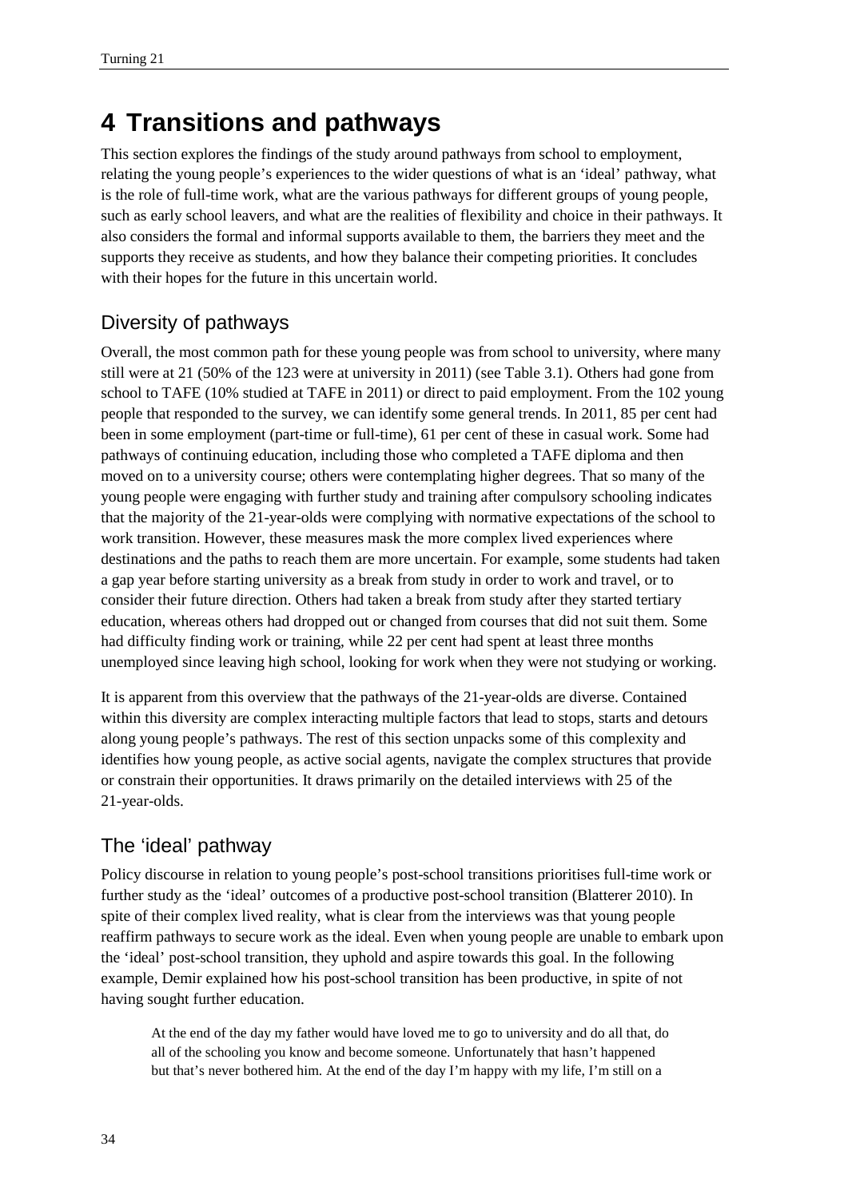# 4 Transitions and pathways

This section explores the findings of the study around pathways from school to employment, relating the young people's experiences to the wider questions of what is an 'ideal' pathway, what is the role of full-time work, what are the various pathways for different groups of young people, such as early school leavers, and what are the realities of flexibility and choice in their pathways. It also considers the formal and informal supports available to them, the barriers they meet and the supports they receive as students, and how they balance their competing priorities. It concludes with their hopes for the future in this uncertain world.

## Diversity of pathways

Overall, the most common path for these young people was from school to university, where many still were at 21 (50% of the 123 were at university in 2011) (see Table 3.1). Others had gone from school to TAFE (10% studied at TAFE in 2011) or direct to paid employment. From the 102 young people that responded to the survey, we can identify some general trends. In 2011, 85 per cent had been in some employment (part-time or full-time), 61 per cent of these in casual work. Some had pathways of continuing education, including those who completed a TAFE diploma and then moved on to a university course; others were contemplating higher degrees. That so many of the young people were engaging with further study and training after compulsory schooling indicates that the majority of the 21-year-olds were complying with normative expectations of the school to work transition. However, these measures mask the more complex lived experiences where destinations and the paths to reach them are more uncertain. For example, some students had taken a gap year before starting university as a break from study in order to work and travel, or to consider their future direction. Others had taken a break from study after they started tertiary education, whereas others had dropped out or changed from courses that did not suit them. Some had difficulty finding work or training, while 22 per cent had spent at least three months unemployed since leaving high school, looking for work when they were not studying or working.

It is apparent from this overview that the pathways of the 21-year-olds are diverse. Contained within this diversity are complex interacting multiple factors that lead to stops, starts and detours along young people's pathways. The rest of this section unpacks some of this complexity and identifies how young people, as active social agents, navigate the complex structures that provide or constrain their opportunities. It draws primarily on the detailed interviews with 25 of the 21-year-olds.

## The 'ideal' pathway

Policy discourse in relation to young people's post-school transitions prioritises full-time work or further study as the 'ideal' outcomes of a productive post-school transition (Blatterer 2010). In spite of their complex lived reality, what is clear from the interviews was that young people reaffirm pathways to secure work as the ideal. Even when young people are unable to embark upon the 'ideal' post-school transition, they uphold and aspire towards this goal. In the following example, Demir explained how his post-school transition has been productive, in spite of not having sought further education.

> At the end of the day my father would have loved me to go to university and do all that, do all of the schooling you know and become someone. Unfortunately that hasn't happened but that's never bothered him. At the end of the day I'm happy with my life, I'm still on a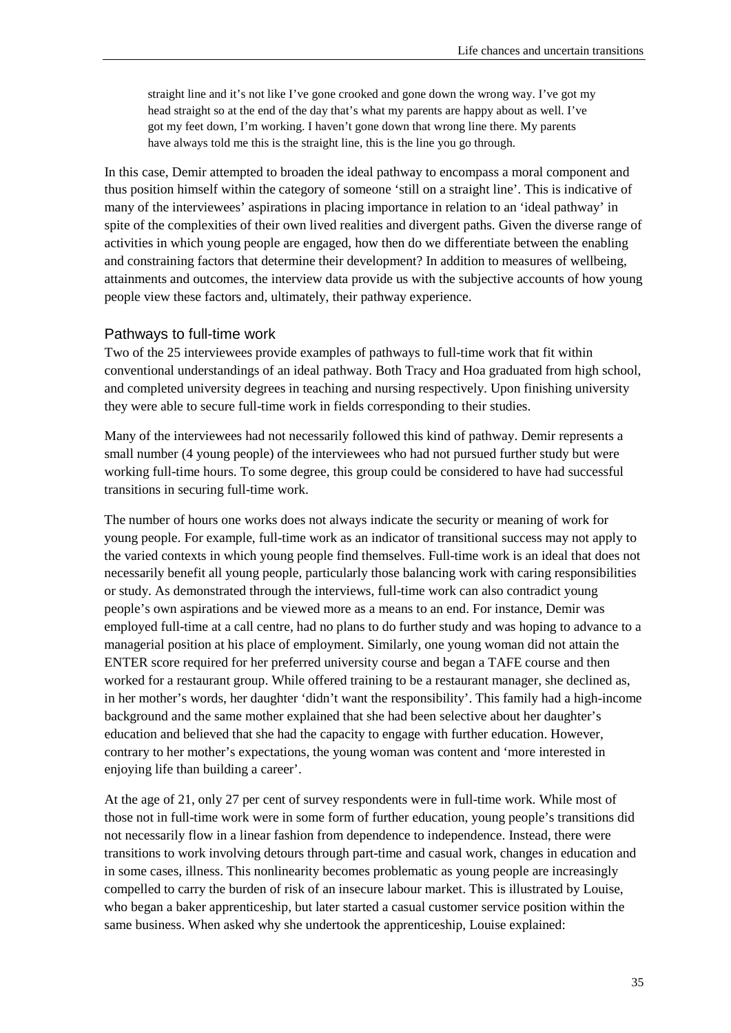> straight line and it's not like I've gone crooked and gone down the wrong way. I've got my head straight so at the end of the day that's what my parents are happy about as well. I've got my feet down, I'm working. I haven't gone down that wrong line there. My parents have always told me this is the straight line, this is the line you go through.

In this case, Demir attempted to broaden the ideal pathway to encompass a moral component and thus position himself within the category of someone 'still on a straight line'. This is indicative of many of the interviewees' aspirations in placing importance in relation to an 'ideal pathway' in spite of the complexities of their own lived realities and divergent paths. Given the diverse range of activities in which young people are engaged, how then do we differentiate between the enabling and constraining factors that determine their development? In addition to measures of wellbeing, attainments and outcomes, the interview data provide us with the subjective accounts of how young people view these factors and, ultimately, their pathway experience.

## Pathways to full-time work

Two of the 25 interviewees provide examples of pathways to full-time work that fit within conventional understandings of an ideal pathway. Both Tracy and Hoa graduated from high school, and completed university degrees in teaching and nursing respectively. Upon finishing university they were able to secure full-time work in fields corresponding to their studies.

Many of the interviewees had not necessarily followed this kind of pathway. Demir represents a small number (4 young people) of the interviewees who had not pursued further study but were working full-time hours. To some degree, this group could be considered to have had successful transitions in securing full-time work.

The number of hours one works does not always indicate the security or meaning of work for young people. For example, full-time work as an indicator of transitional success may not apply to the varied contexts in which young people find themselves. Full-time work is an ideal that does not necessarily benefit all young people, particularly those balancing work with caring responsibilities or study. As demonstrated through the interviews, full-time work can also contradict young people's own aspirations and be viewed more as a means to an end. For instance, Demir was employed full-time at a call centre, had no plans to do further study and was hoping to advance to a managerial position at his place of employment. Similarly, one young woman did not attain the ENTER score required for her preferred university course and began a TAFE course and then worked for a restaurant group. While offered training to be a restaurant manager, she declined as, in her mother's words, her daughter 'didn't want the responsibility'. This family had a high-income background and the same mother explained that she had been selective about her daughter's education and believed that she had the capacity to engage with further education. However, contrary to her mother's expectations, the young woman was content and 'more interested in enjoying life than building a career'.

At the age of 21, only 27 per cent of survey respondents were in full-time work. While most of those not in full-time work were in some form of further education, young people's transitions did not necessarily flow in a linear fashion from dependence to independence. Instead, there were transitions to work involving detours through part-time and casual work, changes in education and in some cases, illness. This nonlinearity becomes problematic as young people are increasingly compelled to carry the burden of risk of an insecure labour market. This is illustrated by Louise, who began a baker apprenticeship, but later started a casual customer service position within the same business. When asked why she undertook the apprenticeship, Louise explained: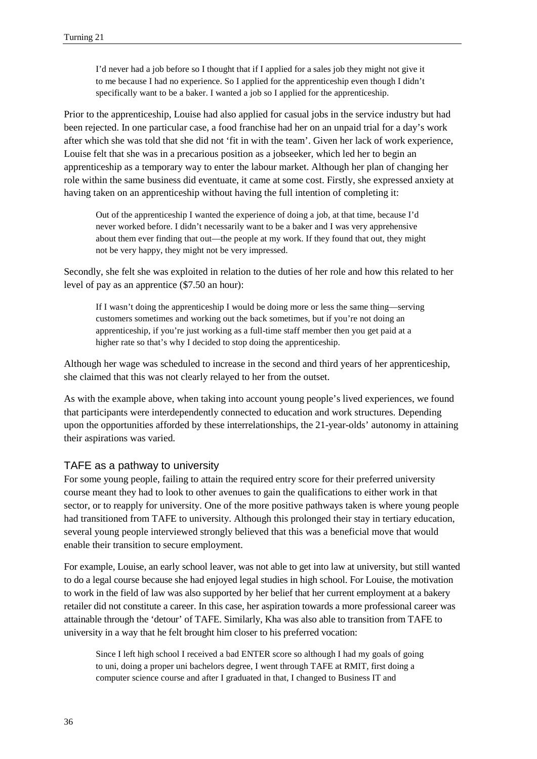> I'd never had a job before so I thought that if I applied for a sales job they might not give it to me because I had no experience. So I applied for the apprenticeship even though I didn't specifically want to be a baker. I wanted a job so I applied for the apprenticeship.

Prior to the apprenticeship, Louise had also applied for casual jobs in the service industry but had been rejected. In one particular case, a food franchise had her on an unpaid trial for a day's work after which she was told that she did not 'fit in with the team'. Given her lack of work experience, Louise felt that she was in a precarious position as a jobseeker, which led her to begin an apprenticeship as a temporary way to enter the labour market. Although her plan of changing her role within the same business did eventuate, it came at some cost. Firstly, she expressed anxiety at having taken on an apprenticeship without having the full intention of completing it:

> Out of the apprenticeship I wanted the experience of doing a job, at that time, because I'd never worked before. I didn't necessarily want to be a baker and I was very apprehensive about them ever finding that out—the people at my work. If they found that out, they might not be very happy, they might not be very impressed.

Secondly, she felt she was exploited in relation to the duties of her role and how this related to her level of pay as an apprentice ($7.50 an hour):

> If I wasn't doing the apprenticeship I would be doing more or less the same thing—serving customers sometimes and working out the back sometimes, but if you're not doing an apprenticeship, if you're just working as a full-time staff member then you get paid at a higher rate so that's why I decided to stop doing the apprenticeship.

Although her wage was scheduled to increase in the second and third years of her apprenticeship, she claimed that this was not clearly relayed to her from the outset.

As with the example above, when taking into account young people's lived experiences, we found that participants were interdependently connected to education and work structures. Depending upon the opportunities afforded by these interrelationships, the 21-year-olds' autonomy in attaining their aspirations was varied.

## TAFE as a pathway to university

For some young people, failing to attain the required entry score for their preferred university course meant they had to look to other avenues to gain the qualifications to either work in that sector, or to reapply for university. One of the more positive pathways taken is where young people had transitioned from TAFE to university. Although this prolonged their stay in tertiary education, several young people interviewed strongly believed that this was a beneficial move that would enable their transition to secure employment.

For example, Louise, an early school leaver, was not able to get into law at university, but still wanted to do a legal course because she had enjoyed legal studies in high school. For Louise, the motivation to work in the field of law was also supported by her belief that her current employment at a bakery retailer did not constitute a career. In this case, her aspiration towards a more professional career was attainable through the 'detour' of TAFE. Similarly, Kha was also able to transition from TAFE to university in a way that he felt brought him closer to his preferred vocation:

> Since I left high school I received a bad ENTER score so although I had my goals of going to uni, doing a proper uni bachelors degree, I went through TAFE at RMIT, first doing a computer science course and after I graduated in that, I changed to Business IT and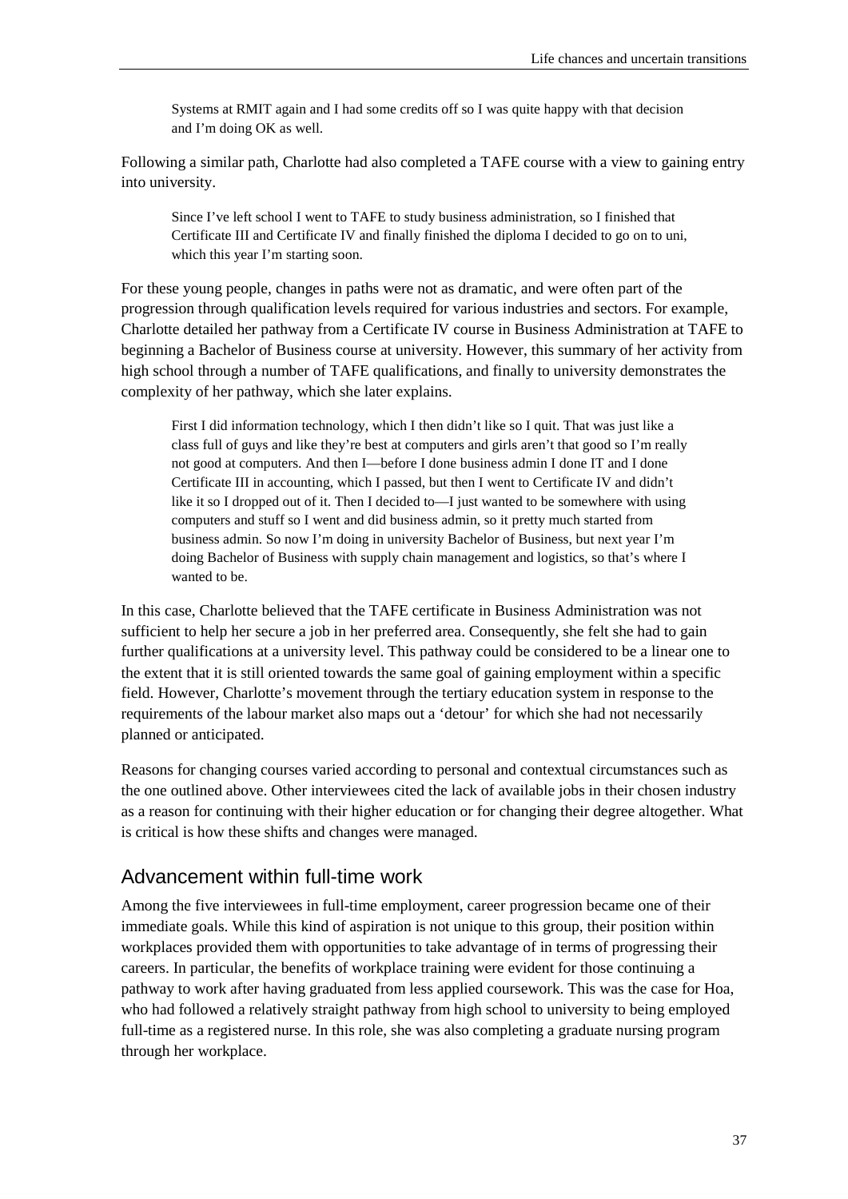> Systems at RMIT again and I had some credits off so I was quite happy with that decision and I'm doing OK as well.

Following a similar path, Charlotte had also completed a TAFE course with a view to gaining entry into university.

> Since I've left school I went to TAFE to study business administration, so I finished that Certificate III and Certificate IV and finally finished the diploma I decided to go on to uni, which this year I'm starting soon.

For these young people, changes in paths were not as dramatic, and were often part of the progression through qualification levels required for various industries and sectors. For example, Charlotte detailed her pathway from a Certificate IV course in Business Administration at TAFE to beginning a Bachelor of Business course at university. However, this summary of her activity from high school through a number of TAFE qualifications, and finally to university demonstrates the complexity of her pathway, which she later explains.

> First I did information technology, which I then didn't like so I quit. That was just like a class full of guys and like they're best at computers and girls aren't that good so I'm really not good at computers. And then I—before I done business admin I done IT and I done Certificate III in accounting, which I passed, but then I went to Certificate IV and didn't like it so I dropped out of it. Then I decided to—I just wanted to be somewhere with using computers and stuff so I went and did business admin, so it pretty much started from business admin. So now I'm doing in university Bachelor of Business, but next year I'm doing Bachelor of Business with supply chain management and logistics, so that's where I wanted to be.

In this case, Charlotte believed that the TAFE certificate in Business Administration was not sufficient to help her secure a job in her preferred area. Consequently, she felt she had to gain further qualifications at a university level. This pathway could be considered to be a linear one to the extent that it is still oriented towards the same goal of gaining employment within a specific field. However, Charlotte's movement through the tertiary education system in response to the requirements of the labour market also maps out a 'detour' for which she had not necessarily planned or anticipated.

Reasons for changing courses varied according to personal and contextual circumstances such as the one outlined above. Other interviewees cited the lack of available jobs in their chosen industry as a reason for continuing with their higher education or for changing their degree altogether. What is critical is how these shifts and changes were managed.

## Advancement within full-time work

Among the five interviewees in full-time employment, career progression became one of their immediate goals. While this kind of aspiration is not unique to this group, their position within workplaces provided them with opportunities to take advantage of in terms of progressing their careers. In particular, the benefits of workplace training were evident for those continuing a pathway to work after having graduated from less applied coursework. This was the case for Hoa, who had followed a relatively straight pathway from high school to university to being employed full-time as a registered nurse. In this role, she was also completing a graduate nursing program through her workplace.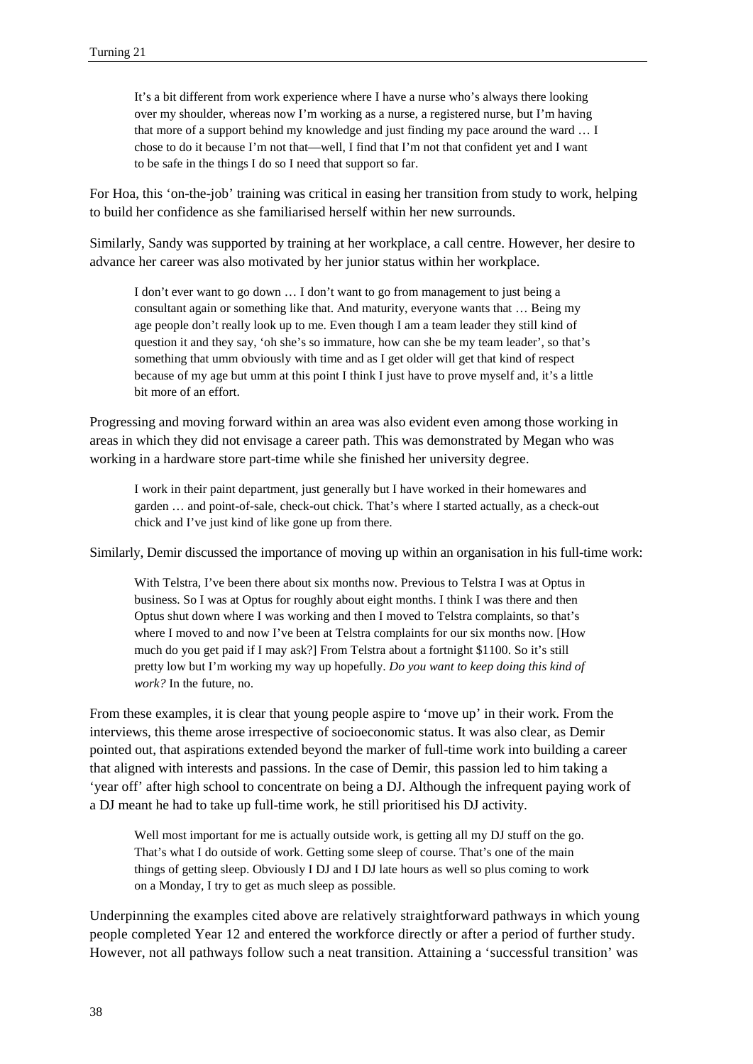> It's a bit different from work experience where I have a nurse who's always there looking over my shoulder, whereas now I'm working as a nurse, a registered nurse, but I'm having that more of a support behind my knowledge and just finding my pace around the ward … I chose to do it because I'm not that—well, I find that I'm not that confident yet and I want to be safe in the things I do so I need that support so far.

For Hoa, this 'on-the-job' training was critical in easing her transition from study to work, helping to build her confidence as she familiarised herself within her new surrounds.

Similarly, Sandy was supported by training at her workplace, a call centre. However, her desire to advance her career was also motivated by her junior status within her workplace.

> I don't ever want to go down … I don't want to go from management to just being a consultant again or something like that. And maturity, everyone wants that … Being my age people don't really look up to me. Even though I am a team leader they still kind of question it and they say, 'oh she's so immature, how can she be my team leader', so that's something that umm obviously with time and as I get older will get that kind of respect because of my age but umm at this point I think I just have to prove myself and, it's a little bit more of an effort.

Progressing and moving forward within an area was also evident even among those working in areas in which they did not envisage a career path. This was demonstrated by Megan who was working in a hardware store part-time while she finished her university degree.

> I work in their paint department, just generally but I have worked in their homewares and garden … and point-of-sale, check-out chick. That's where I started actually, as a check-out chick and I've just kind of like gone up from there.

Similarly, Demir discussed the importance of moving up within an organisation in his full-time work:

> With Telstra, I've been there about six months now. Previous to Telstra I was at Optus in business. So I was at Optus for roughly about eight months. I think I was there and then Optus shut down where I was working and then I moved to Telstra complaints, so that's where I moved to and now I've been at Telstra complaints for our six months now. [How much do you get paid if I may ask?] From Telstra about a fortnight $1100. So it's still pretty low but I'm working my way up hopefully. *Do you want to keep doing this kind of work?* In the future, no.

From these examples, it is clear that young people aspire to 'move up' in their work. From the interviews, this theme arose irrespective of socioeconomic status. It was also clear, as Demir pointed out, that aspirations extended beyond the marker of full-time work into building a career that aligned with interests and passions. In the case of Demir, this passion led to him taking a 'year off' after high school to concentrate on being a DJ. Although the infrequent paying work of a DJ meant he had to take up full-time work, he still prioritised his DJ activity.

> Well most important for me is actually outside work, is getting all my DJ stuff on the go. That's what I do outside of work. Getting some sleep of course. That's one of the main things of getting sleep. Obviously I DJ and I DJ late hours as well so plus coming to work on a Monday, I try to get as much sleep as possible.

Underpinning the examples cited above are relatively straightforward pathways in which young people completed Year 12 and entered the workforce directly or after a period of further study. However, not all pathways follow such a neat transition. Attaining a 'successful transition' was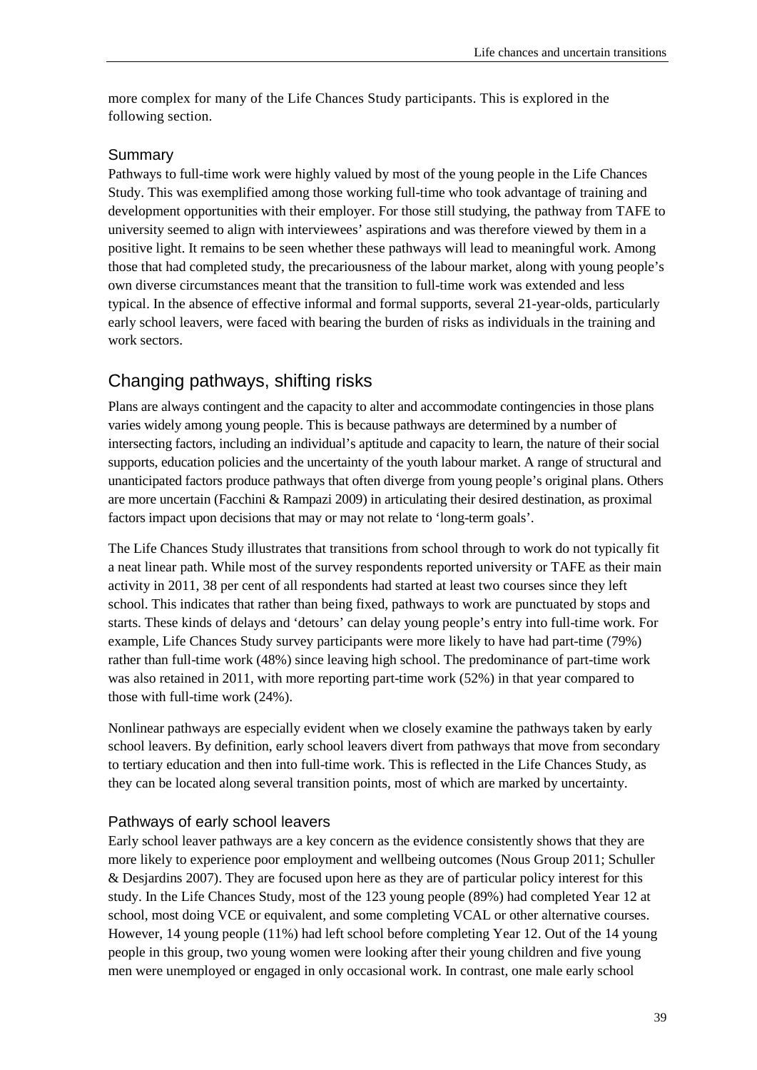more complex for many of the Life Chances Study participants. This is explored in the following section.

### Summary

Pathways to full-time work were highly valued by most of the young people in the Life Chances Study. This was exemplified among those working full-time who took advantage of training and development opportunities with their employer. For those still studying, the pathway from TAFE to university seemed to align with interviewees' aspirations and was therefore viewed by them in a positive light. It remains to be seen whether these pathways will lead to meaningful work. Among those that had completed study, the precariousness of the labour market, along with young people's own diverse circumstances meant that the transition to full-time work was extended and less typical. In the absence of effective informal and formal supports, several 21-year-olds, particularly early school leavers, were faced with bearing the burden of risks as individuals in the training and work sectors.

## Changing pathways, shifting risks

Plans are always contingent and the capacity to alter and accommodate contingencies in those plans varies widely among young people. This is because pathways are determined by a number of intersecting factors, including an individual's aptitude and capacity to learn, the nature of their social supports, education policies and the uncertainty of the youth labour market. A range of structural and unanticipated factors produce pathways that often diverge from young people's original plans. Others are more uncertain (Facchini & Rampazi 2009) in articulating their desired destination, as proximal factors impact upon decisions that may or may not relate to 'long-term goals'.

The Life Chances Study illustrates that transitions from school through to work do not typically fit a neat linear path. While most of the survey respondents reported university or TAFE as their main activity in 2011, 38 per cent of all respondents had started at least two courses since they left school. This indicates that rather than being fixed, pathways to work are punctuated by stops and starts. These kinds of delays and 'detours' can delay young people's entry into full-time work. For example, Life Chances Study survey participants were more likely to have had part-time (79%) rather than full-time work (48%) since leaving high school. The predominance of part-time work was also retained in 2011, with more reporting part-time work (52%) in that year compared to those with full-time work (24%).

Nonlinear pathways are especially evident when we closely examine the pathways taken by early school leavers. By definition, early school leavers divert from pathways that move from secondary to tertiary education and then into full-time work. This is reflected in the Life Chances Study, as they can be located along several transition points, most of which are marked by uncertainty.

### Pathways of early school leavers

Early school leaver pathways are a key concern as the evidence consistently shows that they are more likely to experience poor employment and wellbeing outcomes (Nous Group 2011; Schuller & Desjardins 2007). They are focused upon here as they are of particular policy interest for this study. In the Life Chances Study, most of the 123 young people (89%) had completed Year 12 at school, most doing VCE or equivalent, and some completing VCAL or other alternative courses. However, 14 young people (11%) had left school before completing Year 12. Out of the 14 young people in this group, two young women were looking after their young children and five young men were unemployed or engaged in only occasional work. In contrast, one male early school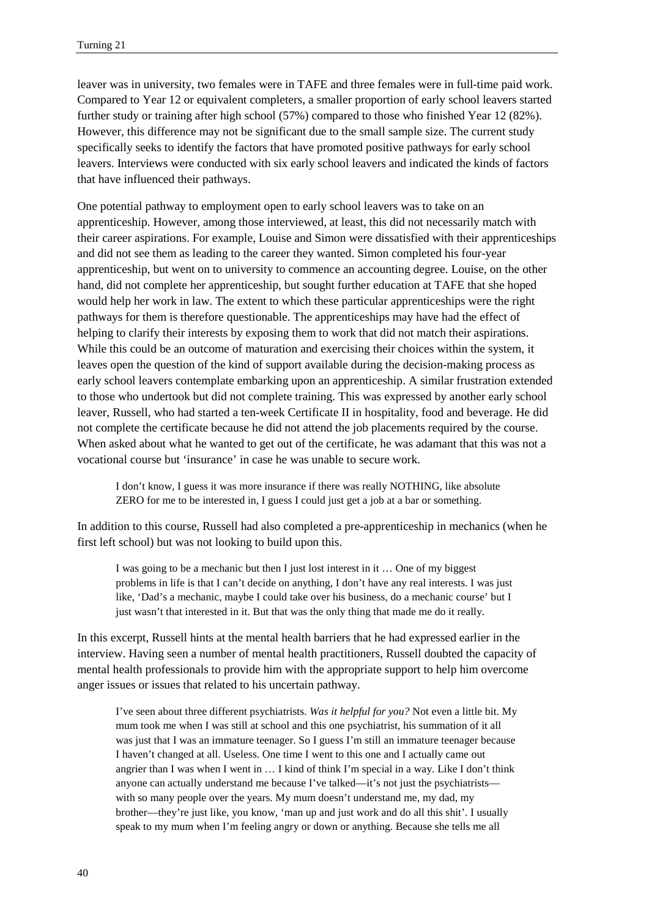leaver was in university, two females were in TAFE and three females were in full-time paid work. Compared to Year 12 or equivalent completers, a smaller proportion of early school leavers started further study or training after high school (57%) compared to those who finished Year 12 (82%). However, this difference may not be significant due to the small sample size. The current study specifically seeks to identify the factors that have promoted positive pathways for early school leavers. Interviews were conducted with six early school leavers and indicated the kinds of factors that have influenced their pathways.

One potential pathway to employment open to early school leavers was to take on an apprenticeship. However, among those interviewed, at least, this did not necessarily match with their career aspirations. For example, Louise and Simon were dissatisfied with their apprenticeships and did not see them as leading to the career they wanted. Simon completed his four-year apprenticeship, but went on to university to commence an accounting degree. Louise, on the other hand, did not complete her apprenticeship, but sought further education at TAFE that she hoped would help her work in law. The extent to which these particular apprenticeships were the right pathways for them is therefore questionable. The apprenticeships may have had the effect of helping to clarify their interests by exposing them to work that did not match their aspirations. While this could be an outcome of maturation and exercising their choices within the system, it leaves open the question of the kind of support available during the decision-making process as early school leavers contemplate embarking upon an apprenticeship. A similar frustration extended to those who undertook but did not complete training. This was expressed by another early school leaver, Russell, who had started a ten-week Certificate II in hospitality, food and beverage. He did not complete the certificate because he did not attend the job placements required by the course. When asked about what he wanted to get out of the certificate, he was adamant that this was not a vocational course but 'insurance' in case he was unable to secure work.

> I don't know, I guess it was more insurance if there was really NOTHING, like absolute ZERO for me to be interested in, I guess I could just get a job at a bar or something.

In addition to this course, Russell had also completed a pre-apprenticeship in mechanics (when he first left school) but was not looking to build upon this.

> I was going to be a mechanic but then I just lost interest in it … One of my biggest problems in life is that I can't decide on anything, I don't have any real interests. I was just like, 'Dad's a mechanic, maybe I could take over his business, do a mechanic course' but I just wasn't that interested in it. But that was the only thing that made me do it really.

In this excerpt, Russell hints at the mental health barriers that he had expressed earlier in the interview. Having seen a number of mental health practitioners, Russell doubted the capacity of mental health professionals to provide him with the appropriate support to help him overcome anger issues or issues that related to his uncertain pathway.

> I've seen about three different psychiatrists. *Was it helpful for you?* Not even a little bit. My mum took me when I was still at school and this one psychiatrist, his summation of it all was just that I was an immature teenager. So I guess I'm still an immature teenager because I haven't changed at all. Useless. One time I went to this one and I actually came out angrier than I was when I went in … I kind of think I'm special in a way. Like I don't think anyone can actually understand me because I've talked—it's not just the psychiatrists—with so many people over the years. My mum doesn't understand me, my dad, my brother—they're just like, you know, 'man up and just work and do all this shit'. I usually speak to my mum when I'm feeling angry or down or anything. Because she tells me all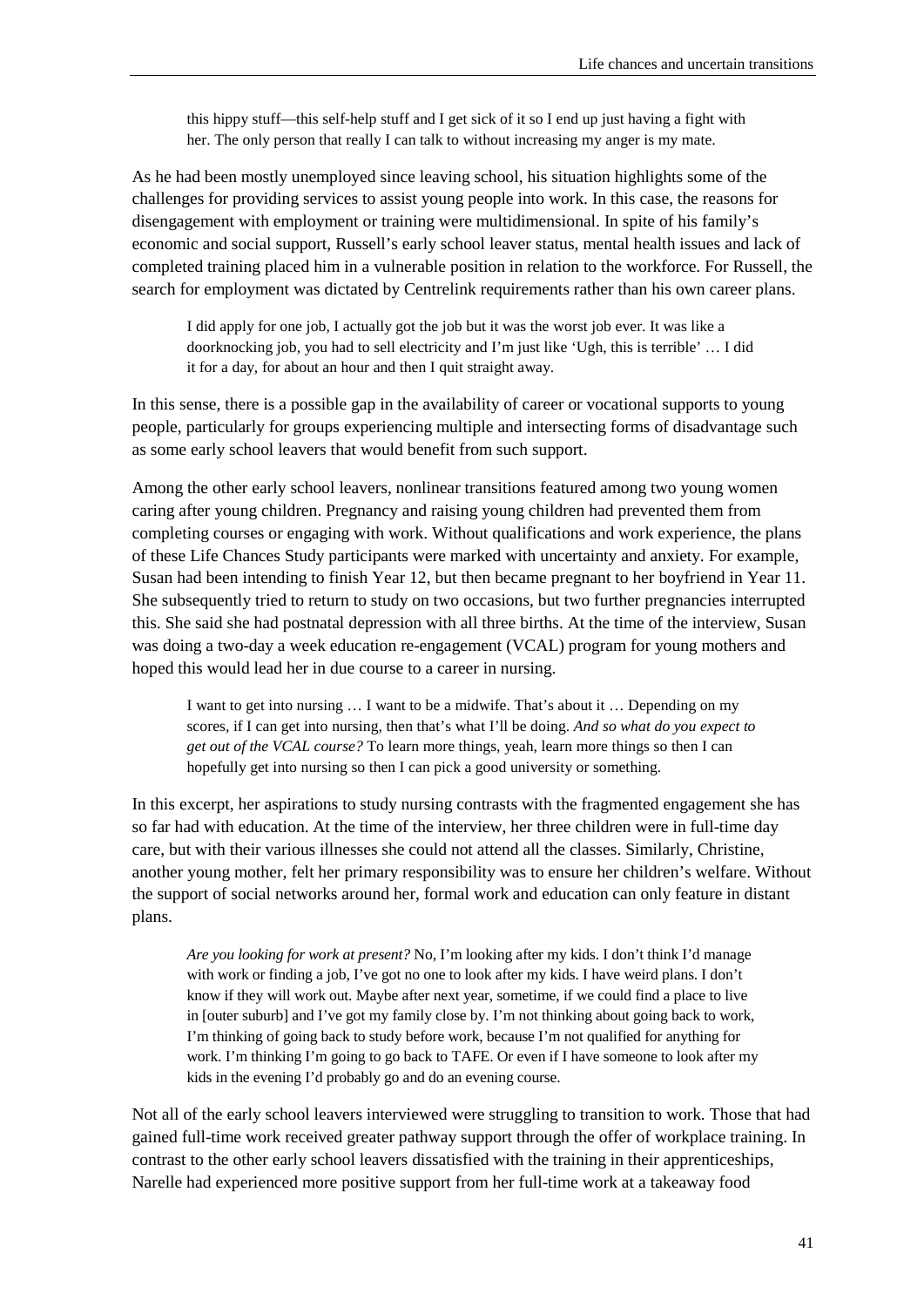> this hippy stuff—this self-help stuff and I get sick of it so I end up just having a fight with her. The only person that really I can talk to without increasing my anger is my mate.

As he had been mostly unemployed since leaving school, his situation highlights some of the challenges for providing services to assist young people into work. In this case, the reasons for disengagement with employment or training were multidimensional. In spite of his family's economic and social support, Russell's early school leaver status, mental health issues and lack of completed training placed him in a vulnerable position in relation to the workforce. For Russell, the search for employment was dictated by Centrelink requirements rather than his own career plans.

> I did apply for one job, I actually got the job but it was the worst job ever. It was like a doorknocking job, you had to sell electricity and I'm just like 'Ugh, this is terrible' … I did it for a day, for about an hour and then I quit straight away.

In this sense, there is a possible gap in the availability of career or vocational supports to young people, particularly for groups experiencing multiple and intersecting forms of disadvantage such as some early school leavers that would benefit from such support.

Among the other early school leavers, nonlinear transitions featured among two young women caring after young children. Pregnancy and raising young children had prevented them from completing courses or engaging with work. Without qualifications and work experience, the plans of these Life Chances Study participants were marked with uncertainty and anxiety. For example, Susan had been intending to finish Year 12, but then became pregnant to her boyfriend in Year 11. She subsequently tried to return to study on two occasions, but two further pregnancies interrupted this. She said she had postnatal depression with all three births. At the time of the interview, Susan was doing a two-day a week education re-engagement (VCAL) program for young mothers and hoped this would lead her in due course to a career in nursing.

> I want to get into nursing … I want to be a midwife. That's about it … Depending on my scores, if I can get into nursing, then that's what I'll be doing. *And so what do you expect to get out of the VCAL course?* To learn more things, yeah, learn more things so then I can hopefully get into nursing so then I can pick a good university or something.

In this excerpt, her aspirations to study nursing contrasts with the fragmented engagement she has so far had with education. At the time of the interview, her three children were in full-time day care, but with their various illnesses she could not attend all the classes. Similarly, Christine, another young mother, felt her primary responsibility was to ensure her children's welfare. Without the support of social networks around her, formal work and education can only feature in distant plans.

> *Are you looking for work at present?* No, I'm looking after my kids. I don't think I'd manage with work or finding a job, I've got no one to look after my kids. I have weird plans. I don't know if they will work out. Maybe after next year, sometime, if we could find a place to live in [outer suburb] and I've got my family close by. I'm not thinking about going back to work, I'm thinking of going back to study before work, because I'm not qualified for anything for work. I'm thinking I'm going to go back to TAFE. Or even if I have someone to look after my kids in the evening I'd probably go and do an evening course.

Not all of the early school leavers interviewed were struggling to transition to work. Those that had gained full-time work received greater pathway support through the offer of workplace training. In contrast to the other early school leavers dissatisfied with the training in their apprenticeships, Narelle had experienced more positive support from her full-time work at a takeaway food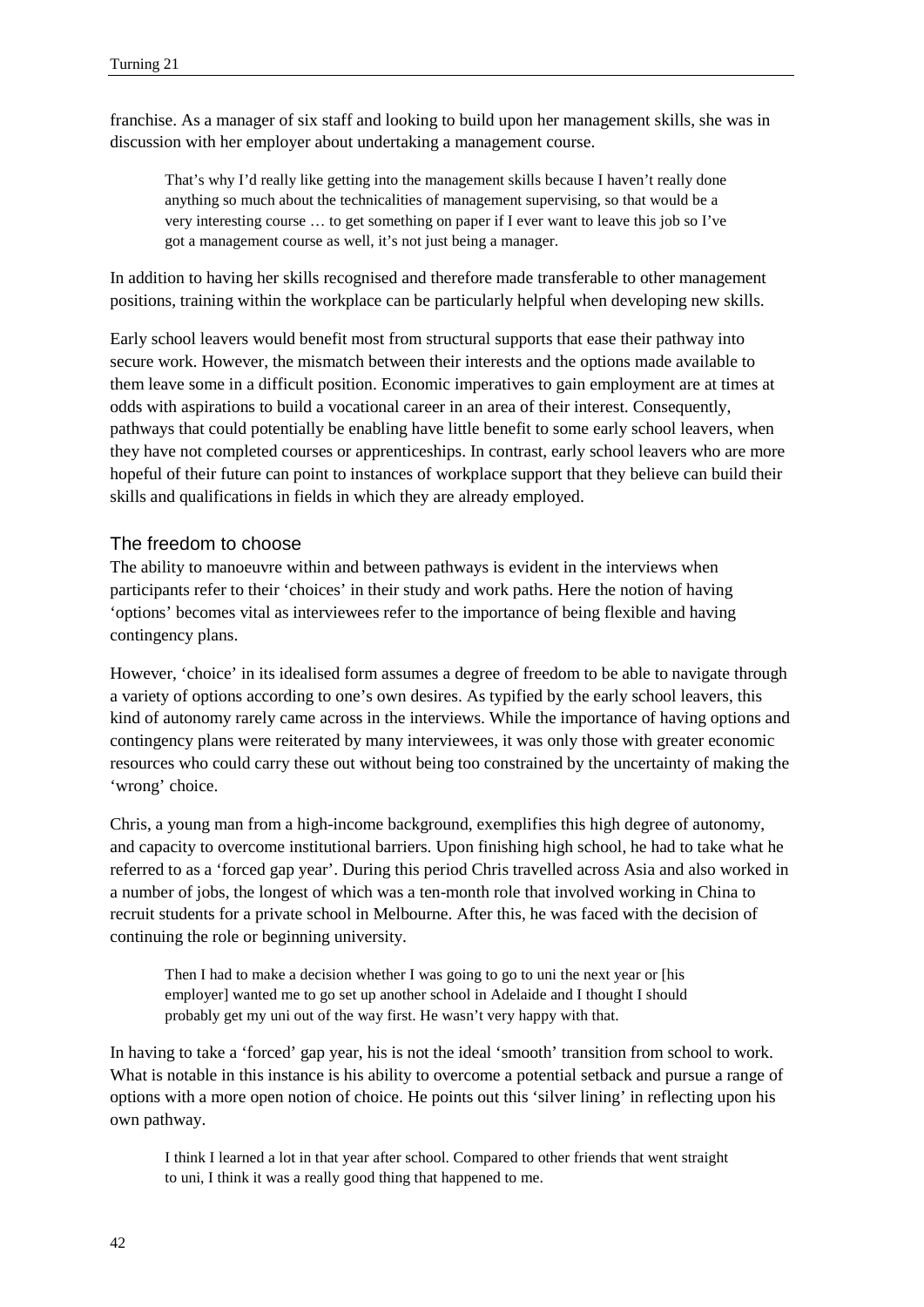franchise. As a manager of six staff and looking to build upon her management skills, she was in discussion with her employer about undertaking a management course.

> That's why I'd really like getting into the management skills because I haven't really done anything so much about the technicalities of management supervising, so that would be a very interesting course … to get something on paper if I ever want to leave this job so I've got a management course as well, it's not just being a manager.

In addition to having her skills recognised and therefore made transferable to other management positions, training within the workplace can be particularly helpful when developing new skills.

Early school leavers would benefit most from structural supports that ease their pathway into secure work. However, the mismatch between their interests and the options made available to them leave some in a difficult position. Economic imperatives to gain employment are at times at odds with aspirations to build a vocational career in an area of their interest. Consequently, pathways that could potentially be enabling have little benefit to some early school leavers, when they have not completed courses or apprenticeships. In contrast, early school leavers who are more hopeful of their future can point to instances of workplace support that they believe can build their skills and qualifications in fields in which they are already employed.

### The freedom to choose

The ability to manoeuvre within and between pathways is evident in the interviews when participants refer to their 'choices' in their study and work paths. Here the notion of having 'options' becomes vital as interviewees refer to the importance of being flexible and having contingency plans.

However, 'choice' in its idealised form assumes a degree of freedom to be able to navigate through a variety of options according to one's own desires. As typified by the early school leavers, this kind of autonomy rarely came across in the interviews. While the importance of having options and contingency plans were reiterated by many interviewees, it was only those with greater economic resources who could carry these out without being too constrained by the uncertainty of making the 'wrong' choice.

Chris, a young man from a high-income background, exemplifies this high degree of autonomy, and capacity to overcome institutional barriers. Upon finishing high school, he had to take what he referred to as a 'forced gap year'. During this period Chris travelled across Asia and also worked in a number of jobs, the longest of which was a ten-month role that involved working in China to recruit students for a private school in Melbourne. After this, he was faced with the decision of continuing the role or beginning university.

> Then I had to make a decision whether I was going to go to uni the next year or [his employer] wanted me to go set up another school in Adelaide and I thought I should probably get my uni out of the way first. He wasn't very happy with that.

In having to take a 'forced' gap year, his is not the ideal 'smooth' transition from school to work. What is notable in this instance is his ability to overcome a potential setback and pursue a range of options with a more open notion of choice. He points out this 'silver lining' in reflecting upon his own pathway.

> I think I learned a lot in that year after school. Compared to other friends that went straight to uni, I think it was a really good thing that happened to me.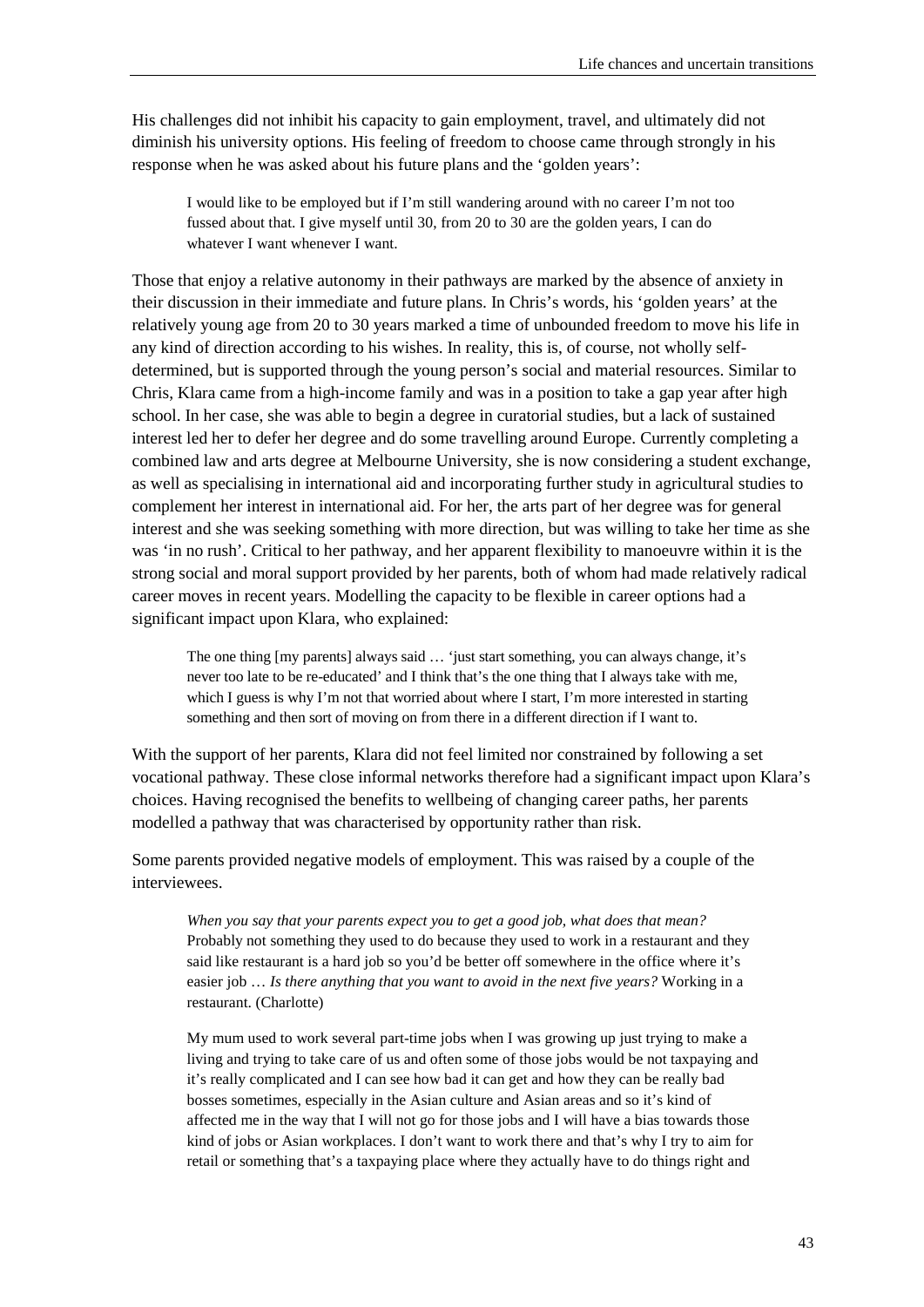His challenges did not inhibit his capacity to gain employment, travel, and ultimately did not diminish his university options. His feeling of freedom to choose came through strongly in his response when he was asked about his future plans and the 'golden years':

> I would like to be employed but if I'm still wandering around with no career I'm not too fussed about that. I give myself until 30, from 20 to 30 are the golden years, I can do whatever I want whenever I want.

Those that enjoy a relative autonomy in their pathways are marked by the absence of anxiety in their discussion in their immediate and future plans. In Chris's words, his 'golden years' at the relatively young age from 20 to 30 years marked a time of unbounded freedom to move his life in any kind of direction according to his wishes. In reality, this is, of course, not wholly self-determined, but is supported through the young person's social and material resources. Similar to Chris, Klara came from a high-income family and was in a position to take a gap year after high school. In her case, she was able to begin a degree in curatorial studies, but a lack of sustained interest led her to defer her degree and do some travelling around Europe. Currently completing a combined law and arts degree at Melbourne University, she is now considering a student exchange, as well as specialising in international aid and incorporating further study in agricultural studies to complement her interest in international aid. For her, the arts part of her degree was for general interest and she was seeking something with more direction, but was willing to take her time as she was 'in no rush'. Critical to her pathway, and her apparent flexibility to manoeuvre within it is the strong social and moral support provided by her parents, both of whom had made relatively radical career moves in recent years. Modelling the capacity to be flexible in career options had a significant impact upon Klara, who explained:

> The one thing [my parents] always said … 'just start something, you can always change, it's never too late to be re-educated' and I think that's the one thing that I always take with me, which I guess is why I'm not that worried about where I start, I'm more interested in starting something and then sort of moving on from there in a different direction if I want to.

With the support of her parents, Klara did not feel limited nor constrained by following a set vocational pathway. These close informal networks therefore had a significant impact upon Klara's choices. Having recognised the benefits to wellbeing of changing career paths, her parents modelled a pathway that was characterised by opportunity rather than risk.

Some parents provided negative models of employment. This was raised by a couple of the interviewees.

> *When you say that your parents expect you to get a good job, what does that mean?* Probably not something they used to do because they used to work in a restaurant and they said like restaurant is a hard job so you'd be better off somewhere in the office where it's easier job … *Is there anything that you want to avoid in the next five years?* Working in a restaurant. (Charlotte)

> My mum used to work several part-time jobs when I was growing up just trying to make a living and trying to take care of us and often some of those jobs would be not taxpaying and it's really complicated and I can see how bad it can get and how they can be really bad bosses sometimes, especially in the Asian culture and Asian areas and so it's kind of affected me in the way that I will not go for those jobs and I will have a bias towards those kind of jobs or Asian workplaces. I don't want to work there and that's why I try to aim for retail or something that's a taxpaying place where they actually have to do things right and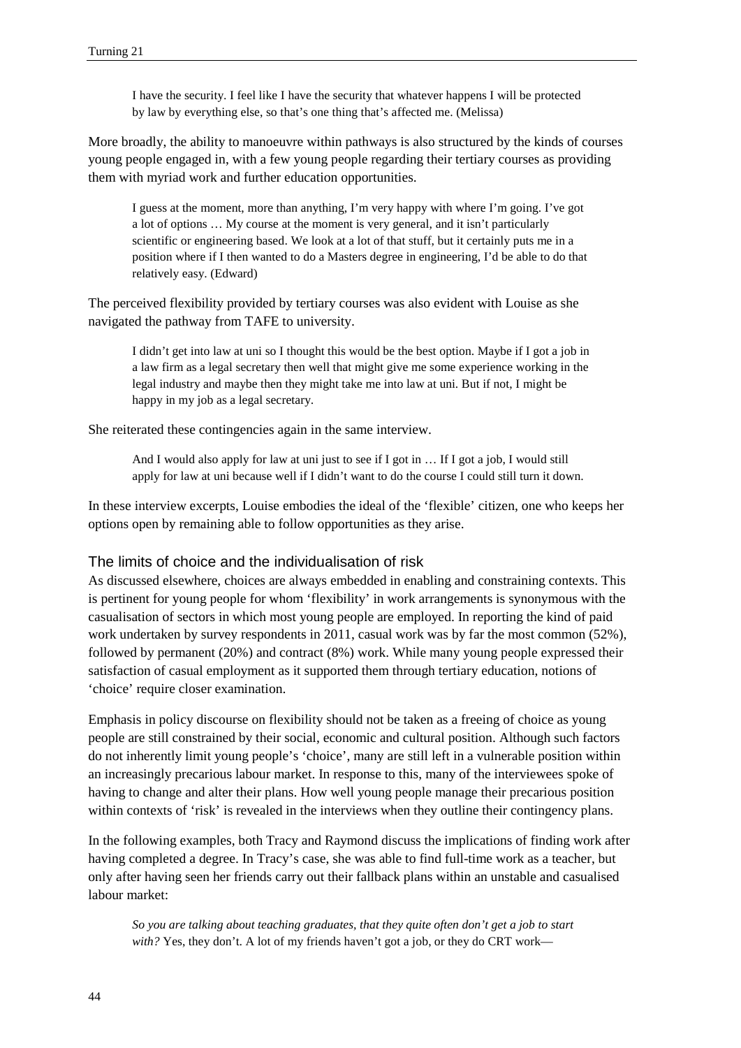> I have the security. I feel like I have the security that whatever happens I will be protected by law by everything else, so that's one thing that's affected me. (Melissa)

More broadly, the ability to manoeuvre within pathways is also structured by the kinds of courses young people engaged in, with a few young people regarding their tertiary courses as providing them with myriad work and further education opportunities.

> I guess at the moment, more than anything, I'm very happy with where I'm going. I've got a lot of options … My course at the moment is very general, and it isn't particularly scientific or engineering based. We look at a lot of that stuff, but it certainly puts me in a position where if I then wanted to do a Masters degree in engineering, I'd be able to do that relatively easy. (Edward)

The perceived flexibility provided by tertiary courses was also evident with Louise as she navigated the pathway from TAFE to university.

> I didn't get into law at uni so I thought this would be the best option. Maybe if I got a job in a law firm as a legal secretary then well that might give me some experience working in the legal industry and maybe then they might take me into law at uni. But if not, I might be happy in my job as a legal secretary.

She reiterated these contingencies again in the same interview.

> And I would also apply for law at uni just to see if I got in … If I got a job, I would still apply for law at uni because well if I didn't want to do the course I could still turn it down.

In these interview excerpts, Louise embodies the ideal of the 'flexible' citizen, one who keeps her options open by remaining able to follow opportunities as they arise.

### The limits of choice and the individualisation of risk

As discussed elsewhere, choices are always embedded in enabling and constraining contexts. This is pertinent for young people for whom 'flexibility' in work arrangements is synonymous with the casualisation of sectors in which most young people are employed. In reporting the kind of paid work undertaken by survey respondents in 2011, casual work was by far the most common (52%), followed by permanent (20%) and contract (8%) work. While many young people expressed their satisfaction of casual employment as it supported them through tertiary education, notions of 'choice' require closer examination.

Emphasis in policy discourse on flexibility should not be taken as a freeing of choice as young people are still constrained by their social, economic and cultural position. Although such factors do not inherently limit young people's 'choice', many are still left in a vulnerable position within an increasingly precarious labour market. In response to this, many of the interviewees spoke of having to change and alter their plans. How well young people manage their precarious position within contexts of 'risk' is revealed in the interviews when they outline their contingency plans.

In the following examples, both Tracy and Raymond discuss the implications of finding work after having completed a degree. In Tracy's case, she was able to find full-time work as a teacher, but only after having seen her friends carry out their fallback plans within an unstable and casualised labour market:

> *So you are talking about teaching graduates, that they quite often don't get a job to start with?* Yes, they don't. A lot of my friends haven't got a job, or they do CRT work—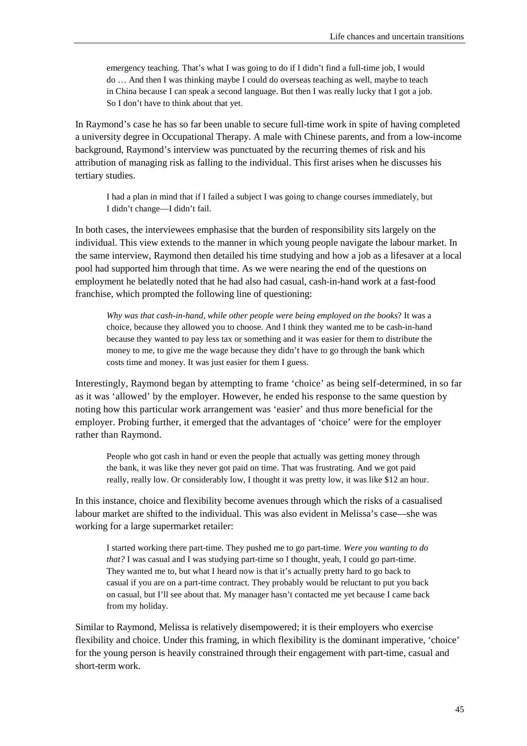> emergency teaching. That's what I was going to do if I didn't find a full-time job, I would do … And then I was thinking maybe I could do overseas teaching as well, maybe to teach in China because I can speak a second language. But then I was really lucky that I got a job. So I don't have to think about that yet.

In Raymond's case he has so far been unable to secure full-time work in spite of having completed a university degree in Occupational Therapy. A male with Chinese parents, and from a low-income background, Raymond's interview was punctuated by the recurring themes of risk and his attribution of managing risk as falling to the individual. This first arises when he discusses his tertiary studies.

> I had a plan in mind that if I failed a subject I was going to change courses immediately, but I didn't change—I didn't fail.

In both cases, the interviewees emphasise that the burden of responsibility sits largely on the individual. This view extends to the manner in which young people navigate the labour market. In the same interview, Raymond then detailed his time studying and how a job as a lifesaver at a local pool had supported him through that time. As we were nearing the end of the questions on employment he belatedly noted that he had also had casual, cash-in-hand work at a fast-food franchise, which prompted the following line of questioning:

> *Why was that cash-in-hand, while other people were being employed on the books*? It was a choice, because they allowed you to choose. And I think they wanted me to be cash-in-hand because they wanted to pay less tax or something and it was easier for them to distribute the money to me, to give me the wage because they didn't have to go through the bank which costs time and money. It was just easier for them I guess.

Interestingly, Raymond began by attempting to frame 'choice' as being self-determined, in so far as it was 'allowed' by the employer. However, he ended his response to the same question by noting how this particular work arrangement was 'easier' and thus more beneficial for the employer. Probing further, it emerged that the advantages of 'choice' were for the employer rather than Raymond.

> People who got cash in hand or even the people that actually was getting money through the bank, it was like they never got paid on time. That was frustrating. And we got paid really, really low. Or considerably low, I thought it was pretty low, it was like $12 an hour.

In this instance, choice and flexibility become avenues through which the risks of a casualised labour market are shifted to the individual. This was also evident in Melissa's case—she was working for a large supermarket retailer:

> I started working there part-time. They pushed me to go part-time. *Were you wanting to do that?* I was casual and I was studying part-time so I thought, yeah, I could go part-time. They wanted me to, but what I heard now is that it's actually pretty hard to go back to casual if you are on a part-time contract. They probably would be reluctant to put you back on casual, but I'll see about that. My manager hasn't contacted me yet because I came back from my holiday.

Similar to Raymond, Melissa is relatively disempowered; it is their employers who exercise flexibility and choice. Under this framing, in which flexibility is the dominant imperative, 'choice' for the young person is heavily constrained through their engagement with part-time, casual and short-term work.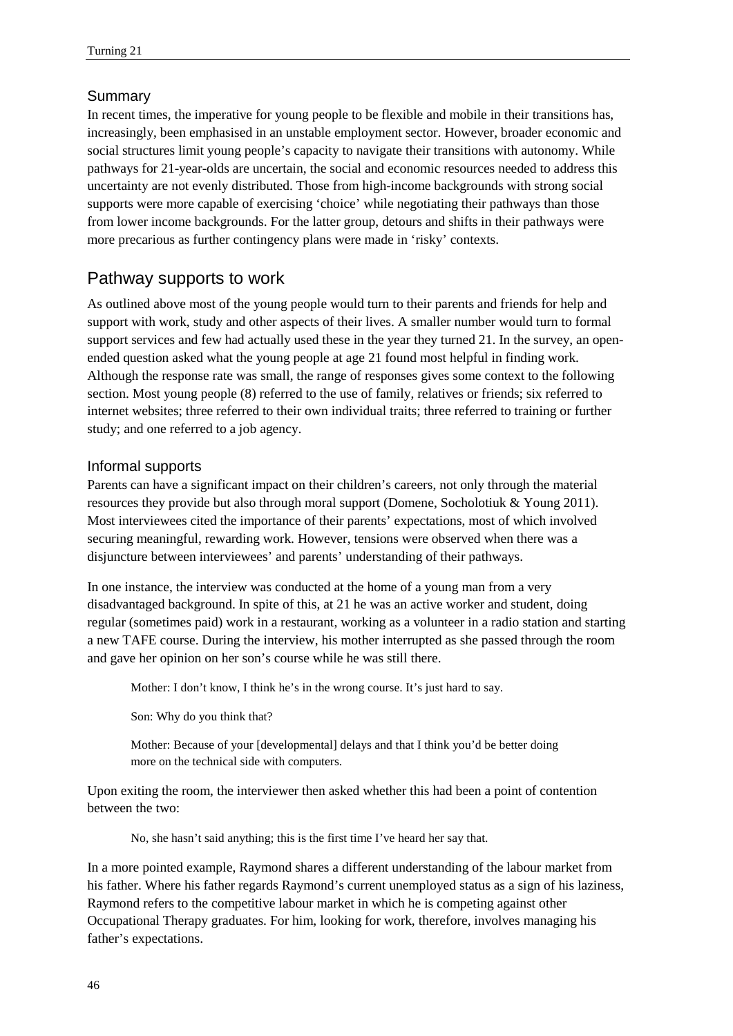### Summary

In recent times, the imperative for young people to be flexible and mobile in their transitions has, increasingly, been emphasised in an unstable employment sector. However, broader economic and social structures limit young people's capacity to navigate their transitions with autonomy. While pathways for 21-year-olds are uncertain, the social and economic resources needed to address this uncertainty are not evenly distributed. Those from high-income backgrounds with strong social supports were more capable of exercising 'choice' while negotiating their pathways than those from lower income backgrounds. For the latter group, detours and shifts in their pathways were more precarious as further contingency plans were made in 'risky' contexts.

## Pathway supports to work

As outlined above most of the young people would turn to their parents and friends for help and support with work, study and other aspects of their lives. A smaller number would turn to formal support services and few had actually used these in the year they turned 21. In the survey, an open-ended question asked what the young people at age 21 found most helpful in finding work. Although the response rate was small, the range of responses gives some context to the following section. Most young people (8) referred to the use of family, relatives or friends; six referred to internet websites; three referred to their own individual traits; three referred to training or further study; and one referred to a job agency.

### Informal supports

Parents can have a significant impact on their children's careers, not only through the material resources they provide but also through moral support (Domene, Socholotiuk & Young 2011). Most interviewees cited the importance of their parents' expectations, most of which involved securing meaningful, rewarding work. However, tensions were observed when there was a disjuncture between interviewees' and parents' understanding of their pathways.

In one instance, the interview was conducted at the home of a young man from a very disadvantaged background. In spite of this, at 21 he was an active worker and student, doing regular (sometimes paid) work in a restaurant, working as a volunteer in a radio station and starting a new TAFE course. During the interview, his mother interrupted as she passed through the room and gave her opinion on her son's course while he was still there.

> Mother: I don't know, I think he's in the wrong course. It's just hard to say.
>
> Son: Why do you think that?
>
> Mother: Because of your [developmental] delays and that I think you'd be better doing more on the technical side with computers.

Upon exiting the room, the interviewer then asked whether this had been a point of contention between the two:

> No, she hasn't said anything; this is the first time I've heard her say that.

In a more pointed example, Raymond shares a different understanding of the labour market from his father. Where his father regards Raymond's current unemployed status as a sign of his laziness, Raymond refers to the competitive labour market in which he is competing against other Occupational Therapy graduates. For him, looking for work, therefore, involves managing his father's expectations.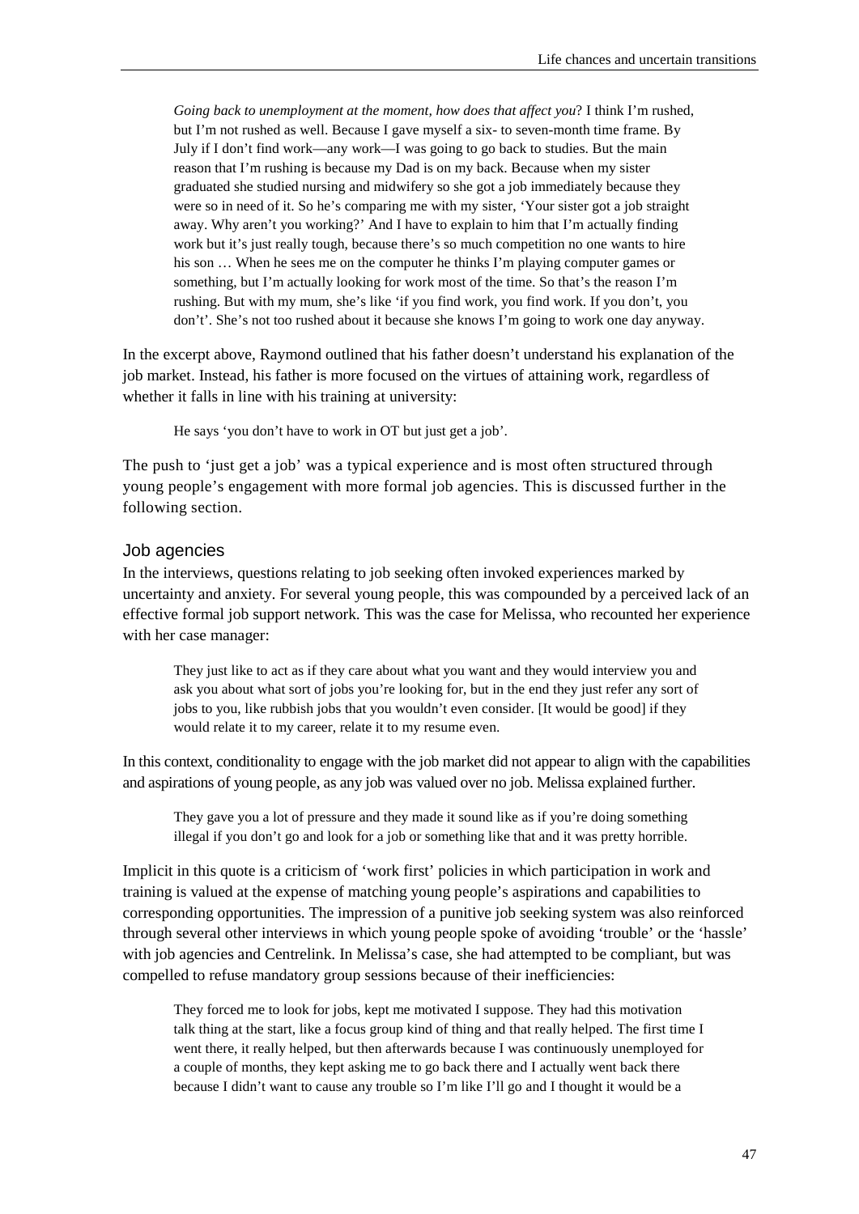*Going back to unemployment at the moment, how does that affect you*? I think I'm rushed, but I'm not rushed as well. Because I gave myself a six- to seven-month time frame. By July if I don't find work—any work—I was going to go back to studies. But the main reason that I'm rushing is because my Dad is on my back. Because when my sister graduated she studied nursing and midwifery so she got a job immediately because they were so in need of it. So he's comparing me with my sister, 'Your sister got a job straight away. Why aren't you working?' And I have to explain to him that I'm actually finding work but it's just really tough, because there's so much competition no one wants to hire his son … When he sees me on the computer he thinks I'm playing computer games or something, but I'm actually looking for work most of the time. So that's the reason I'm rushing. But with my mum, she's like 'if you find work, you find work. If you don't, you don't'. She's not too rushed about it because she knows I'm going to work one day anyway.

In the excerpt above, Raymond outlined that his father doesn't understand his explanation of the job market. Instead, his father is more focused on the virtues of attaining work, regardless of whether it falls in line with his training at university:

> He says 'you don't have to work in OT but just get a job'.

The push to 'just get a job' was a typical experience and is most often structured through young people's engagement with more formal job agencies. This is discussed further in the following section.

## Job agencies

In the interviews, questions relating to job seeking often invoked experiences marked by uncertainty and anxiety. For several young people, this was compounded by a perceived lack of an effective formal job support network. This was the case for Melissa, who recounted her experience with her case manager:

> They just like to act as if they care about what you want and they would interview you and ask you about what sort of jobs you're looking for, but in the end they just refer any sort of jobs to you, like rubbish jobs that you wouldn't even consider. [It would be good] if they would relate it to my career, relate it to my resume even.

In this context, conditionality to engage with the job market did not appear to align with the capabilities and aspirations of young people, as any job was valued over no job. Melissa explained further.

> They gave you a lot of pressure and they made it sound like as if you're doing something illegal if you don't go and look for a job or something like that and it was pretty horrible.

Implicit in this quote is a criticism of 'work first' policies in which participation in work and training is valued at the expense of matching young people's aspirations and capabilities to corresponding opportunities. The impression of a punitive job seeking system was also reinforced through several other interviews in which young people spoke of avoiding 'trouble' or the 'hassle' with job agencies and Centrelink. In Melissa's case, she had attempted to be compliant, but was compelled to refuse mandatory group sessions because of their inefficiencies:

> They forced me to look for jobs, kept me motivated I suppose. They had this motivation talk thing at the start, like a focus group kind of thing and that really helped. The first time I went there, it really helped, but then afterwards because I was continuously unemployed for a couple of months, they kept asking me to go back there and I actually went back there because I didn't want to cause any trouble so I'm like I'll go and I thought it would be a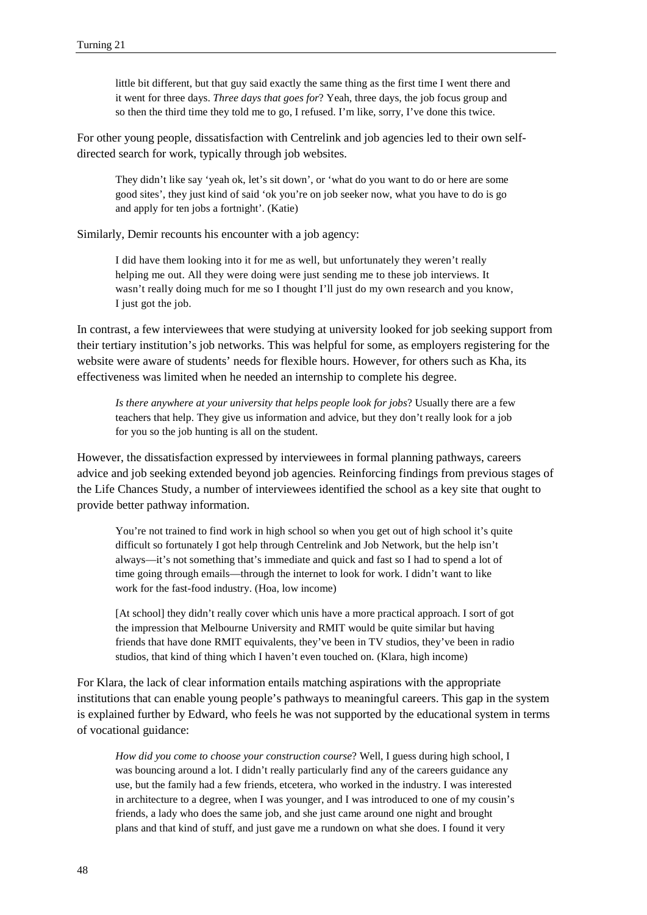little bit different, but that guy said exactly the same thing as the first time I went there and it went for three days. *Three days that goes for*? Yeah, three days, the job focus group and so then the third time they told me to go, I refused. I'm like, sorry, I've done this twice.

For other young people, dissatisfaction with Centrelink and job agencies led to their own self-directed search for work, typically through job websites.

> They didn't like say 'yeah ok, let's sit down', or 'what do you want to do or here are some good sites', they just kind of said 'ok you're on job seeker now, what you have to do is go and apply for ten jobs a fortnight'. (Katie)

Similarly, Demir recounts his encounter with a job agency:

> I did have them looking into it for me as well, but unfortunately they weren't really helping me out. All they were doing were just sending me to these job interviews. It wasn't really doing much for me so I thought I'll just do my own research and you know, I just got the job.

In contrast, a few interviewees that were studying at university looked for job seeking support from their tertiary institution's job networks. This was helpful for some, as employers registering for the website were aware of students' needs for flexible hours. However, for others such as Kha, its effectiveness was limited when he needed an internship to complete his degree.

> *Is there anywhere at your university that helps people look for jobs*? Usually there are a few teachers that help. They give us information and advice, but they don't really look for a job for you so the job hunting is all on the student.

However, the dissatisfaction expressed by interviewees in formal planning pathways, careers advice and job seeking extended beyond job agencies. Reinforcing findings from previous stages of the Life Chances Study, a number of interviewees identified the school as a key site that ought to provide better pathway information.

> You're not trained to find work in high school so when you get out of high school it's quite difficult so fortunately I got help through Centrelink and Job Network, but the help isn't always—it's not something that's immediate and quick and fast so I had to spend a lot of time going through emails—through the internet to look for work. I didn't want to like work for the fast-food industry. (Hoa, low income)

> [At school] they didn't really cover which unis have a more practical approach. I sort of got the impression that Melbourne University and RMIT would be quite similar but having friends that have done RMIT equivalents, they've been in TV studios, they've been in radio studios, that kind of thing which I haven't even touched on. (Klara, high income)

For Klara, the lack of clear information entails matching aspirations with the appropriate institutions that can enable young people's pathways to meaningful careers. This gap in the system is explained further by Edward, who feels he was not supported by the educational system in terms of vocational guidance:

> *How did you come to choose your construction course*? Well, I guess during high school, I was bouncing around a lot. I didn't really particularly find any of the careers guidance any use, but the family had a few friends, etcetera, who worked in the industry. I was interested in architecture to a degree, when I was younger, and I was introduced to one of my cousin's friends, a lady who does the same job, and she just came around one night and brought plans and that kind of stuff, and just gave me a rundown on what she does. I found it very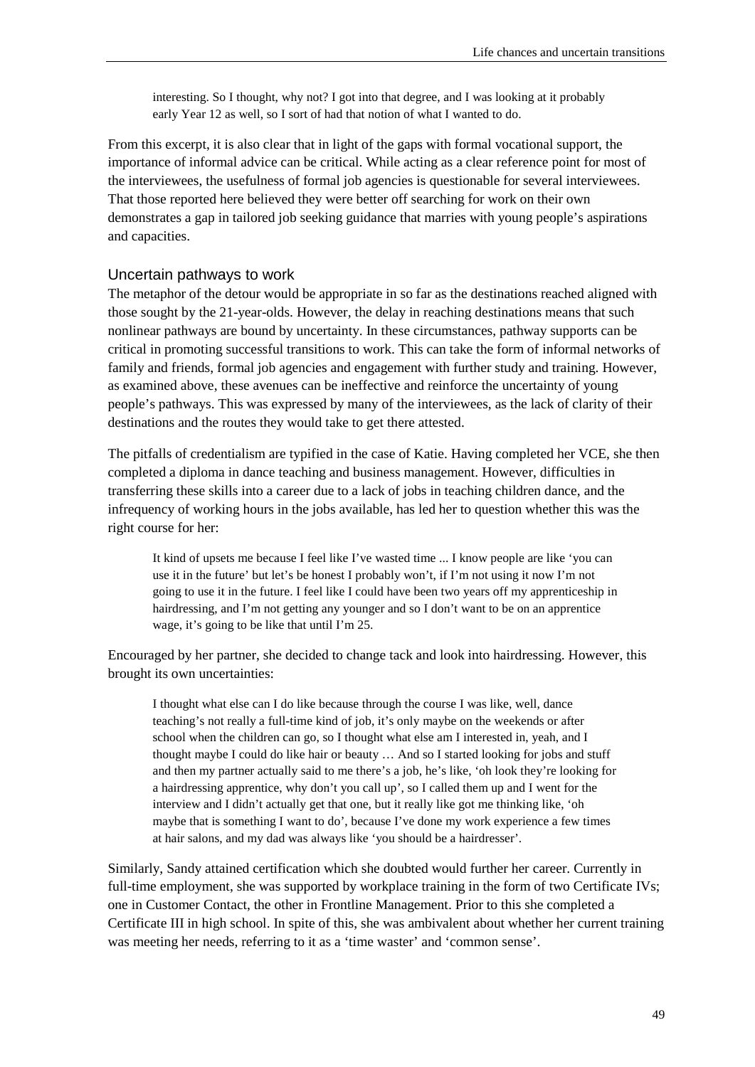> interesting. So I thought, why not? I got into that degree, and I was looking at it probably early Year 12 as well, so I sort of had that notion of what I wanted to do.

From this excerpt, it is also clear that in light of the gaps with formal vocational support, the importance of informal advice can be critical. While acting as a clear reference point for most of the interviewees, the usefulness of formal job agencies is questionable for several interviewees. That those reported here believed they were better off searching for work on their own demonstrates a gap in tailored job seeking guidance that marries with young people's aspirations and capacities.

### Uncertain pathways to work

The metaphor of the detour would be appropriate in so far as the destinations reached aligned with those sought by the 21-year-olds. However, the delay in reaching destinations means that such nonlinear pathways are bound by uncertainty. In these circumstances, pathway supports can be critical in promoting successful transitions to work. This can take the form of informal networks of family and friends, formal job agencies and engagement with further study and training. However, as examined above, these avenues can be ineffective and reinforce the uncertainty of young people's pathways. This was expressed by many of the interviewees, as the lack of clarity of their destinations and the routes they would take to get there attested.

The pitfalls of credentialism are typified in the case of Katie. Having completed her VCE, she then completed a diploma in dance teaching and business management. However, difficulties in transferring these skills into a career due to a lack of jobs in teaching children dance, and the infrequency of working hours in the jobs available, has led her to question whether this was the right course for her:

> It kind of upsets me because I feel like I've wasted time ... I know people are like 'you can use it in the future' but let's be honest I probably won't, if I'm not using it now I'm not going to use it in the future. I feel like I could have been two years off my apprenticeship in hairdressing, and I'm not getting any younger and so I don't want to be on an apprentice wage, it's going to be like that until I'm 25.

Encouraged by her partner, she decided to change tack and look into hairdressing. However, this brought its own uncertainties:

> I thought what else can I do like because through the course I was like, well, dance teaching's not really a full-time kind of job, it's only maybe on the weekends or after school when the children can go, so I thought what else am I interested in, yeah, and I thought maybe I could do like hair or beauty … And so I started looking for jobs and stuff and then my partner actually said to me there's a job, he's like, 'oh look they're looking for a hairdressing apprentice, why don't you call up', so I called them up and I went for the interview and I didn't actually get that one, but it really like got me thinking like, 'oh maybe that is something I want to do', because I've done my work experience a few times at hair salons, and my dad was always like 'you should be a hairdresser'.

Similarly, Sandy attained certification which she doubted would further her career. Currently in full-time employment, she was supported by workplace training in the form of two Certificate IVs; one in Customer Contact, the other in Frontline Management. Prior to this she completed a Certificate III in high school. In spite of this, she was ambivalent about whether her current training was meeting her needs, referring to it as a 'time waster' and 'common sense'.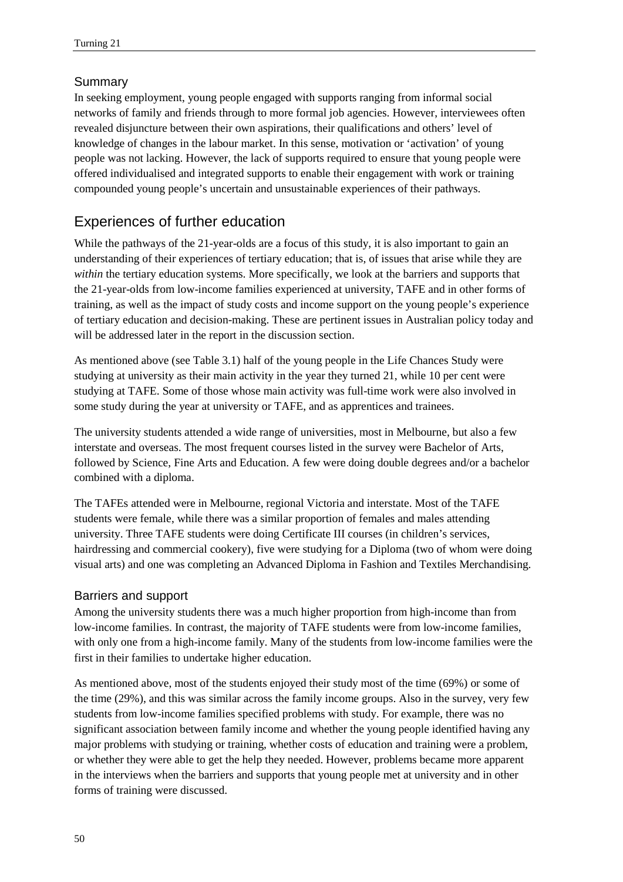### Summary

In seeking employment, young people engaged with supports ranging from informal social networks of family and friends through to more formal job agencies. However, interviewees often revealed disjuncture between their own aspirations, their qualifications and others' level of knowledge of changes in the labour market. In this sense, motivation or 'activation' of young people was not lacking. However, the lack of supports required to ensure that young people were offered individualised and integrated supports to enable their engagement with work or training compounded young people's uncertain and unsustainable experiences of their pathways.

## Experiences of further education

While the pathways of the 21-year-olds are a focus of this study, it is also important to gain an understanding of their experiences of tertiary education; that is, of issues that arise while they are *within* the tertiary education systems. More specifically, we look at the barriers and supports that the 21-year-olds from low-income families experienced at university, TAFE and in other forms of training, as well as the impact of study costs and income support on the young people's experience of tertiary education and decision-making. These are pertinent issues in Australian policy today and will be addressed later in the report in the discussion section.

As mentioned above (see Table 3.1) half of the young people in the Life Chances Study were studying at university as their main activity in the year they turned 21, while 10 per cent were studying at TAFE. Some of those whose main activity was full-time work were also involved in some study during the year at university or TAFE, and as apprentices and trainees.

The university students attended a wide range of universities, most in Melbourne, but also a few interstate and overseas. The most frequent courses listed in the survey were Bachelor of Arts, followed by Science, Fine Arts and Education. A few were doing double degrees and/or a bachelor combined with a diploma.

The TAFEs attended were in Melbourne, regional Victoria and interstate. Most of the TAFE students were female, while there was a similar proportion of females and males attending university. Three TAFE students were doing Certificate III courses (in children's services, hairdressing and commercial cookery), five were studying for a Diploma (two of whom were doing visual arts) and one was completing an Advanced Diploma in Fashion and Textiles Merchandising.

### Barriers and support

Among the university students there was a much higher proportion from high-income than from low-income families. In contrast, the majority of TAFE students were from low-income families, with only one from a high-income family. Many of the students from low-income families were the first in their families to undertake higher education.

As mentioned above, most of the students enjoyed their study most of the time (69%) or some of the time (29%), and this was similar across the family income groups. Also in the survey, very few students from low-income families specified problems with study. For example, there was no significant association between family income and whether the young people identified having any major problems with studying or training, whether costs of education and training were a problem, or whether they were able to get the help they needed. However, problems became more apparent in the interviews when the barriers and supports that young people met at university and in other forms of training were discussed.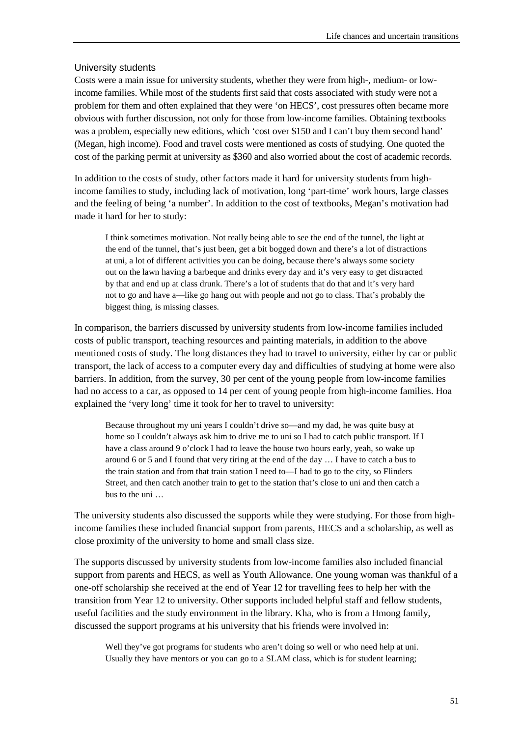### University students

Costs were a main issue for university students, whether they were from high-, medium- or low-income families. While most of the students first said that costs associated with study were not a problem for them and often explained that they were 'on HECS', cost pressures often became more obvious with further discussion, not only for those from low-income families. Obtaining textbooks was a problem, especially new editions, which 'cost over $150 and I can't buy them second hand' (Megan, high income). Food and travel costs were mentioned as costs of studying. One quoted the cost of the parking permit at university as $360 and also worried about the cost of academic records.

In addition to the costs of study, other factors made it hard for university students from high-income families to study, including lack of motivation, long 'part-time' work hours, large classes and the feeling of being 'a number'. In addition to the cost of textbooks, Megan's motivation had made it hard for her to study:

> I think sometimes motivation. Not really being able to see the end of the tunnel, the light at the end of the tunnel, that's just been, get a bit bogged down and there's a lot of distractions at uni, a lot of different activities you can be doing, because there's always some society out on the lawn having a barbeque and drinks every day and it's very easy to get distracted by that and end up at class drunk. There's a lot of students that do that and it's very hard not to go and have a—like go hang out with people and not go to class. That's probably the biggest thing, is missing classes.

In comparison, the barriers discussed by university students from low-income families included costs of public transport, teaching resources and painting materials, in addition to the above mentioned costs of study. The long distances they had to travel to university, either by car or public transport, the lack of access to a computer every day and difficulties of studying at home were also barriers. In addition, from the survey, 30 per cent of the young people from low-income families had no access to a car, as opposed to 14 per cent of young people from high-income families. Hoa explained the 'very long' time it took for her to travel to university:

> Because throughout my uni years I couldn't drive so—and my dad, he was quite busy at home so I couldn't always ask him to drive me to uni so I had to catch public transport. If I have a class around 9 o'clock I had to leave the house two hours early, yeah, so wake up around 6 or 5 and I found that very tiring at the end of the day … I have to catch a bus to the train station and from that train station I need to—I had to go to the city, so Flinders Street, and then catch another train to get to the station that's close to uni and then catch a bus to the uni …

The university students also discussed the supports while they were studying. For those from high-income families these included financial support from parents, HECS and a scholarship, as well as close proximity of the university to home and small class size.

The supports discussed by university students from low-income families also included financial support from parents and HECS, as well as Youth Allowance. One young woman was thankful of a one-off scholarship she received at the end of Year 12 for travelling fees to help her with the transition from Year 12 to university. Other supports included helpful staff and fellow students, useful facilities and the study environment in the library. Kha, who is from a Hmong family, discussed the support programs at his university that his friends were involved in:

> Well they've got programs for students who aren't doing so well or who need help at uni. Usually they have mentors or you can go to a SLAM class, which is for student learning;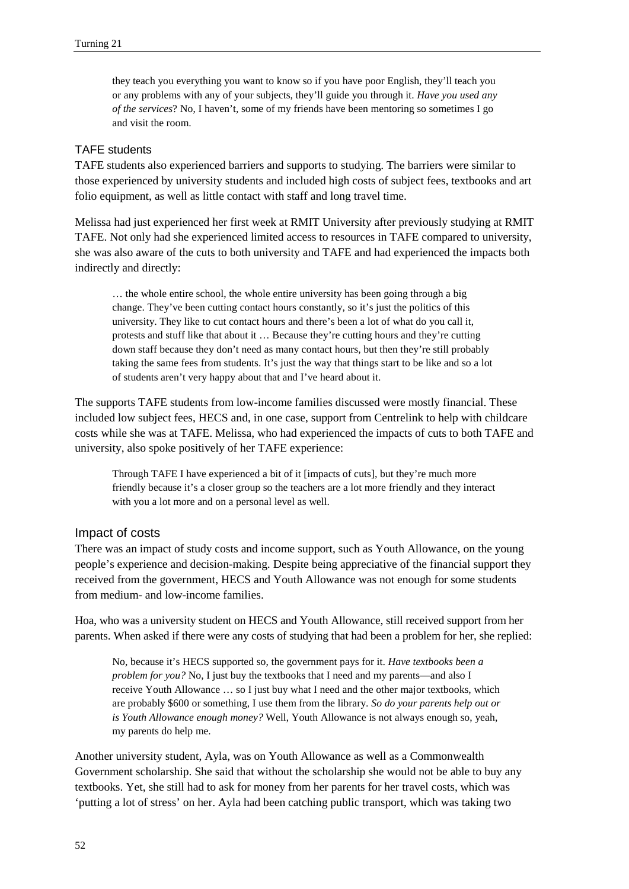they teach you everything you want to know so if you have poor English, they'll teach you or any problems with any of your subjects, they'll guide you through it. *Have you used any of the services*? No, I haven't, some of my friends have been mentoring so sometimes I go and visit the room.

### TAFE students

TAFE students also experienced barriers and supports to studying. The barriers were similar to those experienced by university students and included high costs of subject fees, textbooks and art folio equipment, as well as little contact with staff and long travel time.

Melissa had just experienced her first week at RMIT University after previously studying at RMIT TAFE. Not only had she experienced limited access to resources in TAFE compared to university, she was also aware of the cuts to both university and TAFE and had experienced the impacts both indirectly and directly:

> … the whole entire school, the whole entire university has been going through a big change. They've been cutting contact hours constantly, so it's just the politics of this university. They like to cut contact hours and there's been a lot of what do you call it, protests and stuff like that about it … Because they're cutting hours and they're cutting down staff because they don't need as many contact hours, but then they're still probably taking the same fees from students. It's just the way that things start to be like and so a lot of students aren't very happy about that and I've heard about it.

The supports TAFE students from low-income families discussed were mostly financial. These included low subject fees, HECS and, in one case, support from Centrelink to help with childcare costs while she was at TAFE. Melissa, who had experienced the impacts of cuts to both TAFE and university, also spoke positively of her TAFE experience:

> Through TAFE I have experienced a bit of it [impacts of cuts], but they're much more friendly because it's a closer group so the teachers are a lot more friendly and they interact with you a lot more and on a personal level as well.

### Impact of costs

There was an impact of study costs and income support, such as Youth Allowance, on the young people's experience and decision-making. Despite being appreciative of the financial support they received from the government, HECS and Youth Allowance was not enough for some students from medium- and low-income families.

Hoa, who was a university student on HECS and Youth Allowance, still received support from her parents. When asked if there were any costs of studying that had been a problem for her, she replied:

> No, because it's HECS supported so, the government pays for it. *Have textbooks been a problem for you?* No, I just buy the textbooks that I need and my parents—and also I receive Youth Allowance … so I just buy what I need and the other major textbooks, which are probably $600 or something, I use them from the library. *So do your parents help out or is Youth Allowance enough money?* Well, Youth Allowance is not always enough so, yeah, my parents do help me.

Another university student, Ayla, was on Youth Allowance as well as a Commonwealth Government scholarship. She said that without the scholarship she would not be able to buy any textbooks. Yet, she still had to ask for money from her parents for her travel costs, which was 'putting a lot of stress' on her. Ayla had been catching public transport, which was taking two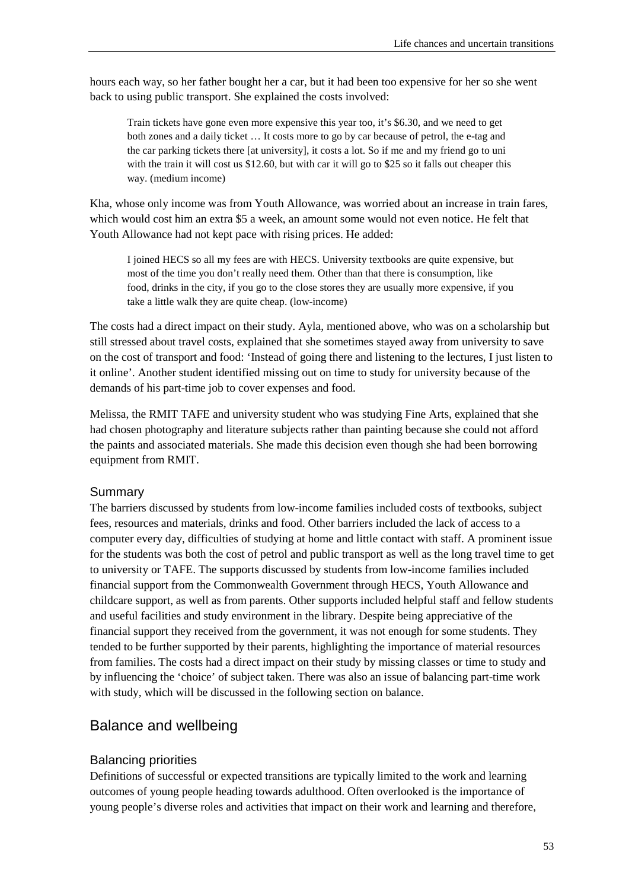hours each way, so her father bought her a car, but it had been too expensive for her so she went back to using public transport. She explained the costs involved:

> Train tickets have gone even more expensive this year too, it's $6.30, and we need to get both zones and a daily ticket … It costs more to go by car because of petrol, the e-tag and the car parking tickets there [at university], it costs a lot. So if me and my friend go to uni with the train it will cost us $12.60, but with car it will go to $25 so it falls out cheaper this way. (medium income)

Kha, whose only income was from Youth Allowance, was worried about an increase in train fares, which would cost him an extra $5 a week, an amount some would not even notice. He felt that Youth Allowance had not kept pace with rising prices. He added:

> I joined HECS so all my fees are with HECS. University textbooks are quite expensive, but most of the time you don't really need them. Other than that there is consumption, like food, drinks in the city, if you go to the close stores they are usually more expensive, if you take a little walk they are quite cheap. (low-income)

The costs had a direct impact on their study. Ayla, mentioned above, who was on a scholarship but still stressed about travel costs, explained that she sometimes stayed away from university to save on the cost of transport and food: 'Instead of going there and listening to the lectures, I just listen to it online'. Another student identified missing out on time to study for university because of the demands of his part-time job to cover expenses and food.

Melissa, the RMIT TAFE and university student who was studying Fine Arts, explained that she had chosen photography and literature subjects rather than painting because she could not afford the paints and associated materials. She made this decision even though she had been borrowing equipment from RMIT.

### Summary

The barriers discussed by students from low-income families included costs of textbooks, subject fees, resources and materials, drinks and food. Other barriers included the lack of access to a computer every day, difficulties of studying at home and little contact with staff. A prominent issue for the students was both the cost of petrol and public transport as well as the long travel time to get to university or TAFE. The supports discussed by students from low-income families included financial support from the Commonwealth Government through HECS, Youth Allowance and childcare support, as well as from parents. Other supports included helpful staff and fellow students and useful facilities and study environment in the library. Despite being appreciative of the financial support they received from the government, it was not enough for some students. They tended to be further supported by their parents, highlighting the importance of material resources from families. The costs had a direct impact on their study by missing classes or time to study and by influencing the 'choice' of subject taken. There was also an issue of balancing part-time work with study, which will be discussed in the following section on balance.

## Balance and wellbeing

### Balancing priorities

Definitions of successful or expected transitions are typically limited to the work and learning outcomes of young people heading towards adulthood. Often overlooked is the importance of young people's diverse roles and activities that impact on their work and learning and therefore,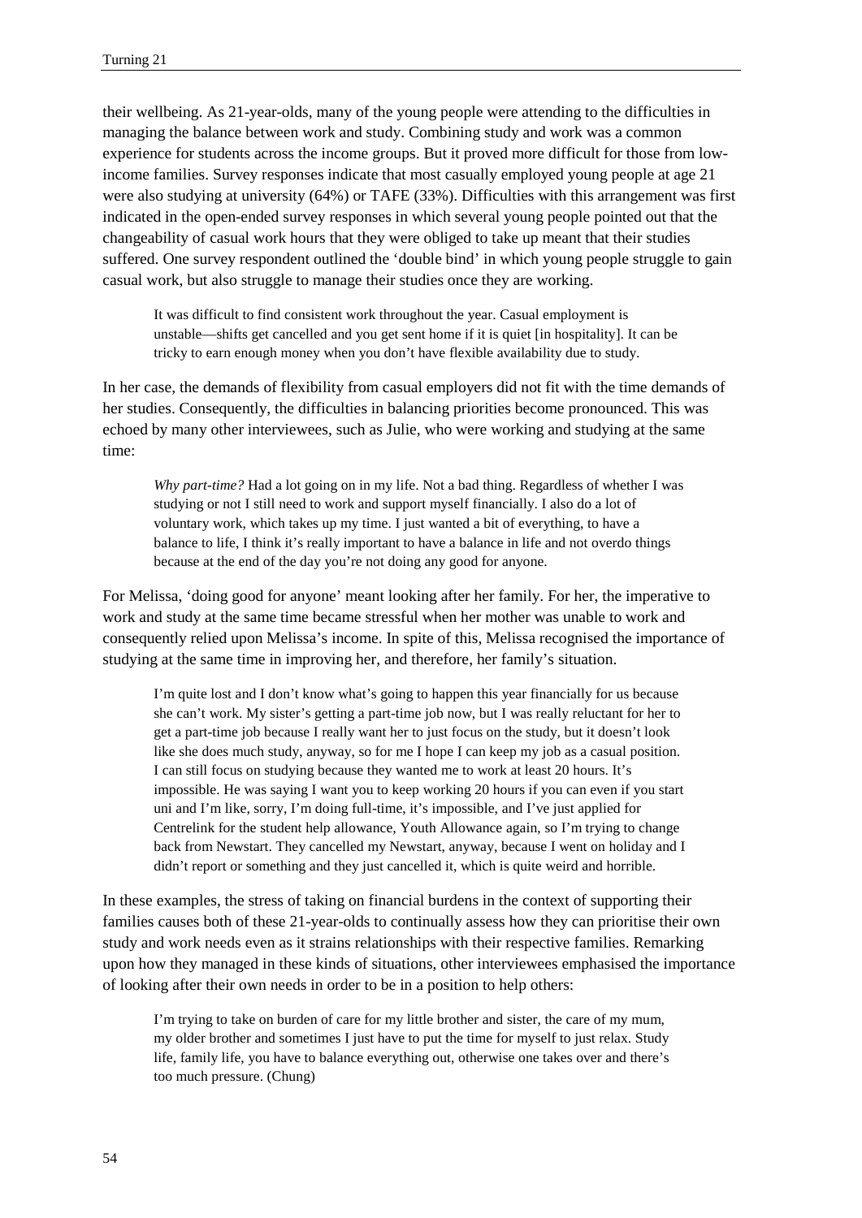their wellbeing. As 21-year-olds, many of the young people were attending to the difficulties in managing the balance between work and study. Combining study and work was a common experience for students across the income groups. But it proved more difficult for those from low-income families. Survey responses indicate that most casually employed young people at age 21 were also studying at university (64%) or TAFE (33%). Difficulties with this arrangement was first indicated in the open-ended survey responses in which several young people pointed out that the changeability of casual work hours that they were obliged to take up meant that their studies suffered. One survey respondent outlined the 'double bind' in which young people struggle to gain casual work, but also struggle to manage their studies once they are working.

> It was difficult to find consistent work throughout the year. Casual employment is unstable—shifts get cancelled and you get sent home if it is quiet [in hospitality]. It can be tricky to earn enough money when you don't have flexible availability due to study.

In her case, the demands of flexibility from casual employers did not fit with the time demands of her studies. Consequently, the difficulties in balancing priorities become pronounced. This was echoed by many other interviewees, such as Julie, who were working and studying at the same time:

> *Why part-time?* Had a lot going on in my life. Not a bad thing. Regardless of whether I was studying or not I still need to work and support myself financially. I also do a lot of voluntary work, which takes up my time. I just wanted a bit of everything, to have a balance to life, I think it's really important to have a balance in life and not overdo things because at the end of the day you're not doing any good for anyone.

For Melissa, 'doing good for anyone' meant looking after her family. For her, the imperative to work and study at the same time became stressful when her mother was unable to work and consequently relied upon Melissa's income. In spite of this, Melissa recognised the importance of studying at the same time in improving her, and therefore, her family's situation.

> I'm quite lost and I don't know what's going to happen this year financially for us because she can't work. My sister's getting a part-time job now, but I was really reluctant for her to get a part-time job because I really want her to just focus on the study, but it doesn't look like she does much study, anyway, so for me I hope I can keep my job as a casual position. I can still focus on studying because they wanted me to work at least 20 hours. It's impossible. He was saying I want you to keep working 20 hours if you can even if you start uni and I'm like, sorry, I'm doing full-time, it's impossible, and I've just applied for Centrelink for the student help allowance, Youth Allowance again, so I'm trying to change back from Newstart. They cancelled my Newstart, anyway, because I went on holiday and I didn't report or something and they just cancelled it, which is quite weird and horrible.

In these examples, the stress of taking on financial burdens in the context of supporting their families causes both of these 21-year-olds to continually assess how they can prioritise their own study and work needs even as it strains relationships with their respective families. Remarking upon how they managed in these kinds of situations, other interviewees emphasised the importance of looking after their own needs in order to be in a position to help others:

> I'm trying to take on burden of care for my little brother and sister, the care of my mum, my older brother and sometimes I just have to put the time for myself to just relax. Study life, family life, you have to balance everything out, otherwise one takes over and there's too much pressure. (Chung)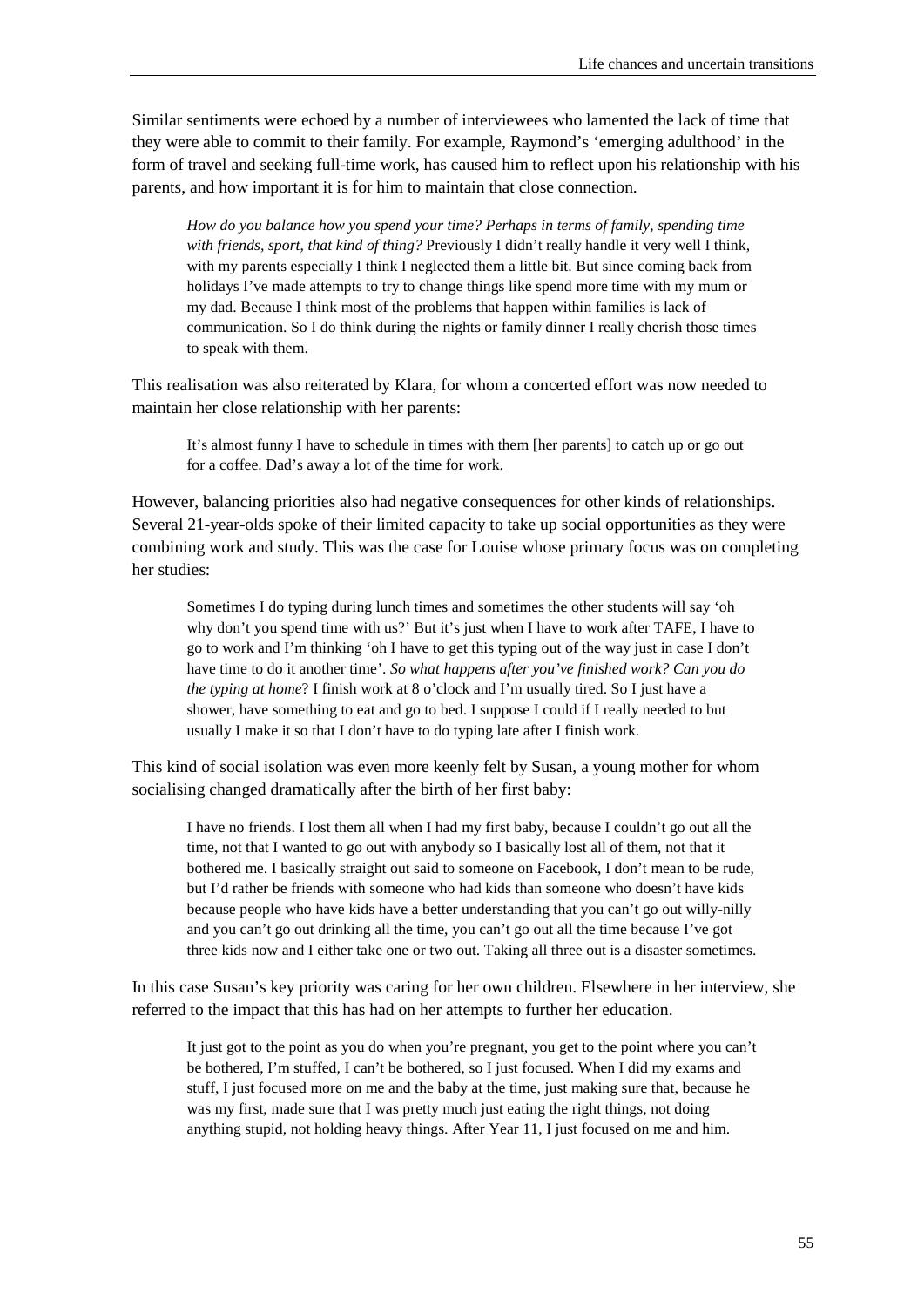Similar sentiments were echoed by a number of interviewees who lamented the lack of time that they were able to commit to their family. For example, Raymond's 'emerging adulthood' in the form of travel and seeking full-time work, has caused him to reflect upon his relationship with his parents, and how important it is for him to maintain that close connection.

> *How do you balance how you spend your time? Perhaps in terms of family, spending time with friends, sport, that kind of thing?* Previously I didn't really handle it very well I think, with my parents especially I think I neglected them a little bit. But since coming back from holidays I've made attempts to try to change things like spend more time with my mum or my dad. Because I think most of the problems that happen within families is lack of communication. So I do think during the nights or family dinner I really cherish those times to speak with them.

This realisation was also reiterated by Klara, for whom a concerted effort was now needed to maintain her close relationship with her parents:

> It's almost funny I have to schedule in times with them [her parents] to catch up or go out for a coffee. Dad's away a lot of the time for work.

However, balancing priorities also had negative consequences for other kinds of relationships. Several 21-year-olds spoke of their limited capacity to take up social opportunities as they were combining work and study. This was the case for Louise whose primary focus was on completing her studies:

> Sometimes I do typing during lunch times and sometimes the other students will say 'oh why don't you spend time with us?' But it's just when I have to work after TAFE, I have to go to work and I'm thinking 'oh I have to get this typing out of the way just in case I don't have time to do it another time'. *So what happens after you've finished work? Can you do the typing at home*? I finish work at 8 o'clock and I'm usually tired. So I just have a shower, have something to eat and go to bed. I suppose I could if I really needed to but usually I make it so that I don't have to do typing late after I finish work.

This kind of social isolation was even more keenly felt by Susan, a young mother for whom socialising changed dramatically after the birth of her first baby:

> I have no friends. I lost them all when I had my first baby, because I couldn't go out all the time, not that I wanted to go out with anybody so I basically lost all of them, not that it bothered me. I basically straight out said to someone on Facebook, I don't mean to be rude, but I'd rather be friends with someone who had kids than someone who doesn't have kids because people who have kids have a better understanding that you can't go out willy-nilly and you can't go out drinking all the time, you can't go out all the time because I've got three kids now and I either take one or two out. Taking all three out is a disaster sometimes.

In this case Susan's key priority was caring for her own children. Elsewhere in her interview, she referred to the impact that this has had on her attempts to further her education.

> It just got to the point as you do when you're pregnant, you get to the point where you can't be bothered, I'm stuffed, I can't be bothered, so I just focused. When I did my exams and stuff, I just focused more on me and the baby at the time, just making sure that, because he was my first, made sure that I was pretty much just eating the right things, not doing anything stupid, not holding heavy things. After Year 11, I just focused on me and him.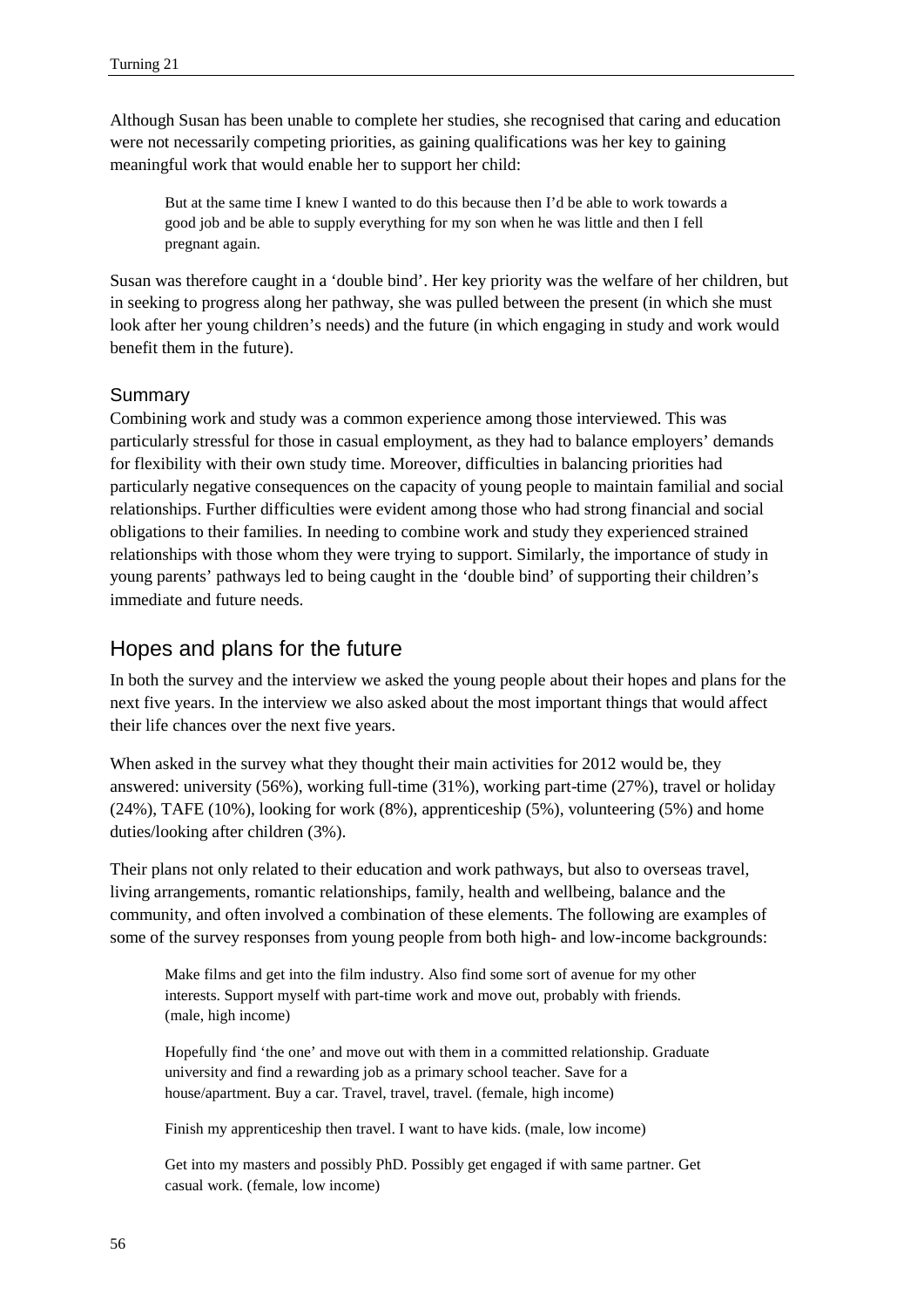Although Susan has been unable to complete her studies, she recognised that caring and education were not necessarily competing priorities, as gaining qualifications was her key to gaining meaningful work that would enable her to support her child:

> But at the same time I knew I wanted to do this because then I'd be able to work towards a good job and be able to supply everything for my son when he was little and then I fell pregnant again.

Susan was therefore caught in a 'double bind'. Her key priority was the welfare of her children, but in seeking to progress along her pathway, she was pulled between the present (in which she must look after her young children's needs) and the future (in which engaging in study and work would benefit them in the future).

### Summary

Combining work and study was a common experience among those interviewed. This was particularly stressful for those in casual employment, as they had to balance employers' demands for flexibility with their own study time. Moreover, difficulties in balancing priorities had particularly negative consequences on the capacity of young people to maintain familial and social relationships. Further difficulties were evident among those who had strong financial and social obligations to their families. In needing to combine work and study they experienced strained relationships with those whom they were trying to support. Similarly, the importance of study in young parents' pathways led to being caught in the 'double bind' of supporting their children's immediate and future needs.

## Hopes and plans for the future

In both the survey and the interview we asked the young people about their hopes and plans for the next five years. In the interview we also asked about the most important things that would affect their life chances over the next five years.

When asked in the survey what they thought their main activities for 2012 would be, they answered: university (56%), working full-time (31%), working part-time (27%), travel or holiday (24%), TAFE (10%), looking for work (8%), apprenticeship (5%), volunteering (5%) and home duties/looking after children (3%).

Their plans not only related to their education and work pathways, but also to overseas travel, living arrangements, romantic relationships, family, health and wellbeing, balance and the community, and often involved a combination of these elements. The following are examples of some of the survey responses from young people from both high- and low-income backgrounds:

> Make films and get into the film industry. Also find some sort of avenue for my other interests. Support myself with part-time work and move out, probably with friends. (male, high income)

> Hopefully find 'the one' and move out with them in a committed relationship. Graduate university and find a rewarding job as a primary school teacher. Save for a house/apartment. Buy a car. Travel, travel, travel. (female, high income)

> Finish my apprenticeship then travel. I want to have kids. (male, low income)

> Get into my masters and possibly PhD. Possibly get engaged if with same partner. Get casual work. (female, low income)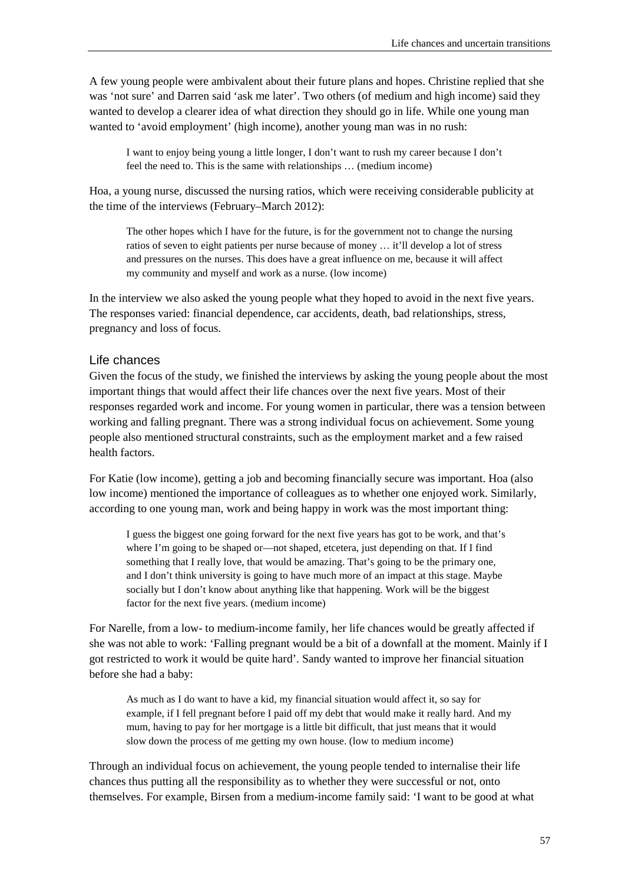A few young people were ambivalent about their future plans and hopes. Christine replied that she was 'not sure' and Darren said 'ask me later'. Two others (of medium and high income) said they wanted to develop a clearer idea of what direction they should go in life. While one young man wanted to 'avoid employment' (high income), another young man was in no rush:

> I want to enjoy being young a little longer, I don't want to rush my career because I don't feel the need to. This is the same with relationships … (medium income)

Hoa, a young nurse, discussed the nursing ratios, which were receiving considerable publicity at the time of the interviews (February–March 2012):

> The other hopes which I have for the future, is for the government not to change the nursing ratios of seven to eight patients per nurse because of money … it'll develop a lot of stress and pressures on the nurses. This does have a great influence on me, because it will affect my community and myself and work as a nurse. (low income)

In the interview we also asked the young people what they hoped to avoid in the next five years. The responses varied: financial dependence, car accidents, death, bad relationships, stress, pregnancy and loss of focus.

### Life chances

Given the focus of the study, we finished the interviews by asking the young people about the most important things that would affect their life chances over the next five years. Most of their responses regarded work and income. For young women in particular, there was a tension between working and falling pregnant. There was a strong individual focus on achievement. Some young people also mentioned structural constraints, such as the employment market and a few raised health factors.

For Katie (low income), getting a job and becoming financially secure was important. Hoa (also low income) mentioned the importance of colleagues as to whether one enjoyed work. Similarly, according to one young man, work and being happy in work was the most important thing:

> I guess the biggest one going forward for the next five years has got to be work, and that's where I'm going to be shaped or—not shaped, etcetera, just depending on that. If I find something that I really love, that would be amazing. That's going to be the primary one, and I don't think university is going to have much more of an impact at this stage. Maybe socially but I don't know about anything like that happening. Work will be the biggest factor for the next five years. (medium income)

For Narelle, from a low- to medium-income family, her life chances would be greatly affected if she was not able to work: 'Falling pregnant would be a bit of a downfall at the moment. Mainly if I got restricted to work it would be quite hard'. Sandy wanted to improve her financial situation before she had a baby:

> As much as I do want to have a kid, my financial situation would affect it, so say for example, if I fell pregnant before I paid off my debt that would make it really hard. And my mum, having to pay for her mortgage is a little bit difficult, that just means that it would slow down the process of me getting my own house. (low to medium income)

Through an individual focus on achievement, the young people tended to internalise their life chances thus putting all the responsibility as to whether they were successful or not, onto themselves. For example, Birsen from a medium-income family said: 'I want to be good at what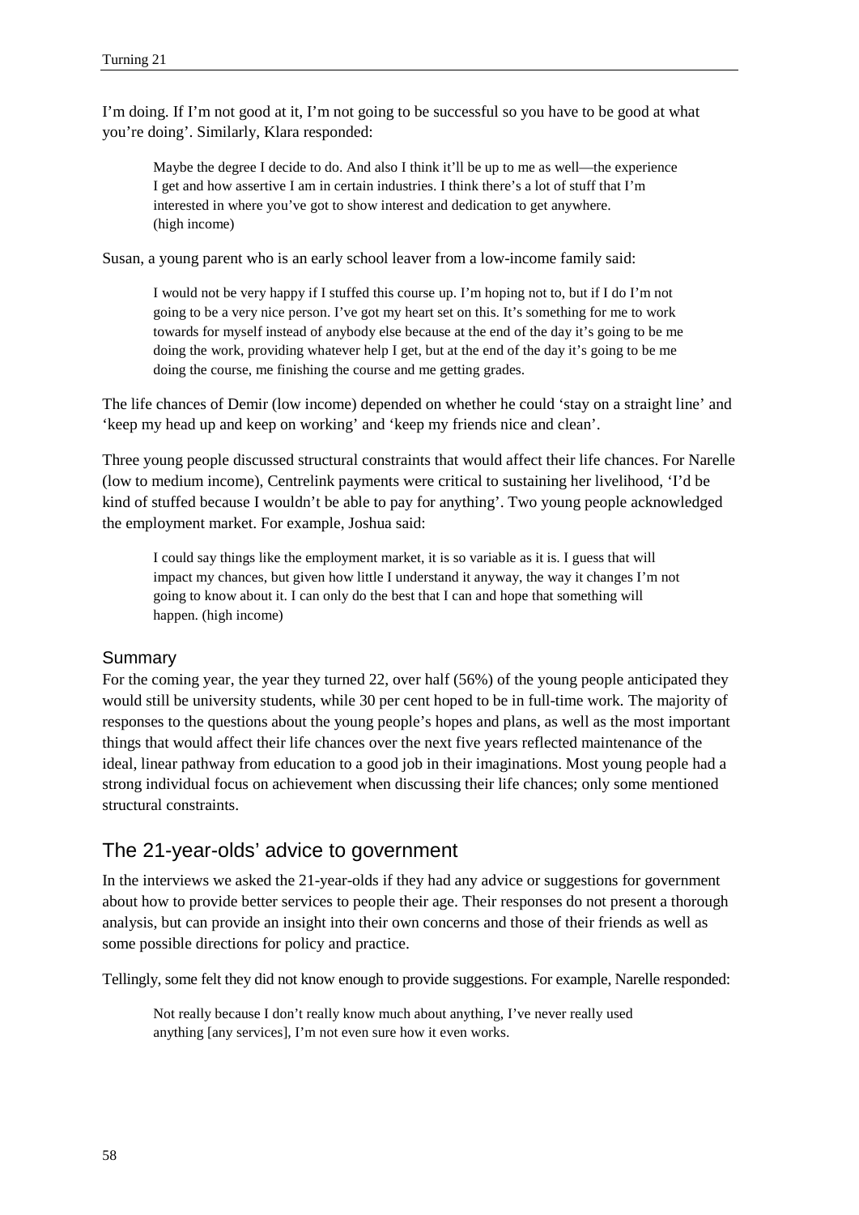I'm doing. If I'm not good at it, I'm not going to be successful so you have to be good at what you're doing'. Similarly, Klara responded:

> Maybe the degree I decide to do. And also I think it'll be up to me as well—the experience I get and how assertive I am in certain industries. I think there's a lot of stuff that I'm interested in where you've got to show interest and dedication to get anywhere. (high income)

Susan, a young parent who is an early school leaver from a low-income family said:

> I would not be very happy if I stuffed this course up. I'm hoping not to, but if I do I'm not going to be a very nice person. I've got my heart set on this. It's something for me to work towards for myself instead of anybody else because at the end of the day it's going to be me doing the work, providing whatever help I get, but at the end of the day it's going to be me doing the course, me finishing the course and me getting grades.

The life chances of Demir (low income) depended on whether he could 'stay on a straight line' and 'keep my head up and keep on working' and 'keep my friends nice and clean'.

Three young people discussed structural constraints that would affect their life chances. For Narelle (low to medium income), Centrelink payments were critical to sustaining her livelihood, 'I'd be kind of stuffed because I wouldn't be able to pay for anything'. Two young people acknowledged the employment market. For example, Joshua said:

> I could say things like the employment market, it is so variable as it is. I guess that will impact my chances, but given how little I understand it anyway, the way it changes I'm not going to know about it. I can only do the best that I can and hope that something will happen. (high income)

### Summary

For the coming year, the year they turned 22, over half (56%) of the young people anticipated they would still be university students, while 30 per cent hoped to be in full-time work. The majority of responses to the questions about the young people's hopes and plans, as well as the most important things that would affect their life chances over the next five years reflected maintenance of the ideal, linear pathway from education to a good job in their imaginations. Most young people had a strong individual focus on achievement when discussing their life chances; only some mentioned structural constraints.

## The 21-year-olds' advice to government

In the interviews we asked the 21-year-olds if they had any advice or suggestions for government about how to provide better services to people their age. Their responses do not present a thorough analysis, but can provide an insight into their own concerns and those of their friends as well as some possible directions for policy and practice.

Tellingly, some felt they did not know enough to provide suggestions. For example, Narelle responded:

> Not really because I don't really know much about anything, I've never really used anything [any services], I'm not even sure how it even works.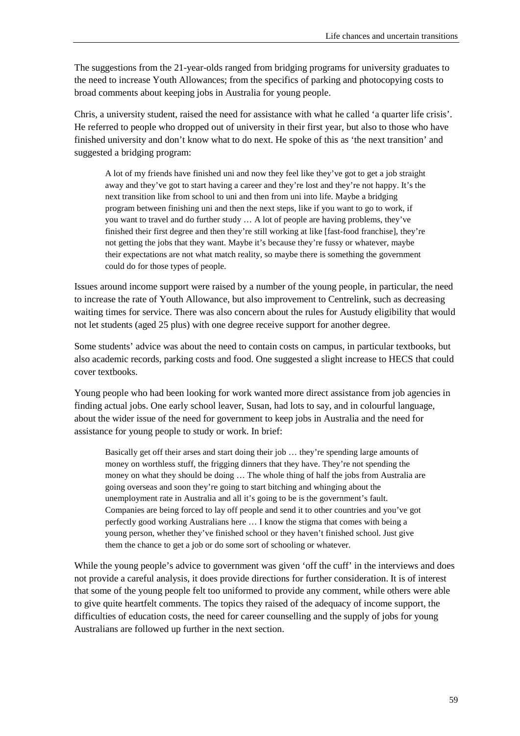The suggestions from the 21-year-olds ranged from bridging programs for university graduates to the need to increase Youth Allowances; from the specifics of parking and photocopying costs to broad comments about keeping jobs in Australia for young people.

Chris, a university student, raised the need for assistance with what he called 'a quarter life crisis'. He referred to people who dropped out of university in their first year, but also to those who have finished university and don't know what to do next. He spoke of this as 'the next transition' and suggested a bridging program:

> A lot of my friends have finished uni and now they feel like they've got to get a job straight away and they've got to start having a career and they're lost and they're not happy. It's the next transition like from school to uni and then from uni into life. Maybe a bridging program between finishing uni and then the next steps, like if you want to go to work, if you want to travel and do further study … A lot of people are having problems, they've finished their first degree and then they're still working at like [fast-food franchise], they're not getting the jobs that they want. Maybe it's because they're fussy or whatever, maybe their expectations are not what match reality, so maybe there is something the government could do for those types of people.

Issues around income support were raised by a number of the young people, in particular, the need to increase the rate of Youth Allowance, but also improvement to Centrelink, such as decreasing waiting times for service. There was also concern about the rules for Austudy eligibility that would not let students (aged 25 plus) with one degree receive support for another degree.

Some students' advice was about the need to contain costs on campus, in particular textbooks, but also academic records, parking costs and food. One suggested a slight increase to HECS that could cover textbooks.

Young people who had been looking for work wanted more direct assistance from job agencies in finding actual jobs. One early school leaver, Susan, had lots to say, and in colourful language, about the wider issue of the need for government to keep jobs in Australia and the need for assistance for young people to study or work. In brief:

> Basically get off their arses and start doing their job … they're spending large amounts of money on worthless stuff, the frigging dinners that they have. They're not spending the money on what they should be doing … The whole thing of half the jobs from Australia are going overseas and soon they're going to start bitching and whinging about the unemployment rate in Australia and all it's going to be is the government's fault. Companies are being forced to lay off people and send it to other countries and you've got perfectly good working Australians here … I know the stigma that comes with being a young person, whether they've finished school or they haven't finished school. Just give them the chance to get a job or do some sort of schooling or whatever.

While the young people's advice to government was given 'off the cuff' in the interviews and does not provide a careful analysis, it does provide directions for further consideration. It is of interest that some of the young people felt too uniformed to provide any comment, while others were able to give quite heartfelt comments. The topics they raised of the adequacy of income support, the difficulties of education costs, the need for career counselling and the supply of jobs for young Australians are followed up further in the next section.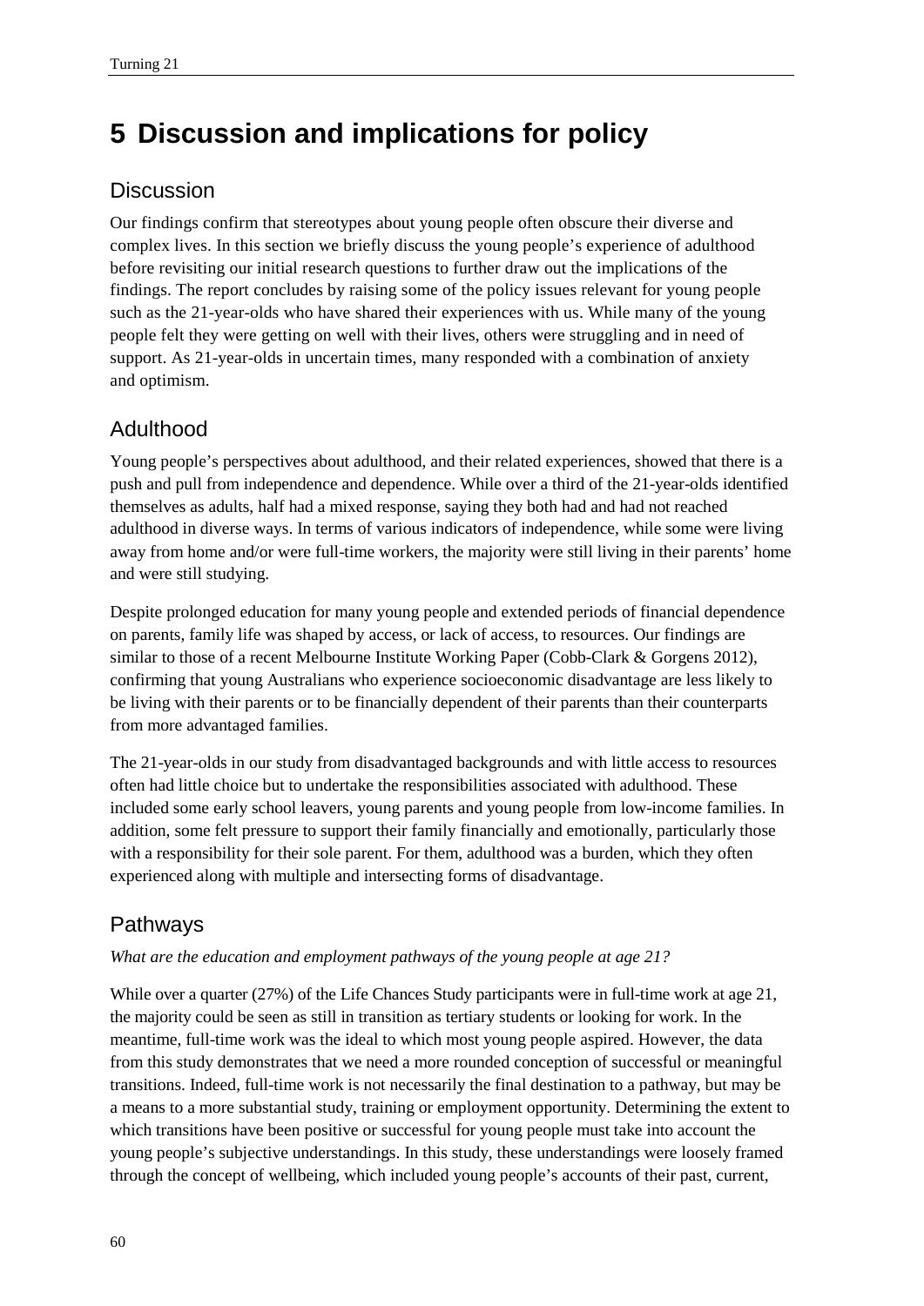# 5 Discussion and implications for policy

## Discussion

Our findings confirm that stereotypes about young people often obscure their diverse and complex lives. In this section we briefly discuss the young people's experience of adulthood before revisiting our initial research questions to further draw out the implications of the findings. The report concludes by raising some of the policy issues relevant for young people such as the 21-year-olds who have shared their experiences with us. While many of the young people felt they were getting on well with their lives, others were struggling and in need of support. As 21-year-olds in uncertain times, many responded with a combination of anxiety and optimism.

## Adulthood

Young people's perspectives about adulthood, and their related experiences, showed that there is a push and pull from independence and dependence. While over a third of the 21-year-olds identified themselves as adults, half had a mixed response, saying they both had and had not reached adulthood in diverse ways. In terms of various indicators of independence, while some were living away from home and/or were full-time workers, the majority were still living in their parents' home and were still studying.

Despite prolonged education for many young people and extended periods of financial dependence on parents, family life was shaped by access, or lack of access, to resources. Our findings are similar to those of a recent Melbourne Institute Working Paper (Cobb-Clark & Gorgens 2012), confirming that young Australians who experience socioeconomic disadvantage are less likely to be living with their parents or to be financially dependent of their parents than their counterparts from more advantaged families.

The 21-year-olds in our study from disadvantaged backgrounds and with little access to resources often had little choice but to undertake the responsibilities associated with adulthood. These included some early school leavers, young parents and young people from low-income families. In addition, some felt pressure to support their family financially and emotionally, particularly those with a responsibility for their sole parent. For them, adulthood was a burden, which they often experienced along with multiple and intersecting forms of disadvantage.

## Pathways

*What are the education and employment pathways of the young people at age 21?*

While over a quarter (27%) of the Life Chances Study participants were in full-time work at age 21, the majority could be seen as still in transition as tertiary students or looking for work. In the meantime, full-time work was the ideal to which most young people aspired. However, the data from this study demonstrates that we need a more rounded conception of successful or meaningful transitions. Indeed, full-time work is not necessarily the final destination to a pathway, but may be a means to a more substantial study, training or employment opportunity. Determining the extent to which transitions have been positive or successful for young people must take into account the young people's subjective understandings. In this study, these understandings were loosely framed through the concept of wellbeing, which included young people's accounts of their past, current,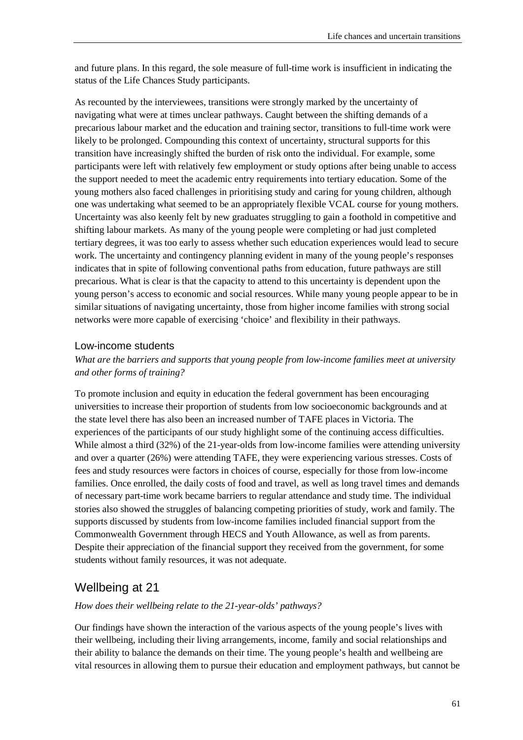and future plans. In this regard, the sole measure of full-time work is insufficient in indicating the status of the Life Chances Study participants.

As recounted by the interviewees, transitions were strongly marked by the uncertainty of navigating what were at times unclear pathways. Caught between the shifting demands of a precarious labour market and the education and training sector, transitions to full-time work were likely to be prolonged. Compounding this context of uncertainty, structural supports for this transition have increasingly shifted the burden of risk onto the individual. For example, some participants were left with relatively few employment or study options after being unable to access the support needed to meet the academic entry requirements into tertiary education. Some of the young mothers also faced challenges in prioritising study and caring for young children, although one was undertaking what seemed to be an appropriately flexible VCAL course for young mothers. Uncertainty was also keenly felt by new graduates struggling to gain a foothold in competitive and shifting labour markets. As many of the young people were completing or had just completed tertiary degrees, it was too early to assess whether such education experiences would lead to secure work. The uncertainty and contingency planning evident in many of the young people's responses indicates that in spite of following conventional paths from education, future pathways are still precarious. What is clear is that the capacity to attend to this uncertainty is dependent upon the young person's access to economic and social resources. While many young people appear to be in similar situations of navigating uncertainty, those from higher income families with strong social networks were more capable of exercising 'choice' and flexibility in their pathways.

### Low-income students

*What are the barriers and supports that young people from low-income families meet at university and other forms of training?*

To promote inclusion and equity in education the federal government has been encouraging universities to increase their proportion of students from low socioeconomic backgrounds and at the state level there has also been an increased number of TAFE places in Victoria. The experiences of the participants of our study highlight some of the continuing access difficulties. While almost a third (32%) of the 21-year-olds from low-income families were attending university and over a quarter (26%) were attending TAFE, they were experiencing various stresses. Costs of fees and study resources were factors in choices of course, especially for those from low-income families. Once enrolled, the daily costs of food and travel, as well as long travel times and demands of necessary part-time work became barriers to regular attendance and study time. The individual stories also showed the struggles of balancing competing priorities of study, work and family. The supports discussed by students from low-income families included financial support from the Commonwealth Government through HECS and Youth Allowance, as well as from parents. Despite their appreciation of the financial support they received from the government, for some students without family resources, it was not adequate.

## Wellbeing at 21

*How does their wellbeing relate to the 21-year-olds' pathways?*

Our findings have shown the interaction of the various aspects of the young people's lives with their wellbeing, including their living arrangements, income, family and social relationships and their ability to balance the demands on their time. The young people's health and wellbeing are vital resources in allowing them to pursue their education and employment pathways, but cannot be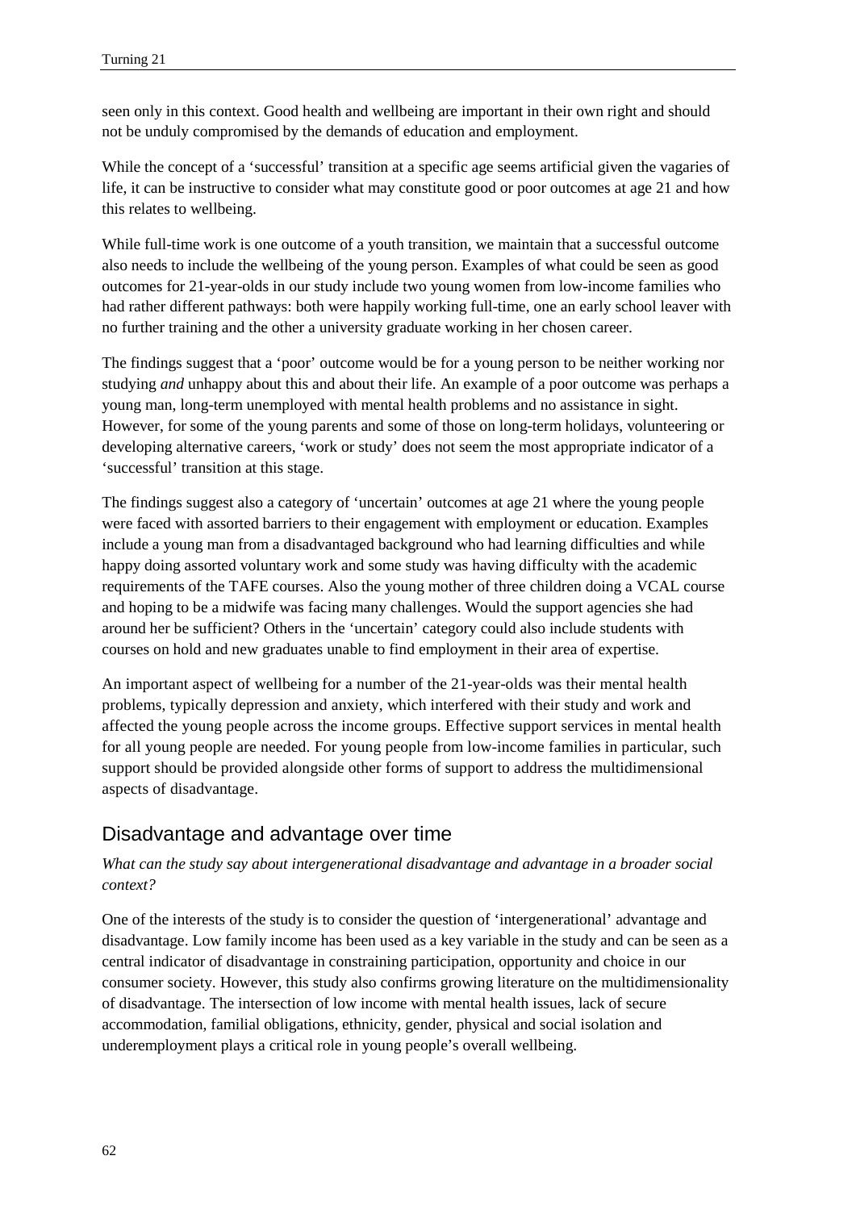seen only in this context. Good health and wellbeing are important in their own right and should not be unduly compromised by the demands of education and employment.

While the concept of a 'successful' transition at a specific age seems artificial given the vagaries of life, it can be instructive to consider what may constitute good or poor outcomes at age 21 and how this relates to wellbeing.

While full-time work is one outcome of a youth transition, we maintain that a successful outcome also needs to include the wellbeing of the young person. Examples of what could be seen as good outcomes for 21-year-olds in our study include two young women from low-income families who had rather different pathways: both were happily working full-time, one an early school leaver with no further training and the other a university graduate working in her chosen career.

The findings suggest that a 'poor' outcome would be for a young person to be neither working nor studying *and* unhappy about this and about their life. An example of a poor outcome was perhaps a young man, long-term unemployed with mental health problems and no assistance in sight. However, for some of the young parents and some of those on long-term holidays, volunteering or developing alternative careers, 'work or study' does not seem the most appropriate indicator of a 'successful' transition at this stage.

The findings suggest also a category of 'uncertain' outcomes at age 21 where the young people were faced with assorted barriers to their engagement with employment or education. Examples include a young man from a disadvantaged background who had learning difficulties and while happy doing assorted voluntary work and some study was having difficulty with the academic requirements of the TAFE courses. Also the young mother of three children doing a VCAL course and hoping to be a midwife was facing many challenges. Would the support agencies she had around her be sufficient? Others in the 'uncertain' category could also include students with courses on hold and new graduates unable to find employment in their area of expertise.

An important aspect of wellbeing for a number of the 21-year-olds was their mental health problems, typically depression and anxiety, which interfered with their study and work and affected the young people across the income groups. Effective support services in mental health for all young people are needed. For young people from low-income families in particular, such support should be provided alongside other forms of support to address the multidimensional aspects of disadvantage.

## Disadvantage and advantage over time

*What can the study say about intergenerational disadvantage and advantage in a broader social context?*

One of the interests of the study is to consider the question of 'intergenerational' advantage and disadvantage. Low family income has been used as a key variable in the study and can be seen as a central indicator of disadvantage in constraining participation, opportunity and choice in our consumer society. However, this study also confirms growing literature on the multidimensionality of disadvantage. The intersection of low income with mental health issues, lack of secure accommodation, familial obligations, ethnicity, gender, physical and social isolation and underemployment plays a critical role in young people's overall wellbeing.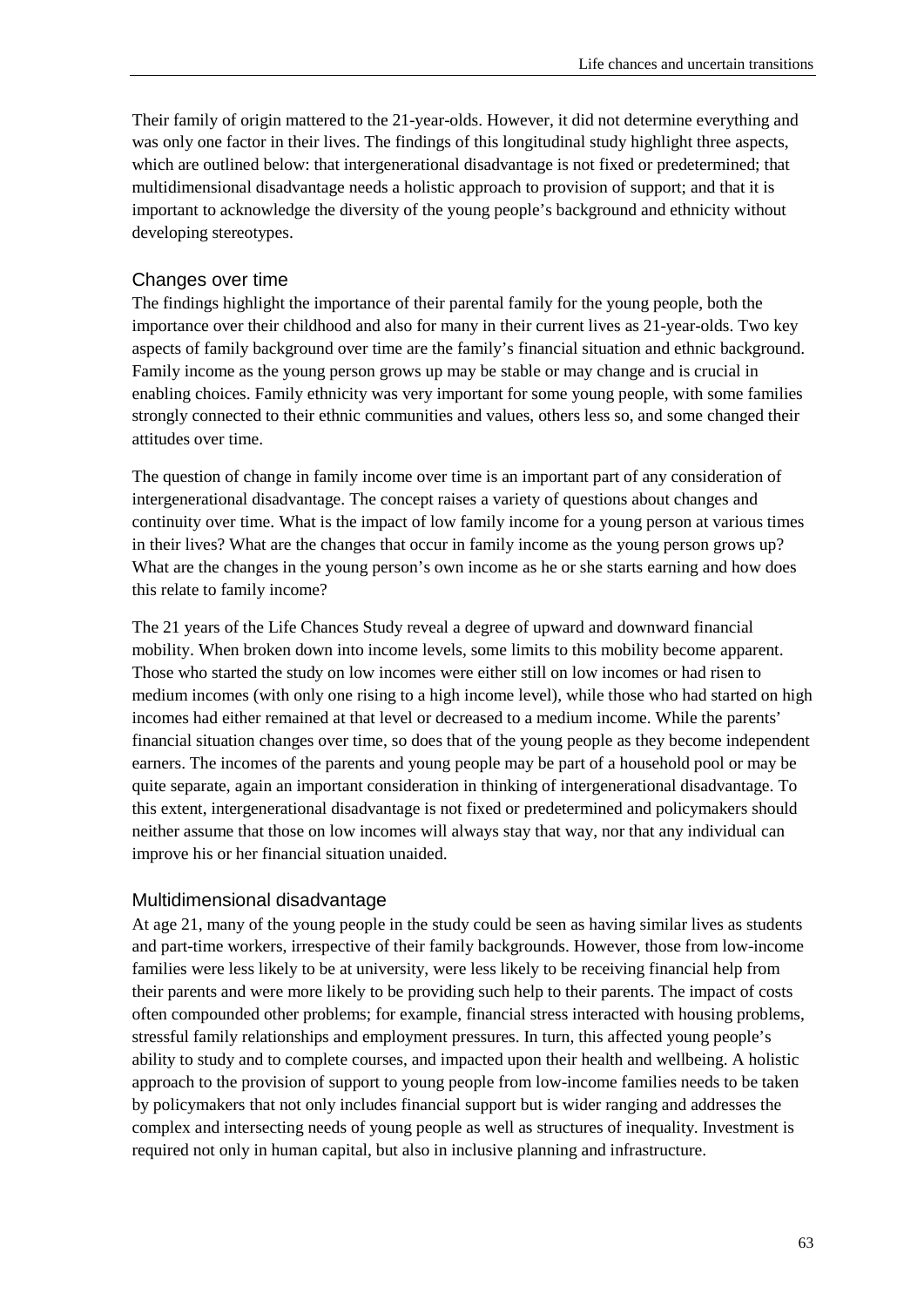Their family of origin mattered to the 21-year-olds. However, it did not determine everything and was only one factor in their lives. The findings of this longitudinal study highlight three aspects, which are outlined below: that intergenerational disadvantage is not fixed or predetermined; that multidimensional disadvantage needs a holistic approach to provision of support; and that it is important to acknowledge the diversity of the young people's background and ethnicity without developing stereotypes.

## Changes over time

The findings highlight the importance of their parental family for the young people, both the importance over their childhood and also for many in their current lives as 21-year-olds. Two key aspects of family background over time are the family's financial situation and ethnic background. Family income as the young person grows up may be stable or may change and is crucial in enabling choices. Family ethnicity was very important for some young people, with some families strongly connected to their ethnic communities and values, others less so, and some changed their attitudes over time.

The question of change in family income over time is an important part of any consideration of intergenerational disadvantage. The concept raises a variety of questions about changes and continuity over time. What is the impact of low family income for a young person at various times in their lives? What are the changes that occur in family income as the young person grows up? What are the changes in the young person's own income as he or she starts earning and how does this relate to family income?

The 21 years of the Life Chances Study reveal a degree of upward and downward financial mobility. When broken down into income levels, some limits to this mobility become apparent. Those who started the study on low incomes were either still on low incomes or had risen to medium incomes (with only one rising to a high income level), while those who had started on high incomes had either remained at that level or decreased to a medium income. While the parents' financial situation changes over time, so does that of the young people as they become independent earners. The incomes of the parents and young people may be part of a household pool or may be quite separate, again an important consideration in thinking of intergenerational disadvantage. To this extent, intergenerational disadvantage is not fixed or predetermined and policymakers should neither assume that those on low incomes will always stay that way, nor that any individual can improve his or her financial situation unaided.

## Multidimensional disadvantage

At age 21, many of the young people in the study could be seen as having similar lives as students and part-time workers, irrespective of their family backgrounds. However, those from low-income families were less likely to be at university, were less likely to be receiving financial help from their parents and were more likely to be providing such help to their parents. The impact of costs often compounded other problems; for example, financial stress interacted with housing problems, stressful family relationships and employment pressures. In turn, this affected young people's ability to study and to complete courses, and impacted upon their health and wellbeing. A holistic approach to the provision of support to young people from low-income families needs to be taken by policymakers that not only includes financial support but is wider ranging and addresses the complex and intersecting needs of young people as well as structures of inequality. Investment is required not only in human capital, but also in inclusive planning and infrastructure.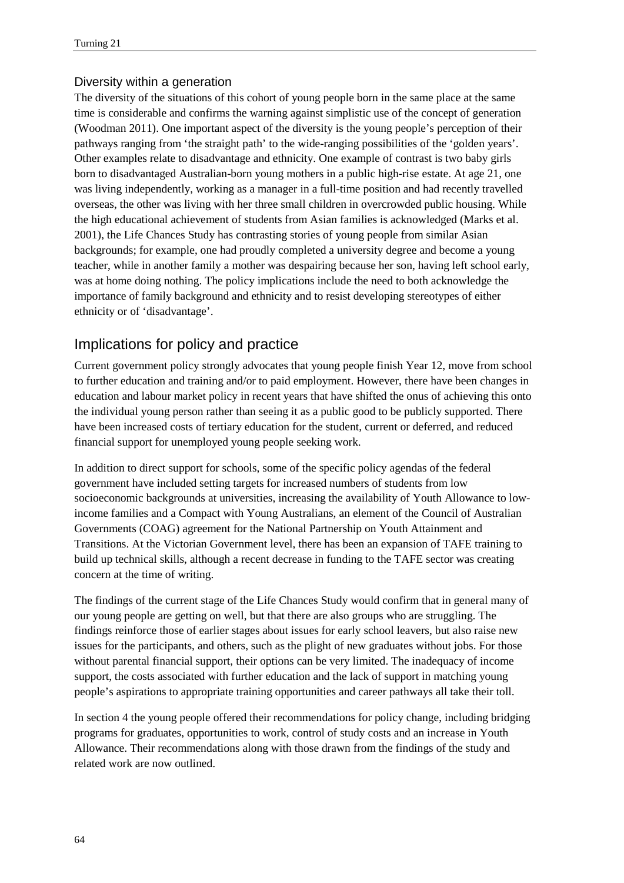### Diversity within a generation

The diversity of the situations of this cohort of young people born in the same place at the same time is considerable and confirms the warning against simplistic use of the concept of generation (Woodman 2011). One important aspect of the diversity is the young people's perception of their pathways ranging from 'the straight path' to the wide-ranging possibilities of the 'golden years'. Other examples relate to disadvantage and ethnicity. One example of contrast is two baby girls born to disadvantaged Australian-born young mothers in a public high-rise estate. At age 21, one was living independently, working as a manager in a full-time position and had recently travelled overseas, the other was living with her three small children in overcrowded public housing. While the high educational achievement of students from Asian families is acknowledged (Marks et al. 2001), the Life Chances Study has contrasting stories of young people from similar Asian backgrounds; for example, one had proudly completed a university degree and become a young teacher, while in another family a mother was despairing because her son, having left school early, was at home doing nothing. The policy implications include the need to both acknowledge the importance of family background and ethnicity and to resist developing stereotypes of either ethnicity or of 'disadvantage'.

## Implications for policy and practice

Current government policy strongly advocates that young people finish Year 12, move from school to further education and training and/or to paid employment. However, there have been changes in education and labour market policy in recent years that have shifted the onus of achieving this onto the individual young person rather than seeing it as a public good to be publicly supported. There have been increased costs of tertiary education for the student, current or deferred, and reduced financial support for unemployed young people seeking work.

In addition to direct support for schools, some of the specific policy agendas of the federal government have included setting targets for increased numbers of students from low socioeconomic backgrounds at universities, increasing the availability of Youth Allowance to low-income families and a Compact with Young Australians, an element of the Council of Australian Governments (COAG) agreement for the National Partnership on Youth Attainment and Transitions. At the Victorian Government level, there has been an expansion of TAFE training to build up technical skills, although a recent decrease in funding to the TAFE sector was creating concern at the time of writing.

The findings of the current stage of the Life Chances Study would confirm that in general many of our young people are getting on well, but that there are also groups who are struggling. The findings reinforce those of earlier stages about issues for early school leavers, but also raise new issues for the participants, and others, such as the plight of new graduates without jobs. For those without parental financial support, their options can be very limited. The inadequacy of income support, the costs associated with further education and the lack of support in matching young people's aspirations to appropriate training opportunities and career pathways all take their toll.

In section 4 the young people offered their recommendations for policy change, including bridging programs for graduates, opportunities to work, control of study costs and an increase in Youth Allowance. Their recommendations along with those drawn from the findings of the study and related work are now outlined.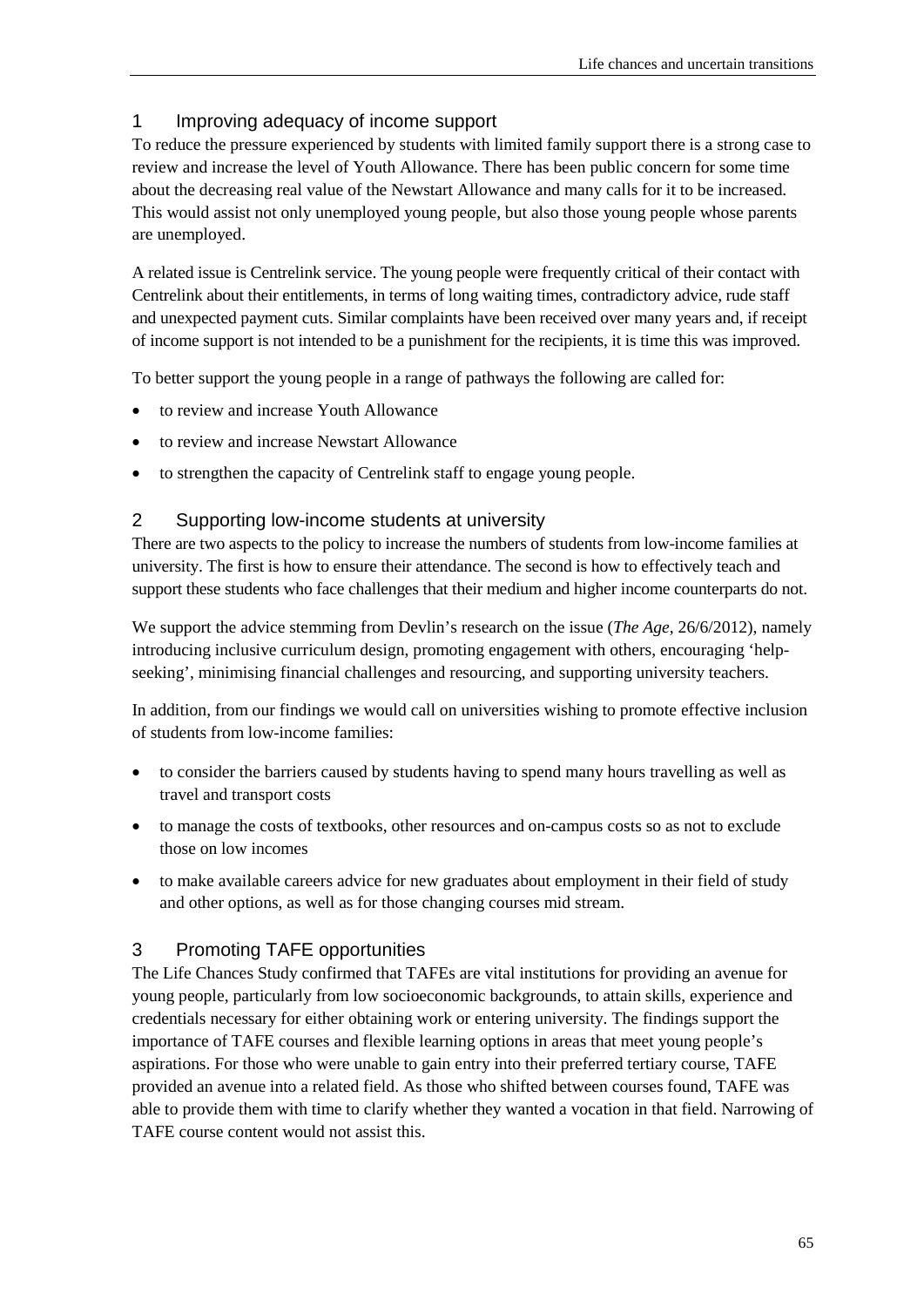## 1 Improving adequacy of income support

To reduce the pressure experienced by students with limited family support there is a strong case to review and increase the level of Youth Allowance. There has been public concern for some time about the decreasing real value of the Newstart Allowance and many calls for it to be increased. This would assist not only unemployed young people, but also those young people whose parents are unemployed.

A related issue is Centrelink service. The young people were frequently critical of their contact with Centrelink about their entitlements, in terms of long waiting times, contradictory advice, rude staff and unexpected payment cuts. Similar complaints have been received over many years and, if receipt of income support is not intended to be a punishment for the recipients, it is time this was improved.

To better support the young people in a range of pathways the following are called for:

- to review and increase Youth Allowance
- to review and increase Newstart Allowance
- to strengthen the capacity of Centrelink staff to engage young people.

## 2 Supporting low-income students at university

There are two aspects to the policy to increase the numbers of students from low-income families at university. The first is how to ensure their attendance. The second is how to effectively teach and support these students who face challenges that their medium and higher income counterparts do not.

We support the advice stemming from Devlin's research on the issue (*The Age*, 26/6/2012), namely introducing inclusive curriculum design, promoting engagement with others, encouraging 'help-seeking', minimising financial challenges and resourcing, and supporting university teachers.

In addition, from our findings we would call on universities wishing to promote effective inclusion of students from low-income families:

- to consider the barriers caused by students having to spend many hours travelling as well as travel and transport costs
- to manage the costs of textbooks, other resources and on-campus costs so as not to exclude those on low incomes
- to make available careers advice for new graduates about employment in their field of study and other options, as well as for those changing courses mid stream.

## 3 Promoting TAFE opportunities

The Life Chances Study confirmed that TAFEs are vital institutions for providing an avenue for young people, particularly from low socioeconomic backgrounds, to attain skills, experience and credentials necessary for either obtaining work or entering university. The findings support the importance of TAFE courses and flexible learning options in areas that meet young people's aspirations. For those who were unable to gain entry into their preferred tertiary course, TAFE provided an avenue into a related field. As those who shifted between courses found, TAFE was able to provide them with time to clarify whether they wanted a vocation in that field. Narrowing of TAFE course content would not assist this.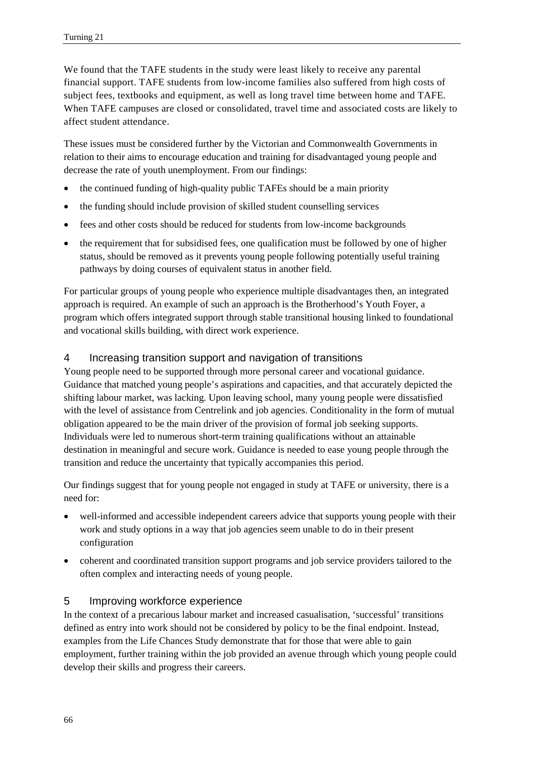We found that the TAFE students in the study were least likely to receive any parental financial support. TAFE students from low-income families also suffered from high costs of subject fees, textbooks and equipment, as well as long travel time between home and TAFE. When TAFE campuses are closed or consolidated, travel time and associated costs are likely to affect student attendance.

These issues must be considered further by the Victorian and Commonwealth Governments in relation to their aims to encourage education and training for disadvantaged young people and decrease the rate of youth unemployment. From our findings:

- the continued funding of high-quality public TAFEs should be a main priority
- the funding should include provision of skilled student counselling services
- fees and other costs should be reduced for students from low-income backgrounds
- the requirement that for subsidised fees, one qualification must be followed by one of higher status, should be removed as it prevents young people following potentially useful training pathways by doing courses of equivalent status in another field.

For particular groups of young people who experience multiple disadvantages then, an integrated approach is required. An example of such an approach is the Brotherhood's Youth Foyer, a program which offers integrated support through stable transitional housing linked to foundational and vocational skills building, with direct work experience.

## 4 Increasing transition support and navigation of transitions

Young people need to be supported through more personal career and vocational guidance. Guidance that matched young people's aspirations and capacities, and that accurately depicted the shifting labour market, was lacking. Upon leaving school, many young people were dissatisfied with the level of assistance from Centrelink and job agencies. Conditionality in the form of mutual obligation appeared to be the main driver of the provision of formal job seeking supports. Individuals were led to numerous short-term training qualifications without an attainable destination in meaningful and secure work. Guidance is needed to ease young people through the transition and reduce the uncertainty that typically accompanies this period.

Our findings suggest that for young people not engaged in study at TAFE or university, there is a need for:

- well-informed and accessible independent careers advice that supports young people with their work and study options in a way that job agencies seem unable to do in their present configuration
- coherent and coordinated transition support programs and job service providers tailored to the often complex and interacting needs of young people.

## 5 Improving workforce experience

In the context of a precarious labour market and increased casualisation, 'successful' transitions defined as entry into work should not be considered by policy to be the final endpoint. Instead, examples from the Life Chances Study demonstrate that for those that were able to gain employment, further training within the job provided an avenue through which young people could develop their skills and progress their careers.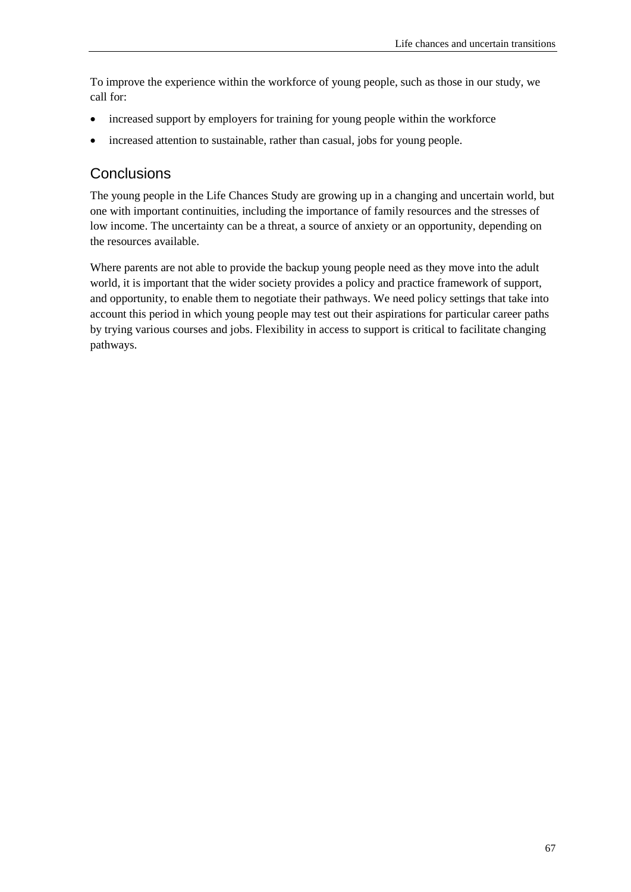To improve the experience within the workforce of young people, such as those in our study, we call for:

- increased support by employers for training for young people within the workforce
- increased attention to sustainable, rather than casual, jobs for young people.

## Conclusions

The young people in the Life Chances Study are growing up in a changing and uncertain world, but one with important continuities, including the importance of family resources and the stresses of low income. The uncertainty can be a threat, a source of anxiety or an opportunity, depending on the resources available.

Where parents are not able to provide the backup young people need as they move into the adult world, it is important that the wider society provides a policy and practice framework of support, and opportunity, to enable them to negotiate their pathways. We need policy settings that take into account this period in which young people may test out their aspirations for particular career paths by trying various courses and jobs. Flexibility in access to support is critical to facilitate changing pathways.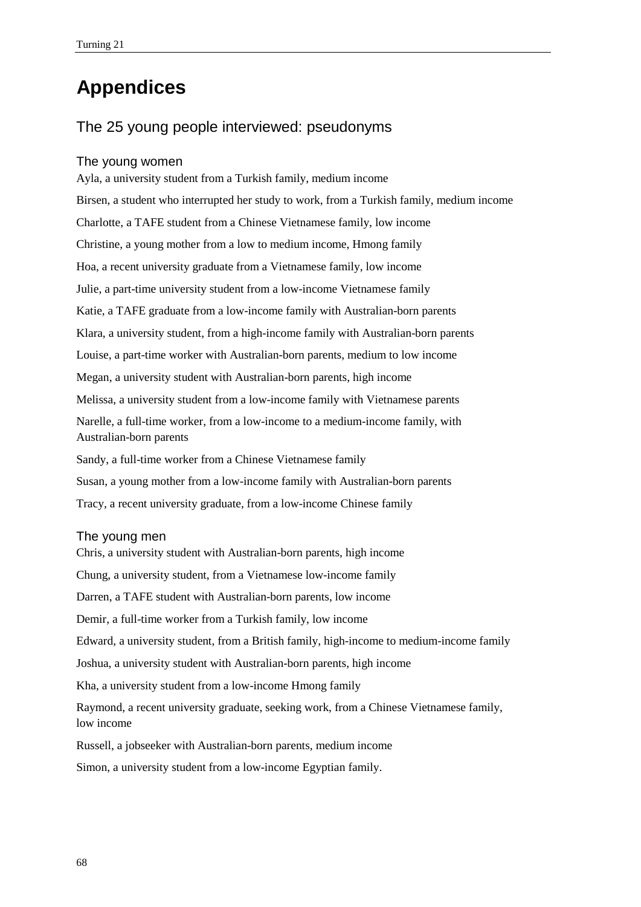# Appendices

## The 25 young people interviewed: pseudonyms

### The young women

Ayla, a university student from a Turkish family, medium income

Birsen, a student who interrupted her study to work, from a Turkish family, medium income

Charlotte, a TAFE student from a Chinese Vietnamese family, low income

Christine, a young mother from a low to medium income, Hmong family

Hoa, a recent university graduate from a Vietnamese family, low income

Julie, a part-time university student from a low-income Vietnamese family

Katie, a TAFE graduate from a low-income family with Australian-born parents

Klara, a university student, from a high-income family with Australian-born parents

Louise, a part-time worker with Australian-born parents, medium to low income

Megan, a university student with Australian-born parents, high income

Melissa, a university student from a low-income family with Vietnamese parents

Narelle, a full-time worker, from a low-income to a medium-income family, with Australian-born parents

Sandy, a full-time worker from a Chinese Vietnamese family

Susan, a young mother from a low-income family with Australian-born parents

Tracy, a recent university graduate, from a low-income Chinese family

### The young men

Chris, a university student with Australian-born parents, high income

Chung, a university student, from a Vietnamese low-income family

Darren, a TAFE student with Australian-born parents, low income

Demir, a full-time worker from a Turkish family, low income

Edward, a university student, from a British family, high-income to medium-income family

Joshua, a university student with Australian-born parents, high income

Kha, a university student from a low-income Hmong family

Raymond, a recent university graduate, seeking work, from a Chinese Vietnamese family, low income

Russell, a jobseeker with Australian-born parents, medium income

Simon, a university student from a low-income Egyptian family.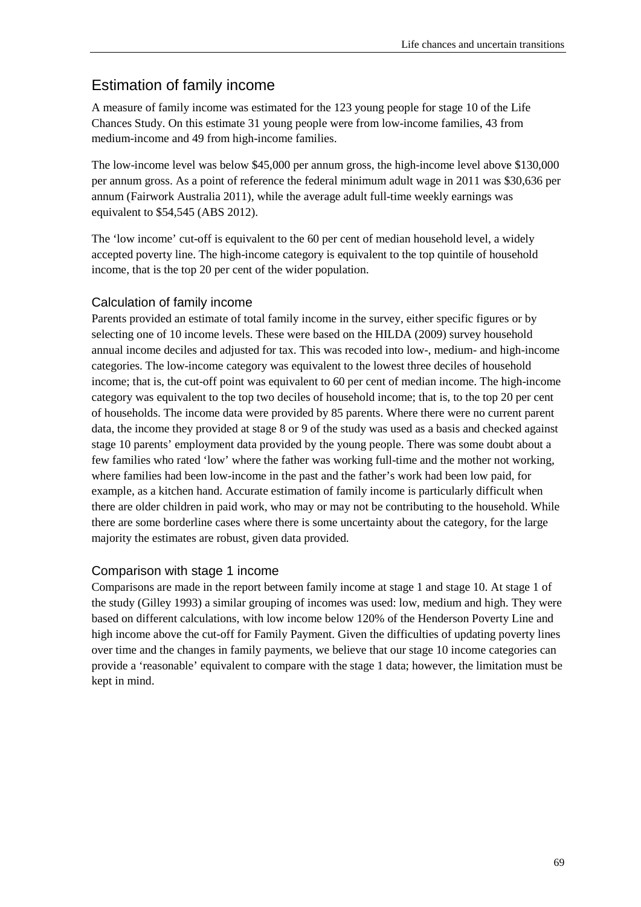## Estimation of family income

A measure of family income was estimated for the 123 young people for stage 10 of the Life Chances Study. On this estimate 31 young people were from low-income families, 43 from medium-income and 49 from high-income families.

The low-income level was below $45,000 per annum gross, the high-income level above $130,000 per annum gross. As a point of reference the federal minimum adult wage in 2011 was $30,636 per annum (Fairwork Australia 2011), while the average adult full-time weekly earnings was equivalent to $54,545 (ABS 2012).

The 'low income' cut-off is equivalent to the 60 per cent of median household level, a widely accepted poverty line. The high-income category is equivalent to the top quintile of household income, that is the top 20 per cent of the wider population.

### Calculation of family income

Parents provided an estimate of total family income in the survey, either specific figures or by selecting one of 10 income levels. These were based on the HILDA (2009) survey household annual income deciles and adjusted for tax. This was recoded into low-, medium- and high-income categories. The low-income category was equivalent to the lowest three deciles of household income; that is, the cut-off point was equivalent to 60 per cent of median income. The high-income category was equivalent to the top two deciles of household income; that is, to the top 20 per cent of households. The income data were provided by 85 parents. Where there were no current parent data, the income they provided at stage 8 or 9 of the study was used as a basis and checked against stage 10 parents' employment data provided by the young people. There was some doubt about a few families who rated 'low' where the father was working full-time and the mother not working, where families had been low-income in the past and the father's work had been low paid, for example, as a kitchen hand. Accurate estimation of family income is particularly difficult when there are older children in paid work, who may or may not be contributing to the household. While there are some borderline cases where there is some uncertainty about the category, for the large majority the estimates are robust, given data provided.

### Comparison with stage 1 income

Comparisons are made in the report between family income at stage 1 and stage 10. At stage 1 of the study (Gilley 1993) a similar grouping of incomes was used: low, medium and high. They were based on different calculations, with low income below 120% of the Henderson Poverty Line and high income above the cut-off for Family Payment. Given the difficulties of updating poverty lines over time and the changes in family payments, we believe that our stage 10 income categories can provide a 'reasonable' equivalent to compare with the stage 1 data; however, the limitation must be kept in mind.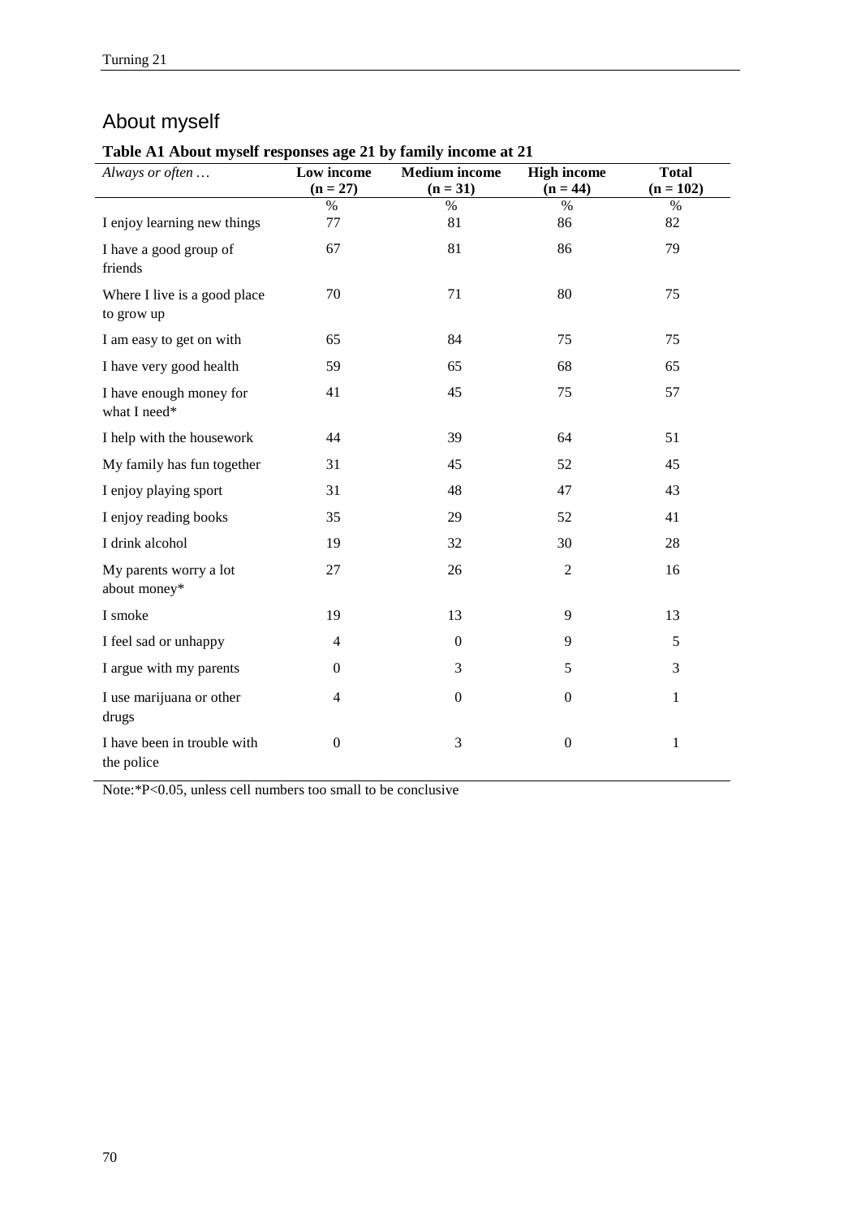## About myself

**Table A1 About myself responses age 21 by family income at 21**

| *Always or often …* | **Low income (n = 27)** | **Medium income (n = 31)** | **High income (n = 44)** | **Total (n = 102)** |
|---|---|---|---|---|
| | % | % | % | % |
| I enjoy learning new things | 77 | 81 | 86 | 82 |
| I have a good group of friends | 67 | 81 | 86 | 79 |
| Where I live is a good place to grow up | 70 | 71 | 80 | 75 |
| I am easy to get on with | 65 | 84 | 75 | 75 |
| I have very good health | 59 | 65 | 68 | 65 |
| I have enough money for what I need* | 41 | 45 | 75 | 57 |
| I help with the housework | 44 | 39 | 64 | 51 |
| My family has fun together | 31 | 45 | 52 | 45 |
| I enjoy playing sport | 31 | 48 | 47 | 43 |
| I enjoy reading books | 35 | 29 | 52 | 41 |
| I drink alcohol | 19 | 32 | 30 | 28 |
| My parents worry a lot about money* | 27 | 26 | 2 | 16 |
| I smoke | 19 | 13 | 9 | 13 |
| I feel sad or unhappy | 4 | 0 | 9 | 5 |
| I argue with my parents | 0 | 3 | 5 | 3 |
| I use marijuana or other drugs | 4 | 0 | 0 | 1 |
| I have been in trouble with the police | 0 | 3 | 0 | 1 |

Note:*P<0.05, unless cell numbers too small to be conclusive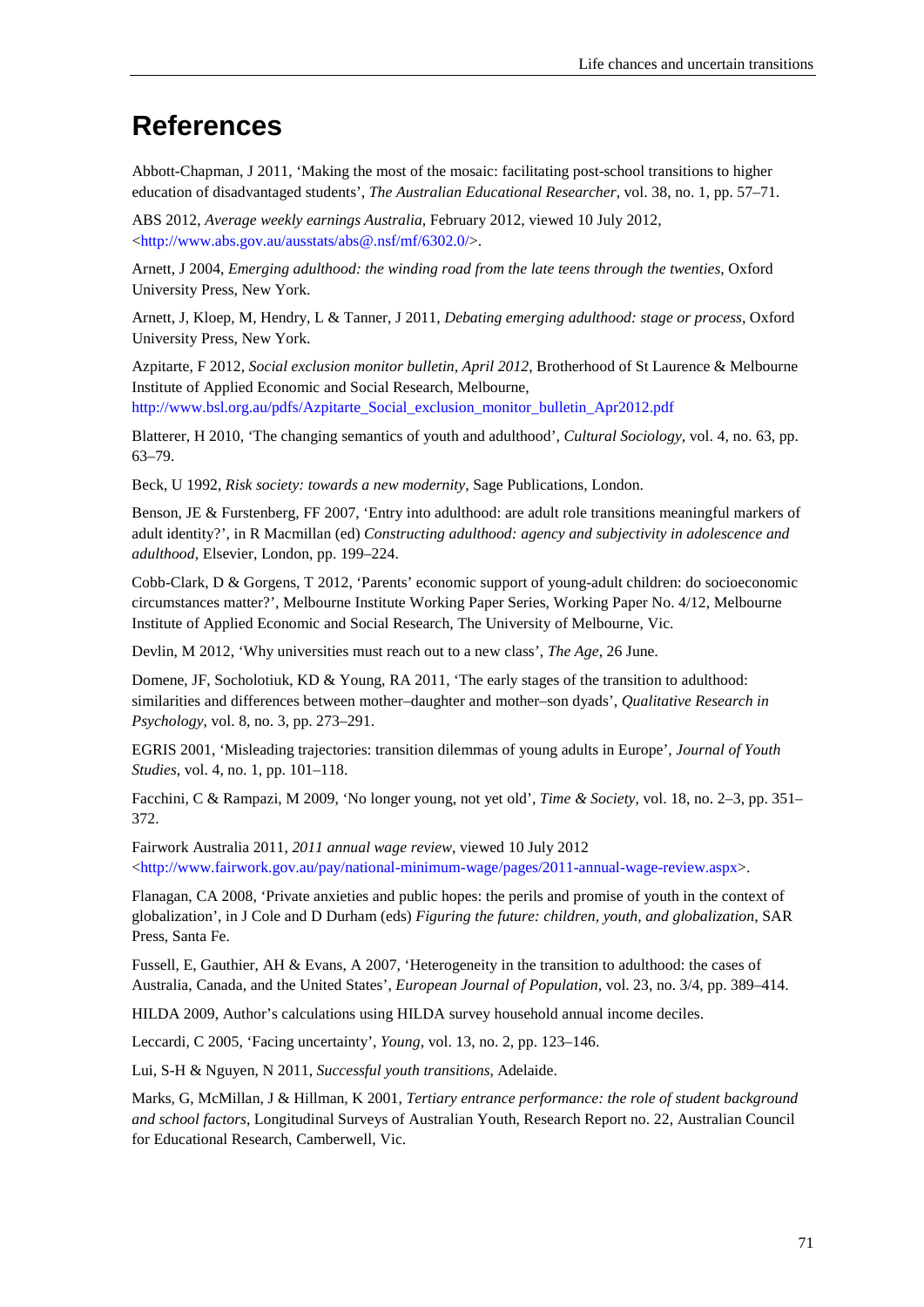# References

Abbott-Chapman, J 2011, 'Making the most of the mosaic: facilitating post-school transitions to higher education of disadvantaged students', *The Australian Educational Researcher*, vol. 38, no. 1, pp. 57–71.

ABS 2012, *Average weekly earnings Australia*, February 2012, viewed 10 July 2012, <http://www.abs.gov.au/ausstats/abs@.nsf/mf/6302.0/>.

Arnett, J 2004, *Emerging adulthood: the winding road from the late teens through the twenties*, Oxford University Press, New York.

Arnett, J, Kloep, M, Hendry, L & Tanner, J 2011, *Debating emerging adulthood: stage or process*, Oxford University Press, New York.

Azpitarte, F 2012, *Social exclusion monitor bulletin, April 2012*, Brotherhood of St Laurence & Melbourne Institute of Applied Economic and Social Research, Melbourne, http://www.bsl.org.au/pdfs/Azpitarte_Social_exclusion_monitor_bulletin_Apr2012.pdf

Blatterer, H 2010, 'The changing semantics of youth and adulthood', *Cultural Sociology*, vol. 4, no. 63, pp. 63–79.

Beck, U 1992, *Risk society: towards a new modernity*, Sage Publications, London.

Benson, JE & Furstenberg, FF 2007, 'Entry into adulthood: are adult role transitions meaningful markers of adult identity?', in R Macmillan (ed) *Constructing adulthood: agency and subjectivity in adolescence and adulthood*, Elsevier, London, pp. 199–224.

Cobb-Clark, D & Gorgens, T 2012, 'Parents' economic support of young-adult children: do socioeconomic circumstances matter?', Melbourne Institute Working Paper Series, Working Paper No. 4/12, Melbourne Institute of Applied Economic and Social Research, The University of Melbourne, Vic.

Devlin, M 2012, 'Why universities must reach out to a new class', *The Age*, 26 June.

Domene, JF, Socholotiuk, KD & Young, RA 2011, 'The early stages of the transition to adulthood: similarities and differences between mother–daughter and mother–son dyads', *Qualitative Research in Psychology*, vol. 8, no. 3, pp. 273–291.

EGRIS 2001, 'Misleading trajectories: transition dilemmas of young adults in Europe', *Journal of Youth Studies*, vol. 4, no. 1, pp. 101–118.

Facchini, C & Rampazi, M 2009, 'No longer young, not yet old', *Time & Society*, vol. 18, no. 2–3, pp. 351–372.

Fairwork Australia 2011, *2011 annual wage review*, viewed 10 July 2012 <http://www.fairwork.gov.au/pay/national-minimum-wage/pages/2011-annual-wage-review.aspx>.

Flanagan, CA 2008, 'Private anxieties and public hopes: the perils and promise of youth in the context of globalization', in J Cole and D Durham (eds) *Figuring the future: children, youth, and globalization*, SAR Press, Santa Fe.

Fussell, E, Gauthier, AH & Evans, A 2007, 'Heterogeneity in the transition to adulthood: the cases of Australia, Canada, and the United States', *European Journal of Population*, vol. 23, no. 3/4, pp. 389–414.

HILDA 2009, Author's calculations using HILDA survey household annual income deciles.

Leccardi, C 2005, 'Facing uncertainty', *Young*, vol. 13, no. 2, pp. 123–146.

Lui, S-H & Nguyen, N 2011, *Successful youth transitions*, Adelaide.

Marks, G, McMillan, J & Hillman, K 2001, *Tertiary entrance performance: the role of student background and school factors*, Longitudinal Surveys of Australian Youth, Research Report no. 22, Australian Council for Educational Research, Camberwell, Vic.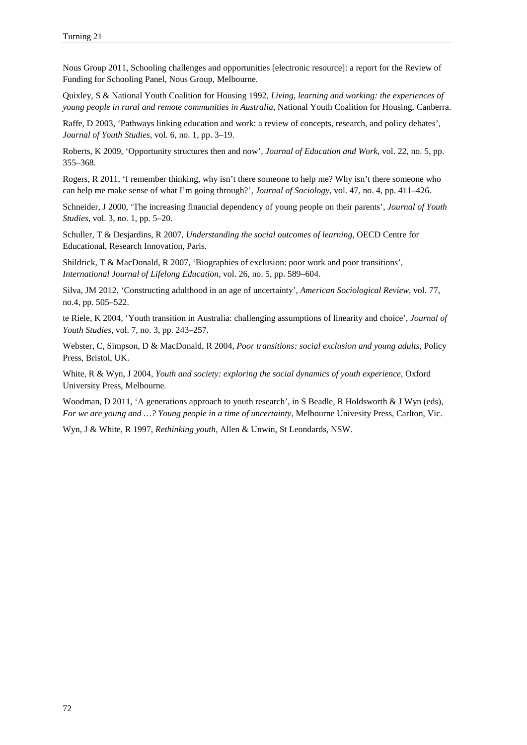Nous Group 2011, Schooling challenges and opportunities [electronic resource]: a report for the Review of Funding for Schooling Panel, Nous Group, Melbourne.

Quixley, S & National Youth Coalition for Housing 1992, *Living, learning and working: the experiences of young people in rural and remote communities in Australia*, National Youth Coalition for Housing, Canberra.

Raffe, D 2003, 'Pathways linking education and work: a review of concepts, research, and policy debates', *Journal of Youth Studies*, vol. 6, no. 1, pp. 3–19.

Roberts, K 2009, 'Opportunity structures then and now', *Journal of Education and Work*, vol. 22, no. 5, pp. 355–368.

Rogers, R 2011, 'I remember thinking, why isn't there someone to help me? Why isn't there someone who can help me make sense of what I'm going through?', *Journal of Sociology*, vol. 47, no. 4, pp. 411–426.

Schneider, J 2000, 'The increasing financial dependency of young people on their parents', *Journal of Youth Studies*, vol. 3, no. 1, pp. 5–20.

Schuller, T & Desjardins, R 2007, *Understanding the social outcomes of learning*, OECD Centre for Educational, Research Innovation, Paris.

Shildrick, T & MacDonald, R 2007, 'Biographies of exclusion: poor work and poor transitions', *International Journal of Lifelong Education*, vol. 26, no. 5, pp. 589–604.

Silva, JM 2012, 'Constructing adulthood in an age of uncertainty', *American Sociological Review*, vol. 77, no.4, pp. 505–522.

te Riele, K 2004, 'Youth transition in Australia: challenging assumptions of linearity and choice', *Journal of Youth Studies*, vol. 7, no. 3, pp. 243–257.

Webster, C, Simpson, D & MacDonald, R 2004, *Poor transitions: social exclusion and young adults*, Policy Press, Bristol, UK.

White, R & Wyn, J 2004, *Youth and society: exploring the social dynamics of youth experience*, Oxford University Press, Melbourne.

Woodman, D 2011, 'A generations approach to youth research', in S Beadle, R Holdsworth & J Wyn (eds), *For we are young and …? Young people in a time of uncertainty*, Melbourne Univesity Press, Carlton, Vic.

Wyn, J & White, R 1997, *Rethinking youth*, Allen & Unwin, St Leondards, NSW.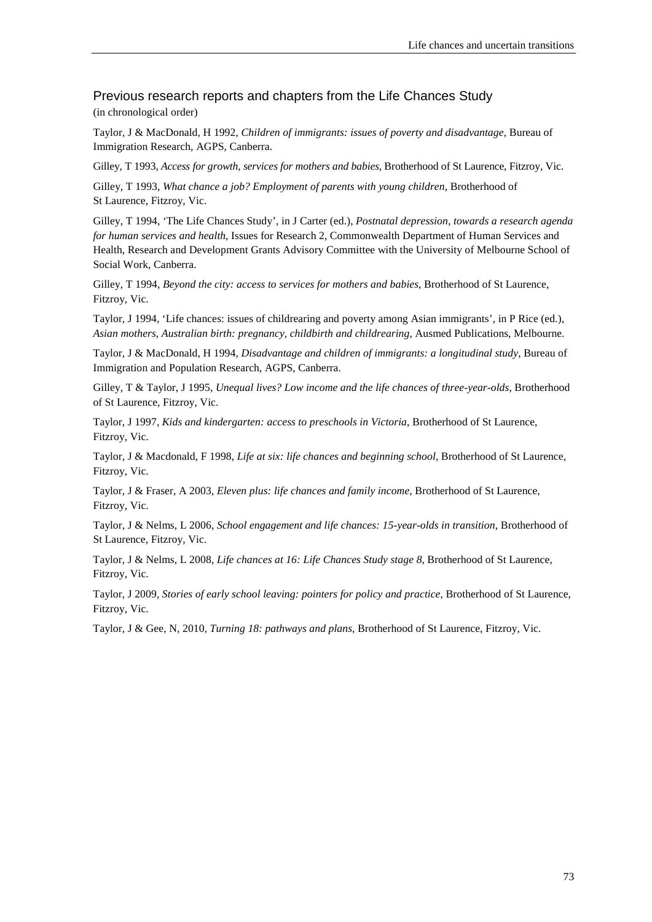## Previous research reports and chapters from the Life Chances Study

(in chronological order)

Taylor, J & MacDonald, H 1992, *Children of immigrants: issues of poverty and disadvantage*, Bureau of Immigration Research, AGPS, Canberra.

Gilley, T 1993, *Access for growth, services for mothers and babies*, Brotherhood of St Laurence, Fitzroy, Vic.

Gilley, T 1993, *What chance a job? Employment of parents with young children*, Brotherhood of St Laurence, Fitzroy, Vic.

Gilley, T 1994, 'The Life Chances Study', in J Carter (ed.), *Postnatal depression, towards a research agenda for human services and health*, Issues for Research 2, Commonwealth Department of Human Services and Health, Research and Development Grants Advisory Committee with the University of Melbourne School of Social Work, Canberra.

Gilley, T 1994, *Beyond the city: access to services for mothers and babies*, Brotherhood of St Laurence, Fitzroy, Vic.

Taylor, J 1994, 'Life chances: issues of childrearing and poverty among Asian immigrants', in P Rice (ed.), *Asian mothers, Australian birth: pregnancy, childbirth and childrearing*, Ausmed Publications, Melbourne.

Taylor, J & MacDonald, H 1994, *Disadvantage and children of immigrants: a longitudinal study*, Bureau of Immigration and Population Research, AGPS, Canberra.

Gilley, T & Taylor, J 1995, *Unequal lives? Low income and the life chances of three-year-olds*, Brotherhood of St Laurence, Fitzroy, Vic.

Taylor, J 1997, *Kids and kindergarten: access to preschools in Victoria*, Brotherhood of St Laurence, Fitzroy, Vic.

Taylor, J & Macdonald, F 1998, *Life at six: life chances and beginning school*, Brotherhood of St Laurence, Fitzroy, Vic.

Taylor, J & Fraser, A 2003, *Eleven plus: life chances and family income*, Brotherhood of St Laurence, Fitzroy, Vic.

Taylor, J & Nelms, L 2006, *School engagement and life chances: 15-year-olds in transition*, Brotherhood of St Laurence, Fitzroy, Vic.

Taylor, J & Nelms, L 2008, *Life chances at 16: Life Chances Study stage 8*, Brotherhood of St Laurence, Fitzroy, Vic.

Taylor, J 2009, *Stories of early school leaving: pointers for policy and practice*, Brotherhood of St Laurence, Fitzroy, Vic.

Taylor, J & Gee, N, 2010, *Turning 18: pathways and plans*, Brotherhood of St Laurence, Fitzroy, Vic.